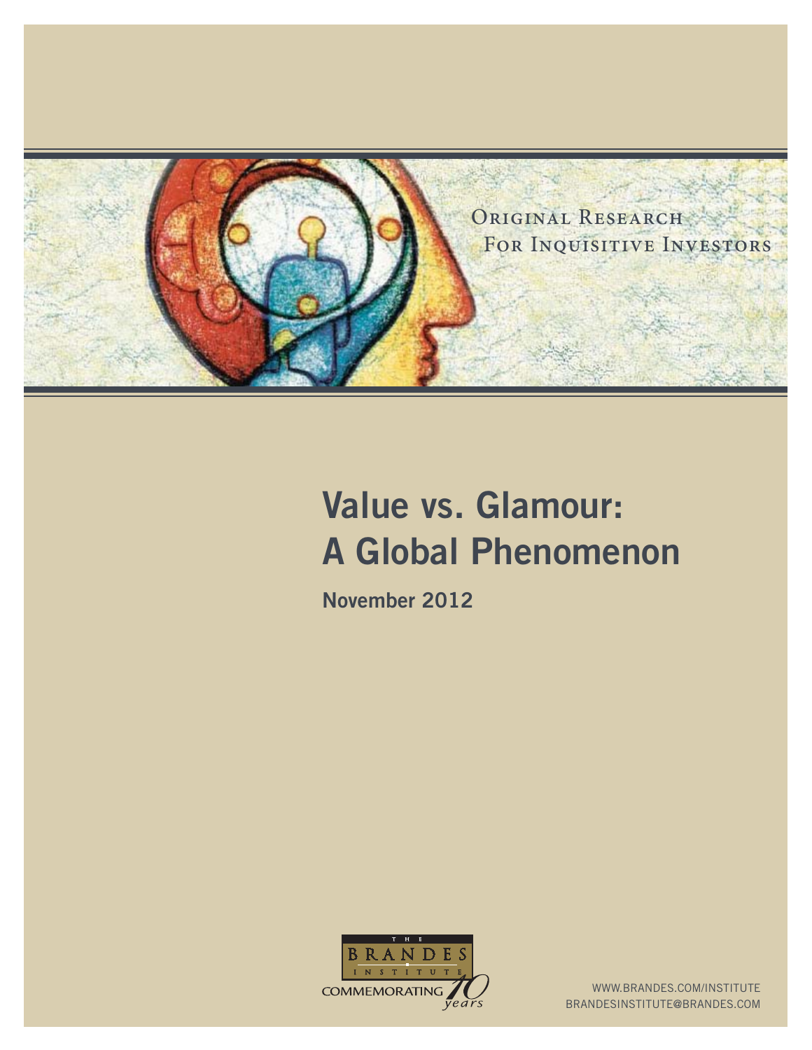Original Research
For Inquisitive Investors

# Value vs. Glamour: A Global Phenomenon

**November 2012**

THE BRANDES INSTITUTE
COMMEMORATING 10 years

WWW.BRANDES.COM/INSTITUTE
BRANDESINSTITUTE@BRANDES.COM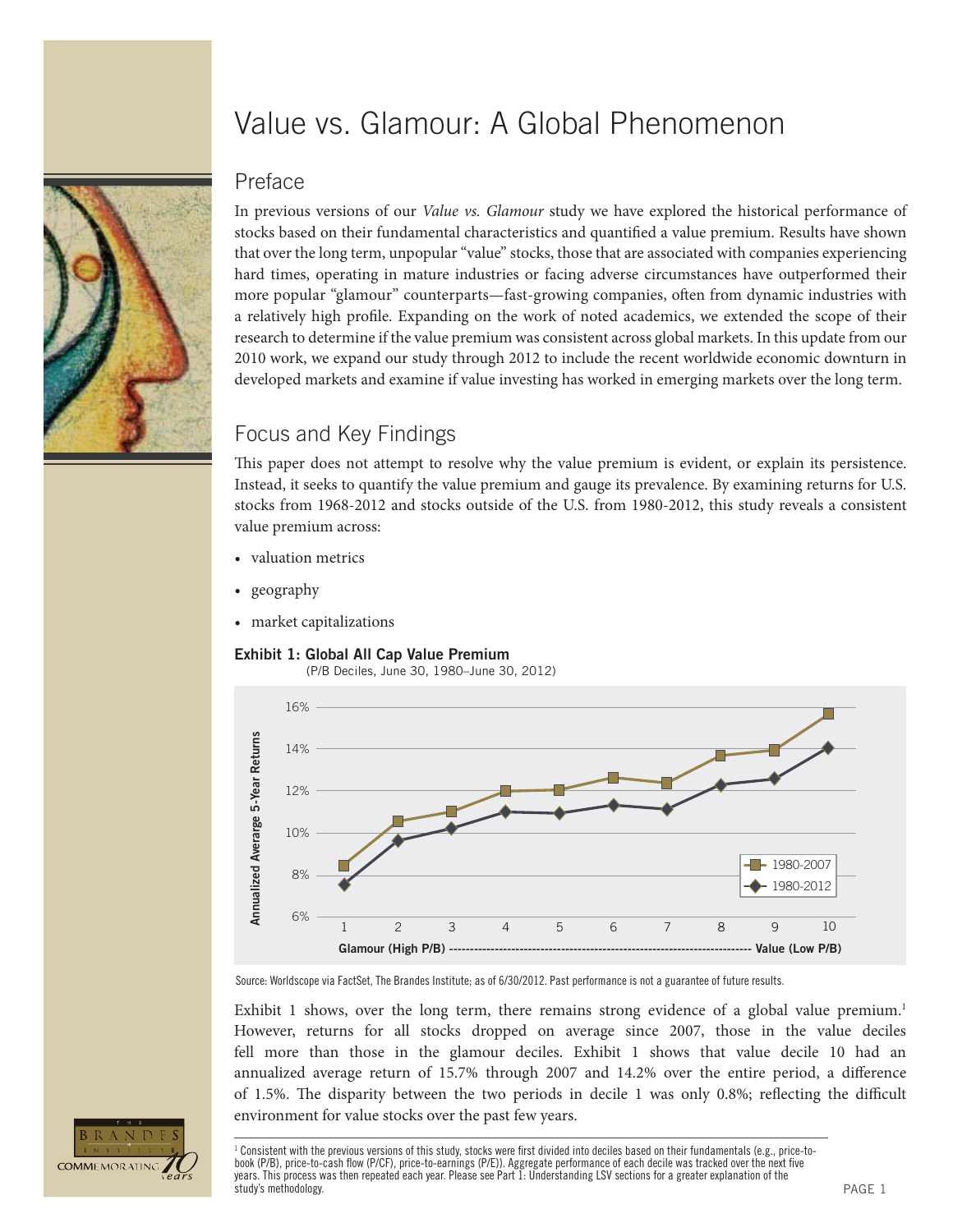# Value vs. Glamour: A Global Phenomenon

## Preface

In previous versions of our *Value vs. Glamour* study we have explored the historical performance of stocks based on their fundamental characteristics and quantified a value premium. Results have shown that over the long term, unpopular "value" stocks, those that are associated with companies experiencing hard times, operating in mature industries or facing adverse circumstances have outperformed their more popular "glamour" counterparts—fast-growing companies, often from dynamic industries with a relatively high profile. Expanding on the work of noted academics, we extended the scope of their research to determine if the value premium was consistent across global markets. In this update from our 2010 work, we expand our study through 2012 to include the recent worldwide economic downturn in developed markets and examine if value investing has worked in emerging markets over the long term.

## Focus and Key Findings

This paper does not attempt to resolve why the value premium is evident, or explain its persistence. Instead, it seeks to quantify the value premium and gauge its prevalence. By examining returns for U.S. stocks from 1968-2012 and stocks outside of the U.S. from 1980-2012, this study reveals a consistent value premium across:

- valuation metrics
- geography
- market capitalizations

**Exhibit 1: Global All Cap Value Premium**

(P/B Deciles, June 30, 1980–June 30, 2012)

Annualized Average 5-Year Returns

| Decile | 1980-2007 | 1980-2012 |
|---|---|---|
| 1 | 8.5% | 7.6% |
| 2 | 10.6% | 9.7% |
| 3 | 11.0% | 10.2% |
| 4 | 12.0% | 11.0% |
| 5 | 12.1% | 11.0% |
| 6 | 12.6% | 11.3% |
| 7 | 12.4% | 11.1% |
| 8 | 13.7% | 12.3% |
| 9 | 13.9% | 12.6% |
| 10 | 15.7% | 14.2% |

Glamour (High P/B) ---------- Value (Low P/B)

Source: Worldscope via FactSet, The Brandes Institute; as of 6/30/2012. Past performance is not a guarantee of future results.

Exhibit 1 shows, over the long term, there remains strong evidence of a global value premium.[1] However, returns for all stocks dropped on average since 2007, those in the value deciles fell more than those in the glamour deciles. Exhibit 1 shows that value decile 10 had an annualized average return of 15.7% through 2007 and 14.2% over the entire period, a difference of 1.5%. The disparity between the two periods in decile 1 was only 0.8%; reflecting the difficult environment for value stocks over the past few years.

[1] Consistent with the previous versions of this study, stocks were first divided into deciles based on their fundamentals (e.g., price-to-book (P/B), price-to-cash flow (P/CF), price-to-earnings (P/E)). Aggregate performance of each decile was tracked over the next five years. This process was then repeated each year. Please see Part 1: Understanding LSV sections for a greater explanation of the study's methodology.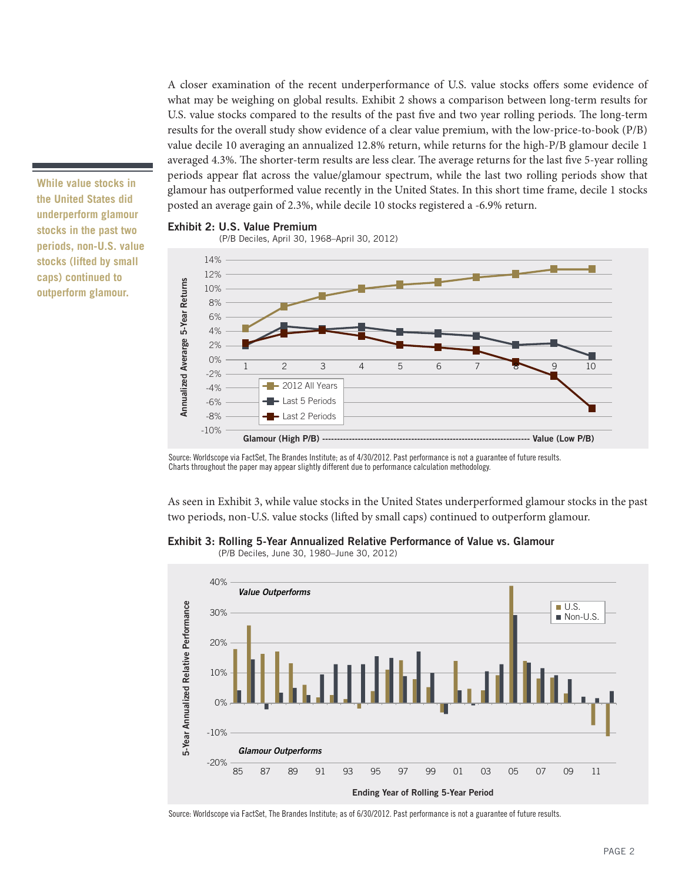A closer examination of the recent underperformance of U.S. value stocks offers some evidence of what may be weighing on global results. Exhibit 2 shows a comparison between long-term results for U.S. value stocks compared to the results of the past five and two year rolling periods. The long-term results for the overall study show evidence of a clear value premium, with the low-price-to-book (P/B) value decile 10 averaging an annualized 12.8% return, while returns for the high-P/B glamour decile 1 averaged 4.3%. The shorter-term results are less clear. The average returns for the last five 5-year rolling periods appear flat across the value/glamour spectrum, while the last two rolling periods show that glamour has outperformed value recently in the United States. In this short time frame, decile 1 stocks posted an average gain of 2.3%, while decile 10 stocks registered a -6.9% return.

**While value stocks in the United States did underperform glamour stocks in the past two periods, non-U.S. value stocks (lifted by small caps) continued to outperform glamour.**

**Exhibit 2: U.S. Value Premium**

(P/B Deciles, April 30, 1968–April 30, 2012)

Source: Worldscope via FactSet, The Brandes Institute; as of 4/30/2012. Past performance is not a guarantee of future results. Charts throughout the paper may appear slightly different due to performance calculation methodology.

As seen in Exhibit 3, while value stocks in the United States underperformed glamour stocks in the past two periods, non-U.S. value stocks (lifted by small caps) continued to outperform glamour.

**Exhibit 3: Rolling 5-Year Annualized Relative Performance of Value vs. Glamour**

(P/B Deciles, June 30, 1980–June 30, 2012)

Source: Worldscope via FactSet, The Brandes Institute; as of 6/30/2012. Past performance is not a guarantee of future results.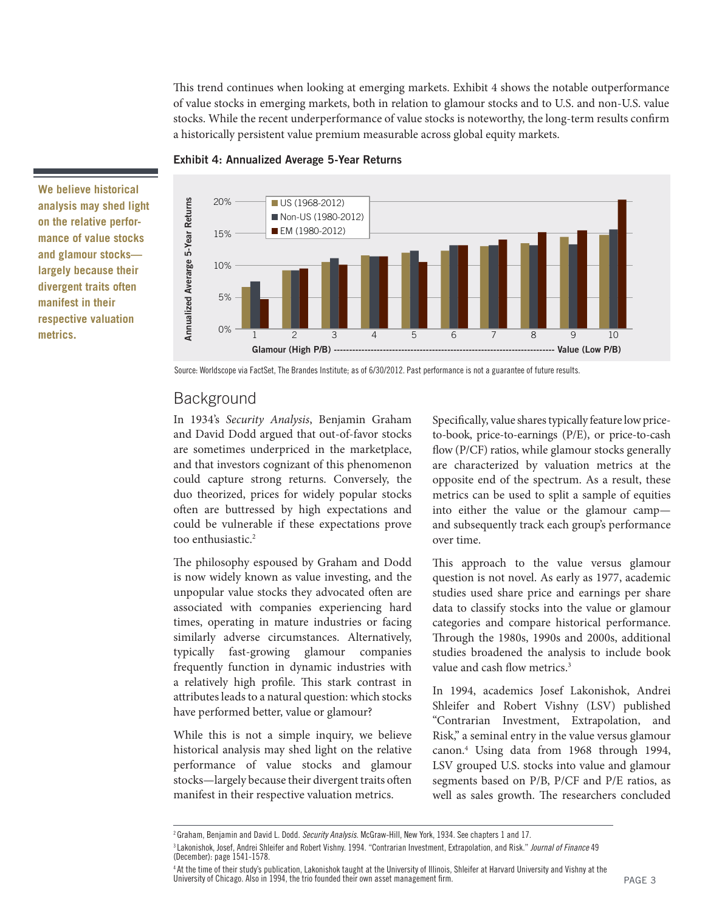This trend continues when looking at emerging markets. Exhibit 4 shows the notable outperformance of value stocks in emerging markets, both in relation to glamour stocks and to U.S. and non-U.S. value stocks. While the recent underperformance of value stocks is noteworthy, the long-term results confirm a historically persistent value premium measurable across global equity markets.

**Exhibit 4: Annualized Average 5-Year Returns**

Source: Worldscope via FactSet, The Brandes Institute; as of 6/30/2012. Past performance is not a guarantee of future results.

**We believe historical analysis may shed light on the relative performance of value stocks and glamour stocks—largely because their divergent traits often manifest in their respective valuation metrics.**

## Background

In 1934's *Security Analysis*, Benjamin Graham and David Dodd argued that out-of-favor stocks are sometimes underpriced in the marketplace, and that investors cognizant of this phenomenon could capture strong returns. Conversely, the duo theorized, prices for widely popular stocks often are buttressed by high expectations and could be vulnerable if these expectations prove too enthusiastic.[2]

The philosophy espoused by Graham and Dodd is now widely known as value investing, and the unpopular value stocks they advocated often are associated with companies experiencing hard times, operating in mature industries or facing similarly adverse circumstances. Alternatively, typically fast-growing glamour companies frequently function in dynamic industries with a relatively high profile. This stark contrast in attributes leads to a natural question: which stocks have performed better, value or glamour?

While this is not a simple inquiry, we believe historical analysis may shed light on the relative performance of value stocks and glamour stocks—largely because their divergent traits often manifest in their respective valuation metrics.

Specifically, value shares typically feature low price-to-book, price-to-earnings (P/E), or price-to-cash flow (P/CF) ratios, while glamour stocks generally are characterized by valuation metrics at the opposite end of the spectrum. As a result, these metrics can be used to split a sample of equities into either the value or the glamour camp—and subsequently track each group's performance over time.

This approach to the value versus glamour question is not novel. As early as 1977, academic studies used share price and earnings per share data to classify stocks into the value or glamour categories and compare historical performance. Through the 1980s, 1990s and 2000s, additional studies broadened the analysis to include book value and cash flow metrics.[3]

In 1994, academics Josef Lakonishok, Andrei Shleifer and Robert Vishny (LSV) published "Contrarian Investment, Extrapolation, and Risk," a seminal entry in the value versus glamour canon.[4] Using data from 1968 through 1994, LSV grouped U.S. stocks into value and glamour segments based on P/B, P/CF and P/E ratios, as well as sales growth. The researchers concluded

---

[2] Graham, Benjamin and David L. Dodd. *Security Analysis.* McGraw-Hill, New York, 1934. See chapters 1 and 17.

[3] Lakonishok, Josef, Andrei Shleifer and Robert Vishny. 1994. "Contrarian Investment, Extrapolation, and Risk." *Journal of Finance* 49 (December): page 1541-1578.

[4] At the time of their study's publication, Lakonishok taught at the University of Illinois, Shleifer at Harvard University and Vishny at the University of Chicago. Also in 1994, the trio founded their own asset management firm.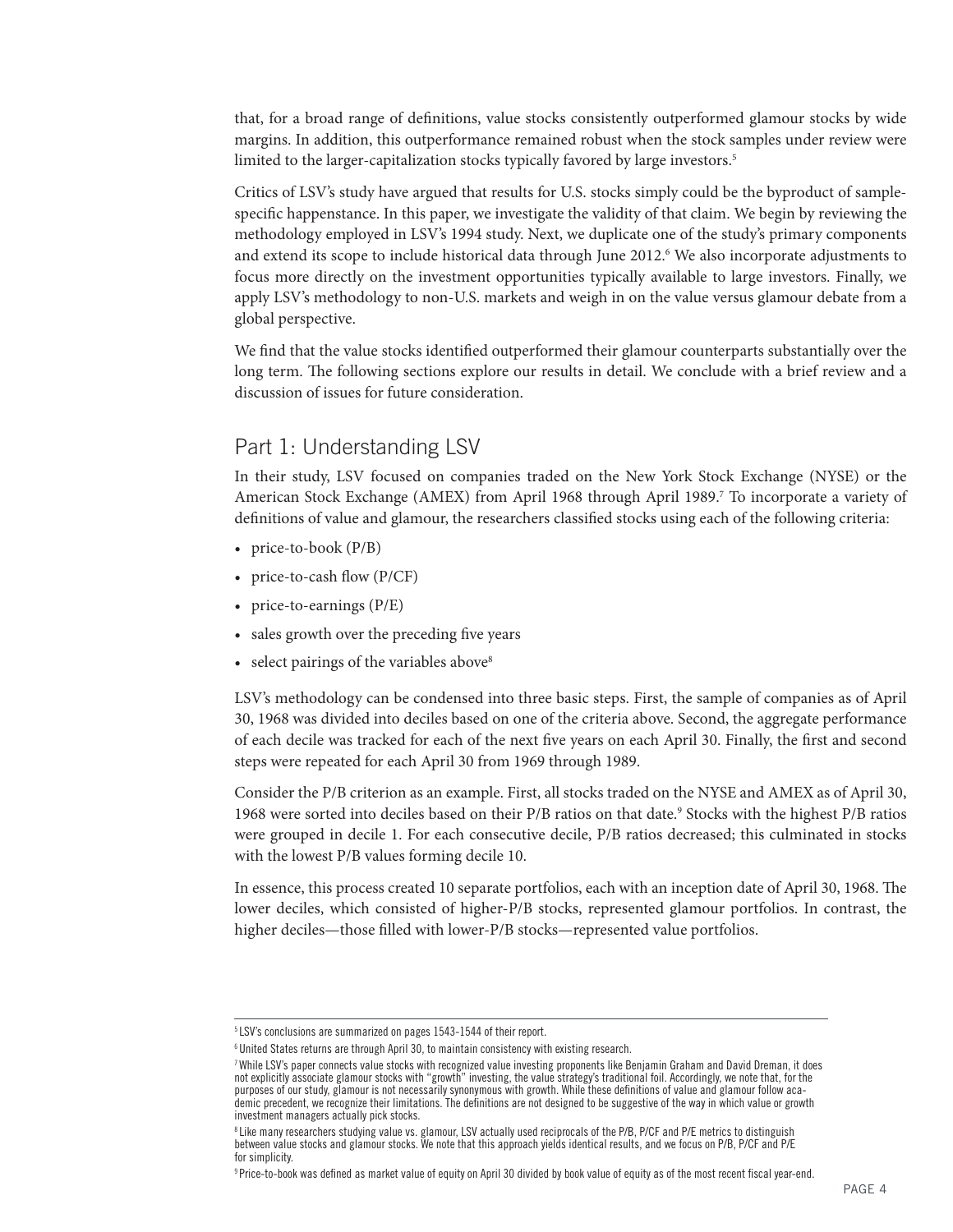that, for a broad range of definitions, value stocks consistently outperformed glamour stocks by wide margins. In addition, this outperformance remained robust when the stock samples under review were limited to the larger-capitalization stocks typically favored by large investors.[5]

Critics of LSV's study have argued that results for U.S. stocks simply could be the byproduct of sample-specific happenstance. In this paper, we investigate the validity of that claim. We begin by reviewing the methodology employed in LSV's 1994 study. Next, we duplicate one of the study's primary components and extend its scope to include historical data through June 2012.[6] We also incorporate adjustments to focus more directly on the investment opportunities typically available to large investors. Finally, we apply LSV's methodology to non-U.S. markets and weigh in on the value versus glamour debate from a global perspective.

We find that the value stocks identified outperformed their glamour counterparts substantially over the long term. The following sections explore our results in detail. We conclude with a brief review and a discussion of issues for future consideration.

## Part 1: Understanding LSV

In their study, LSV focused on companies traded on the New York Stock Exchange (NYSE) or the American Stock Exchange (AMEX) from April 1968 through April 1989.[7] To incorporate a variety of definitions of value and glamour, the researchers classified stocks using each of the following criteria:

- price-to-book (P/B)
- price-to-cash flow (P/CF)
- price-to-earnings (P/E)
- sales growth over the preceding five years
- select pairings of the variables above[8]

LSV's methodology can be condensed into three basic steps. First, the sample of companies as of April 30, 1968 was divided into deciles based on one of the criteria above. Second, the aggregate performance of each decile was tracked for each of the next five years on each April 30. Finally, the first and second steps were repeated for each April 30 from 1969 through 1989.

Consider the P/B criterion as an example. First, all stocks traded on the NYSE and AMEX as of April 30, 1968 were sorted into deciles based on their P/B ratios on that date.[9] Stocks with the highest P/B ratios were grouped in decile 1. For each consecutive decile, P/B ratios decreased; this culminated in stocks with the lowest P/B values forming decile 10.

In essence, this process created 10 separate portfolios, each with an inception date of April 30, 1968. The lower deciles, which consisted of higher-P/B stocks, represented glamour portfolios. In contrast, the higher deciles—those filled with lower-P/B stocks—represented value portfolios.

---

[5] LSV's conclusions are summarized on pages 1543-1544 of their report.

[6] United States returns are through April 30, to maintain consistency with existing research.

[7] While LSV's paper connects value stocks with recognized value investing proponents like Benjamin Graham and David Dreman, it does not explicitly associate glamour stocks with "growth" investing, the value strategy's traditional foil. Accordingly, we note that, for the purposes of our study, glamour is not necessarily synonymous with growth. While these definitions of value and glamour follow academic precedent, we recognize their limitations. The definitions are not designed to be suggestive of the way in which value or growth investment managers actually pick stocks.

[8] Like many researchers studying value vs. glamour, LSV actually used reciprocals of the P/B, P/CF and P/E metrics to distinguish between value stocks and glamour stocks. We note that this approach yields identical results, and we focus on P/B, P/CF and P/E for simplicity.

[9] Price-to-book was defined as market value of equity on April 30 divided by book value of equity as of the most recent fiscal year-end.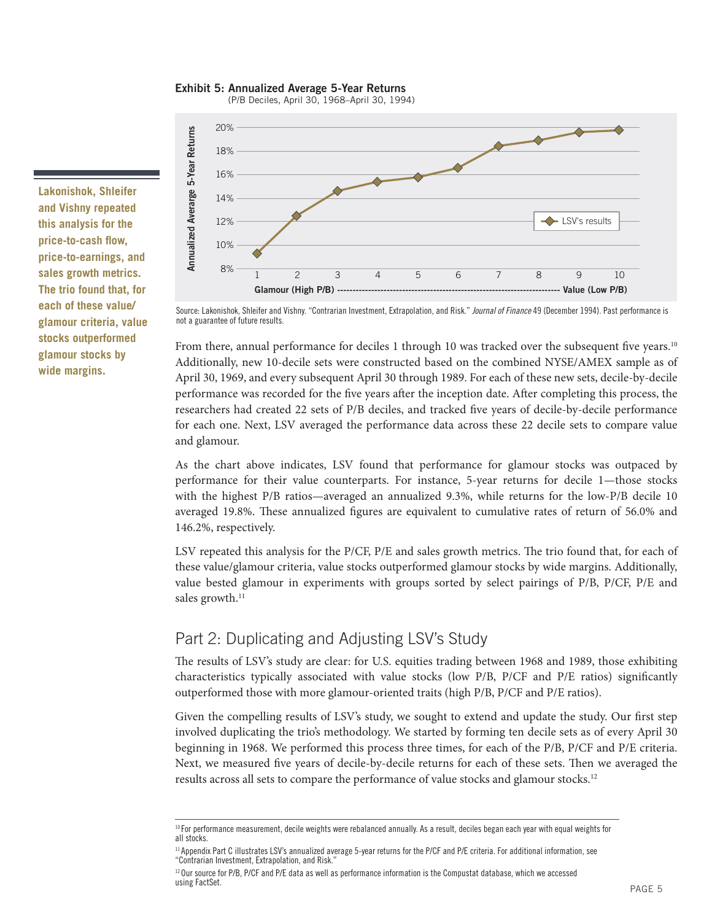**Exhibit 5: Annualized Average 5-Year Returns**
(P/B Deciles, April 30, 1968–April 30, 1994)

Source: Lakonishok, Shleifer and Vishny. "Contrarian Investment, Extrapolation, and Risk." *Journal of Finance* 49 (December 1994). Past performance is not a guarantee of future results.

**Lakonishok, Shleifer and Vishny repeated this analysis for the price-to-cash flow, price-to-earnings, and sales growth metrics. The trio found that, for each of these value/glamour criteria, value stocks outperformed glamour stocks by wide margins.**

From there, annual performance for deciles 1 through 10 was tracked over the subsequent five years.[10] Additionally, new 10-decile sets were constructed based on the combined NYSE/AMEX sample as of April 30, 1969, and every subsequent April 30 through 1989. For each of these new sets, decile-by-decile performance was recorded for the five years after the inception date. After completing this process, the researchers had created 22 sets of P/B deciles, and tracked five years of decile-by-decile performance for each one. Next, LSV averaged the performance data across these 22 decile sets to compare value and glamour.

As the chart above indicates, LSV found that performance for glamour stocks was outpaced by performance for their value counterparts. For instance, 5-year returns for decile 1—those stocks with the highest P/B ratios—averaged an annualized 9.3%, while returns for the low-P/B decile 10 averaged 19.8%. These annualized figures are equivalent to cumulative rates of return of 56.0% and 146.2%, respectively.

LSV repeated this analysis for the P/CF, P/E and sales growth metrics. The trio found that, for each of these value/glamour criteria, value stocks outperformed glamour stocks by wide margins. Additionally, value bested glamour in experiments with groups sorted by select pairings of P/B, P/CF, P/E and sales growth.[11]

## Part 2: Duplicating and Adjusting LSV's Study

The results of LSV's study are clear: for U.S. equities trading between 1968 and 1989, those exhibiting characteristics typically associated with value stocks (low P/B, P/CF and P/E ratios) significantly outperformed those with more glamour-oriented traits (high P/B, P/CF and P/E ratios).

Given the compelling results of LSV's study, we sought to extend and update the study. Our first step involved duplicating the trio's methodology. We started by forming ten decile sets as of every April 30 beginning in 1968. We performed this process three times, for each of the P/B, P/CF and P/E criteria. Next, we measured five years of decile-by-decile returns for each of these sets. Then we averaged the results across all sets to compare the performance of value stocks and glamour stocks.[12]

---

[10] For performance measurement, decile weights were rebalanced annually. As a result, deciles began each year with equal weights for all stocks.

[11] Appendix Part C illustrates LSV's annualized average 5-year returns for the P/CF and P/E criteria. For additional information, see "Contrarian Investment, Extrapolation, and Risk."

[12] Our source for P/B, P/CF and P/E data as well as performance information is the Compustat database, which we accessed using FactSet.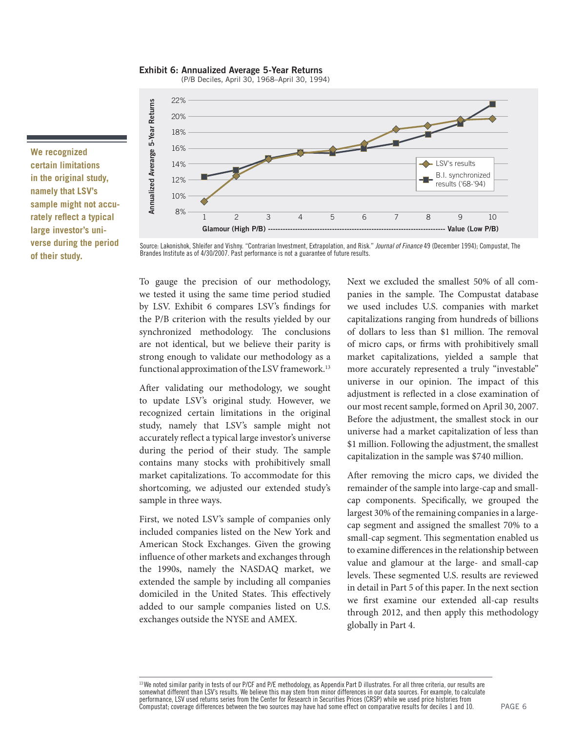**Exhibit 6: Annualized Average 5-Year Returns**
(P/B Deciles, April 30, 1968–April 30, 1994)

Source: Lakonishok, Shleifer and Vishny. "Contrarian Investment, Extrapolation, and Risk." *Journal of Finance* 49 (December 1994); Compustat, The Brandes Institute as of 4/30/2007. Past performance is not a guarantee of future results.

**We recognized certain limitations in the original study, namely that LSV's sample might not accurately reflect a typical large investor's universe during the period of their study.**

To gauge the precision of our methodology, we tested it using the same time period studied by LSV. Exhibit 6 compares LSV's findings for the P/B criterion with the results yielded by our synchronized methodology. The conclusions are not identical, but we believe their parity is strong enough to validate our methodology as a functional approximation of the LSV framework.[13]

After validating our methodology, we sought to update LSV's original study. However, we recognized certain limitations in the original study, namely that LSV's sample might not accurately reflect a typical large investor's universe during the period of their study. The sample contains many stocks with prohibitively small market capitalizations. To accommodate for this shortcoming, we adjusted our extended study's sample in three ways.

First, we noted LSV's sample of companies only included companies listed on the New York and American Stock Exchanges. Given the growing influence of other markets and exchanges through the 1990s, namely the NASDAQ market, we extended the sample by including all companies domiciled in the United States. This effectively added to our sample companies listed on U.S. exchanges outside the NYSE and AMEX.

Next we excluded the smallest 50% of all companies in the sample. The Compustat database we used includes U.S. companies with market capitalizations ranging from hundreds of billions of dollars to less than $1 million. The removal of micro caps, or firms with prohibitively small market capitalizations, yielded a sample that more accurately represented a truly "investable" universe in our opinion. The impact of this adjustment is reflected in a close examination of our most recent sample, formed on April 30, 2007. Before the adjustment, the smallest stock in our universe had a market capitalization of less than $1 million. Following the adjustment, the smallest capitalization in the sample was $740 million.

After removing the micro caps, we divided the remainder of the sample into large-cap and small-cap components. Specifically, we grouped the largest 30% of the remaining companies in a large-cap segment and assigned the smallest 70% to a small-cap segment. This segmentation enabled us to examine differences in the relationship between value and glamour at the large- and small-cap levels. These segmented U.S. results are reviewed in detail in Part 5 of this paper. In the next section we first examine our extended all-cap results through 2012, and then apply this methodology globally in Part 4.

[13] We noted similar parity in tests of our P/CF and P/E methodology, as Appendix Part D illustrates. For all three criteria, our results are somewhat different than LSV's results. We believe this may stem from minor differences in our data sources. For example, to calculate performance, LSV used returns series from the Center for Research in Securities Prices (CRSP) while we used price histories from Compustat; coverage differences between the two sources may have had some effect on comparative results for deciles 1 and 10.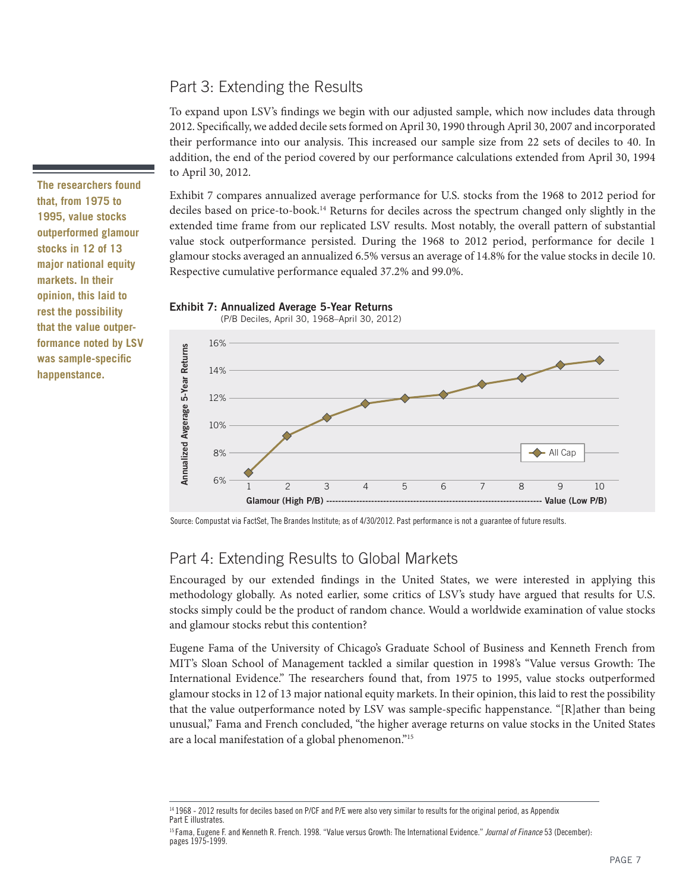## Part 3: Extending the Results

To expand upon LSV's findings we begin with our adjusted sample, which now includes data through 2012. Specifically, we added decile sets formed on April 30, 1990 through April 30, 2007 and incorporated their performance into our analysis. This increased our sample size from 22 sets of deciles to 40. In addition, the end of the period covered by our performance calculations extended from April 30, 1994 to April 30, 2012.

**The researchers found that, from 1975 to 1995, value stocks outperformed glamour stocks in 12 of 13 major national equity markets. In their opinion, this laid to rest the possibility that the value outperformance noted by LSV was sample-specific happenstance.**

Exhibit 7 compares annualized average performance for U.S. stocks from the 1968 to 2012 period for deciles based on price-to-book.[14] Returns for deciles across the spectrum changed only slightly in the extended time frame from our replicated LSV results. Most notably, the overall pattern of substantial value stock outperformance persisted. During the 1968 to 2012 period, performance for decile 1 glamour stocks averaged an annualized 6.5% versus an average of 14.8% for the value stocks in decile 10. Respective cumulative performance equaled 37.2% and 99.0%.

**Exhibit 7: Annualized Average 5-Year Returns**
(P/B Deciles, April 30, 1968–April 30, 2012)

Source: Compustat via FactSet, The Brandes Institute; as of 4/30/2012. Past performance is not a guarantee of future results.

## Part 4: Extending Results to Global Markets

Encouraged by our extended findings in the United States, we were interested in applying this methodology globally. As noted earlier, some critics of LSV's study have argued that results for U.S. stocks simply could be the product of random chance. Would a worldwide examination of value stocks and glamour stocks rebut this contention?

Eugene Fama of the University of Chicago's Graduate School of Business and Kenneth French from MIT's Sloan School of Management tackled a similar question in 1998's "Value versus Growth: The International Evidence." The researchers found that, from 1975 to 1995, value stocks outperformed glamour stocks in 12 of 13 major national equity markets. In their opinion, this laid to rest the possibility that the value outperformance noted by LSV was sample-specific happenstance. "[R]ather than being unusual," Fama and French concluded, "the higher average returns on value stocks in the United States are a local manifestation of a global phenomenon."[15]

---

[14] 1968 - 2012 results for deciles based on P/CF and P/E were also very similar to results for the original period, as Appendix Part E illustrates.

[15] Fama, Eugene F. and Kenneth R. French. 1998. "Value versus Growth: The International Evidence." *Journal of Finance* 53 (December): pages 1975-1999.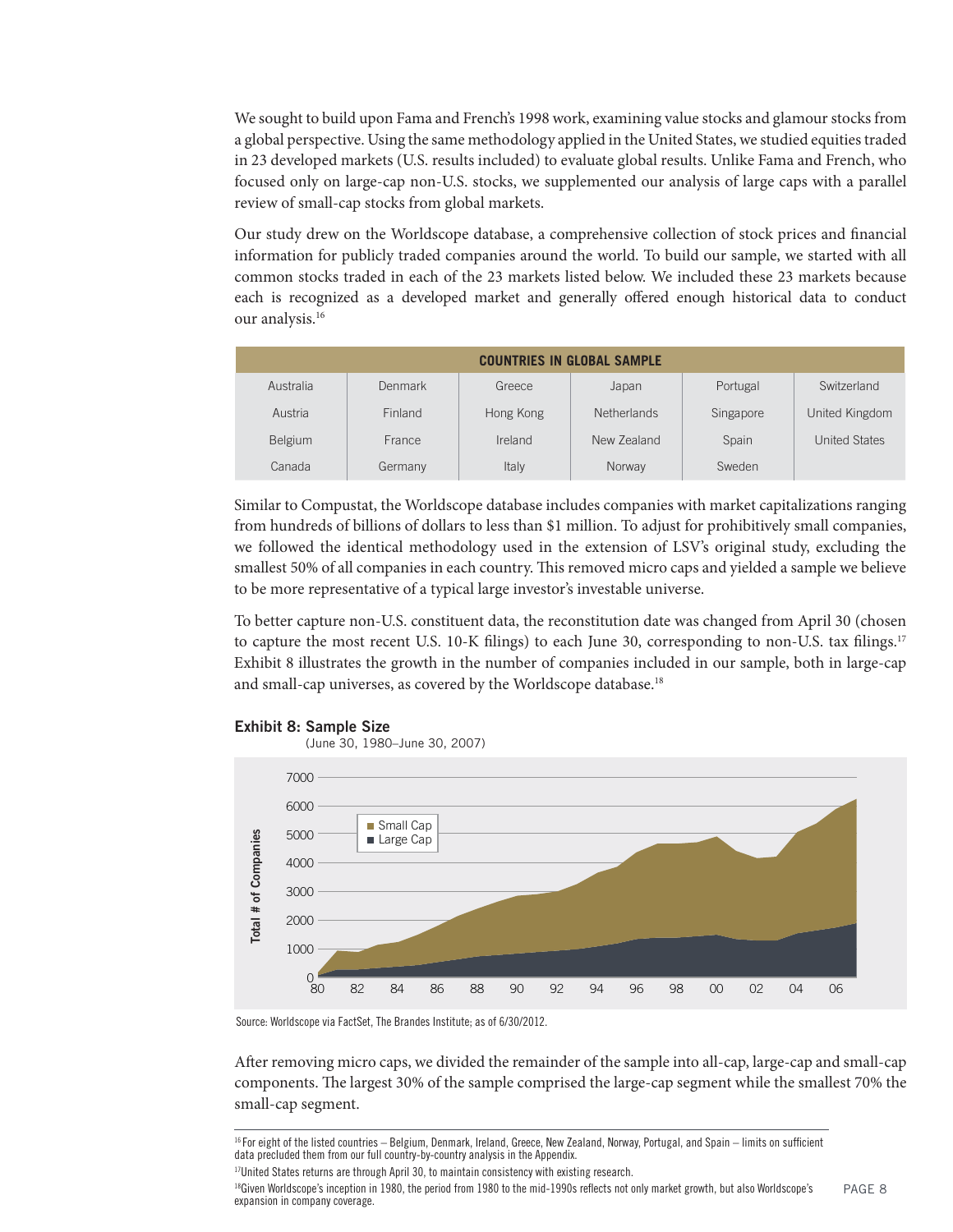We sought to build upon Fama and French's 1998 work, examining value stocks and glamour stocks from a global perspective. Using the same methodology applied in the United States, we studied equities traded in 23 developed markets (U.S. results included) to evaluate global results. Unlike Fama and French, who focused only on large-cap non-U.S. stocks, we supplemented our analysis of large caps with a parallel review of small-cap stocks from global markets.

Our study drew on the Worldscope database, a comprehensive collection of stock prices and financial information for publicly traded companies around the world. To build our sample, we started with all common stocks traded in each of the 23 markets listed below. We included these 23 markets because each is recognized as a developed market and generally offered enough historical data to conduct our analysis.[16]

| COUNTRIES IN GLOBAL SAMPLE | | | | | |
|---|---|---|---|---|---|
| Australia | Denmark | Greece | Japan | Portugal | Switzerland |
| Austria | Finland | Hong Kong | Netherlands | Singapore | United Kingdom |
| Belgium | France | Ireland | New Zealand | Spain | United States |
| Canada | Germany | Italy | Norway | Sweden | |

Similar to Compustat, the Worldscope database includes companies with market capitalizations ranging from hundreds of billions of dollars to less than $1 million. To adjust for prohibitively small companies, we followed the identical methodology used in the extension of LSV's original study, excluding the smallest 50% of all companies in each country. This removed micro caps and yielded a sample we believe to be more representative of a typical large investor's investable universe.

To better capture non-U.S. constituent data, the reconstitution date was changed from April 30 (chosen to capture the most recent U.S. 10-K filings) to each June 30, corresponding to non-U.S. tax filings.[17] Exhibit 8 illustrates the growth in the number of companies included in our sample, both in large-cap and small-cap universes, as covered by the Worldscope database.[18]

**Exhibit 8: Sample Size**
(June 30, 1980–June 30, 2007)

Source: Worldscope via FactSet, The Brandes Institute; as of 6/30/2012.

After removing micro caps, we divided the remainder of the sample into all-cap, large-cap and small-cap components. The largest 30% of the sample comprised the large-cap segment while the smallest 70% the small-cap segment.

[16] For eight of the listed countries – Belgium, Denmark, Ireland, Greece, New Zealand, Norway, Portugal, and Spain – limits on sufficient data precluded them from our full country-by-country analysis in the Appendix.

[17] United States returns are through April 30, to maintain consistency with existing research.

[18] Given Worldscope's inception in 1980, the period from 1980 to the mid-1990s reflects not only market growth, but also Worldscope's expansion in company coverage.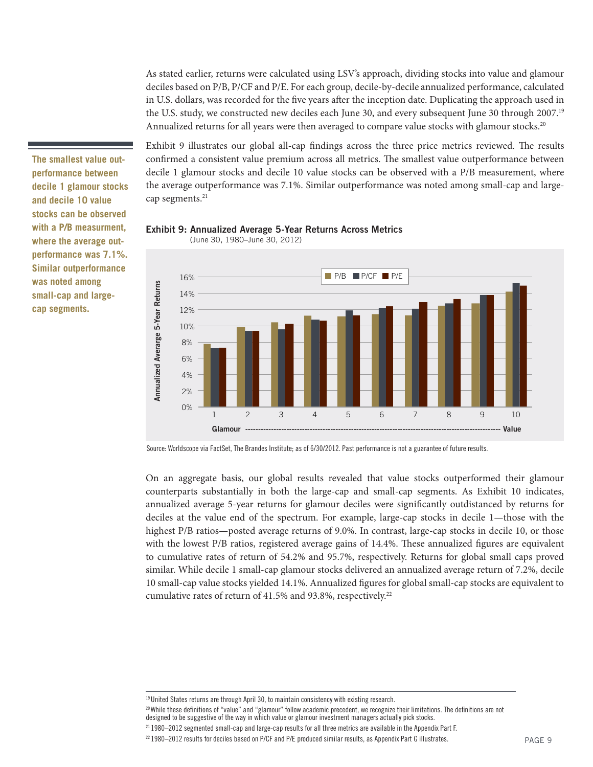As stated earlier, returns were calculated using LSV's approach, dividing stocks into value and glamour deciles based on P/B, P/CF and P/E. For each group, decile-by-decile annualized performance, calculated in U.S. dollars, was recorded for the five years after the inception date. Duplicating the approach used in the U.S. study, we constructed new deciles each June 30, and every subsequent June 30 through 2007.[19] Annualized returns for all years were then averaged to compare value stocks with glamour stocks.[20]

Exhibit 9 illustrates our global all-cap findings across the three price metrics reviewed. The results confirmed a consistent value premium across all metrics. The smallest value outperformance between decile 1 glamour stocks and decile 10 value stocks can be observed with a P/B measurement, where the average outperformance was 7.1%. Similar outperformance was noted among small-cap and large-cap segments.[21]

**The smallest value outperformance between decile 1 glamour stocks and decile 10 value stocks can be observed with a P/B measurment, where the average outperformance was 7.1%. Similar outperformance was noted among small-cap and large-cap segments.**

**Exhibit 9: Annualized Average 5-Year Returns Across Metrics**
(June 30, 1980–June 30, 2012)

Source: Worldscope via FactSet, The Brandes Institute; as of 6/30/2012. Past performance is not a guarantee of future results.

On an aggregate basis, our global results revealed that value stocks outperformed their glamour counterparts substantially in both the large-cap and small-cap segments. As Exhibit 10 indicates, annualized average 5-year returns for glamour deciles were significantly outdistanced by returns for deciles at the value end of the spectrum. For example, large-cap stocks in decile 1—those with the highest P/B ratios—posted average returns of 9.0%. In contrast, large-cap stocks in decile 10, or those with the lowest P/B ratios, registered average gains of 14.4%. These annualized figures are equivalent to cumulative rates of return of 54.2% and 95.7%, respectively. Returns for global small caps proved similar. While decile 1 small-cap glamour stocks delivered an annualized average return of 7.2%, decile 10 small-cap value stocks yielded 14.1%. Annualized figures for global small-cap stocks are equivalent to cumulative rates of return of 41.5% and 93.8%, respectively.[22]

[19] United States returns are through April 30, to maintain consistency with existing research.

[20] While these definitions of "value" and "glamour" follow academic precedent, we recognize their limitations. The definitions are not designed to be suggestive of the way in which value or glamour investment managers actually pick stocks.

[21] 1980–2012 segmented small-cap and large-cap results for all three metrics are available in the Appendix Part F.

[22] 1980–2012 results for deciles based on P/CF and P/E produced similar results, as Appendix Part G illustrates.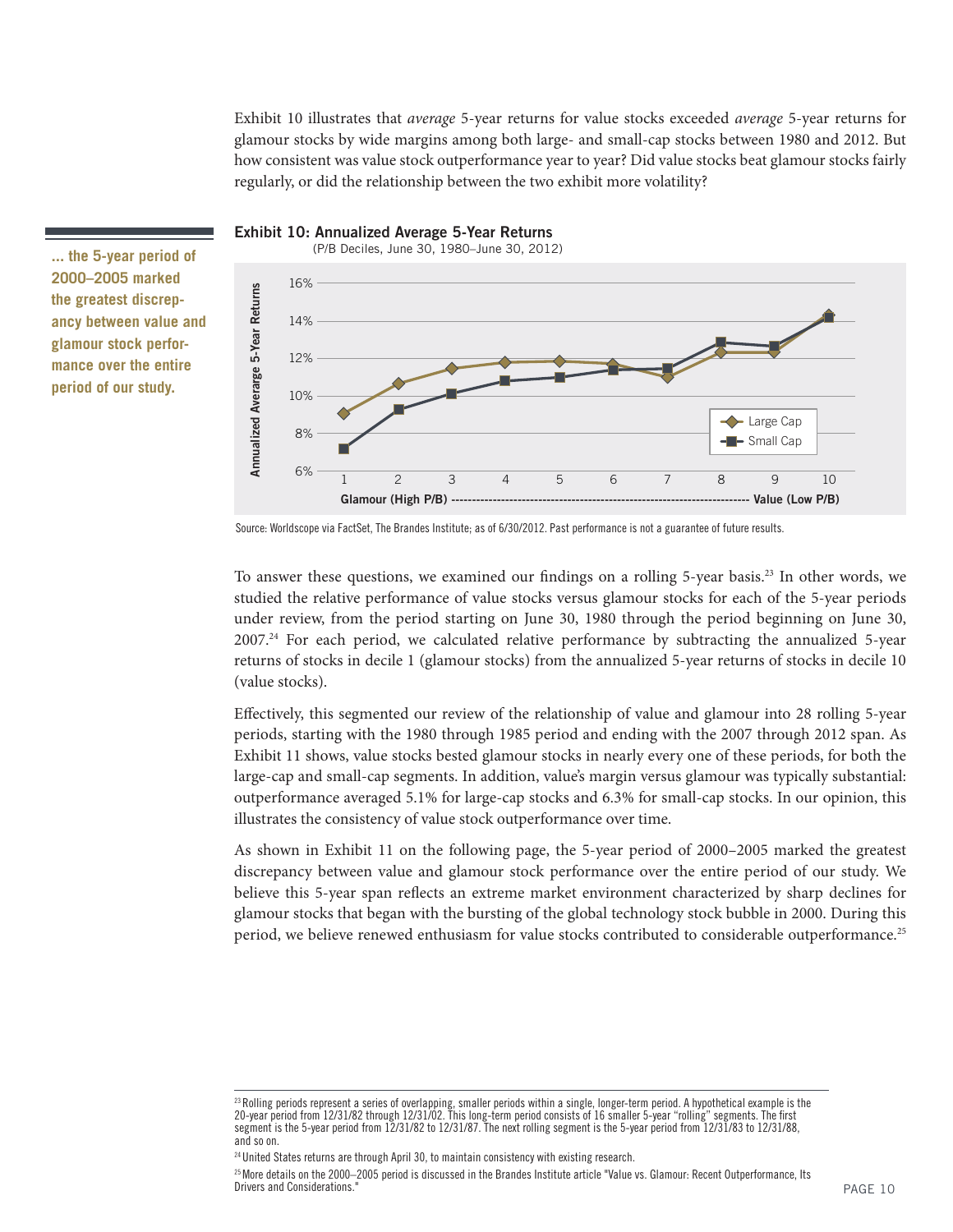Exhibit 10 illustrates that *average* 5-year returns for value stocks exceeded *average* 5-year returns for glamour stocks by wide margins among both large- and small-cap stocks between 1980 and 2012. But how consistent was value stock outperformance year to year? Did value stocks beat glamour stocks fairly regularly, or did the relationship between the two exhibit more volatility?

**... the 5-year period of 2000–2005 marked the greatest discrepancy between value and glamour stock performance over the entire period of our study.**

**Exhibit 10: Annualized Average 5-Year Returns**
(P/B Deciles, June 30, 1980–June 30, 2012)

Source: Worldscope via FactSet, The Brandes Institute; as of 6/30/2012. Past performance is not a guarantee of future results.

To answer these questions, we examined our findings on a rolling 5-year basis.[23] In other words, we studied the relative performance of value stocks versus glamour stocks for each of the 5-year periods under review, from the period starting on June 30, 1980 through the period beginning on June 30, 2007.[24] For each period, we calculated relative performance by subtracting the annualized 5-year returns of stocks in decile 1 (glamour stocks) from the annualized 5-year returns of stocks in decile 10 (value stocks).

Effectively, this segmented our review of the relationship of value and glamour into 28 rolling 5-year periods, starting with the 1980 through 1985 period and ending with the 2007 through 2012 span. As Exhibit 11 shows, value stocks bested glamour stocks in nearly every one of these periods, for both the large-cap and small-cap segments. In addition, value's margin versus glamour was typically substantial: outperformance averaged 5.1% for large-cap stocks and 6.3% for small-cap stocks. In our opinion, this illustrates the consistency of value stock outperformance over time.

As shown in Exhibit 11 on the following page, the 5-year period of 2000–2005 marked the greatest discrepancy between value and glamour stock performance over the entire period of our study. We believe this 5-year span reflects an extreme market environment characterized by sharp declines for glamour stocks that began with the bursting of the global technology stock bubble in 2000. During this period, we believe renewed enthusiasm for value stocks contributed to considerable outperformance.[25]

[23] Rolling periods represent a series of overlapping, smaller periods within a single, longer-term period. A hypothetical example is the 20-year period from 12/31/82 through 12/31/02. This long-term period consists of 16 smaller 5-year "rolling" segments. The first segment is the 5-year period from 12/31/82 to 12/31/87. The next rolling segment is the 5-year period from 12/31/83 to 12/31/88, and so on.

[24] United States returns are through April 30, to maintain consistency with existing research.

[25] More details on the 2000–2005 period is discussed in the Brandes Institute article "Value vs. Glamour: Recent Outperformance, Its Drivers and Considerations."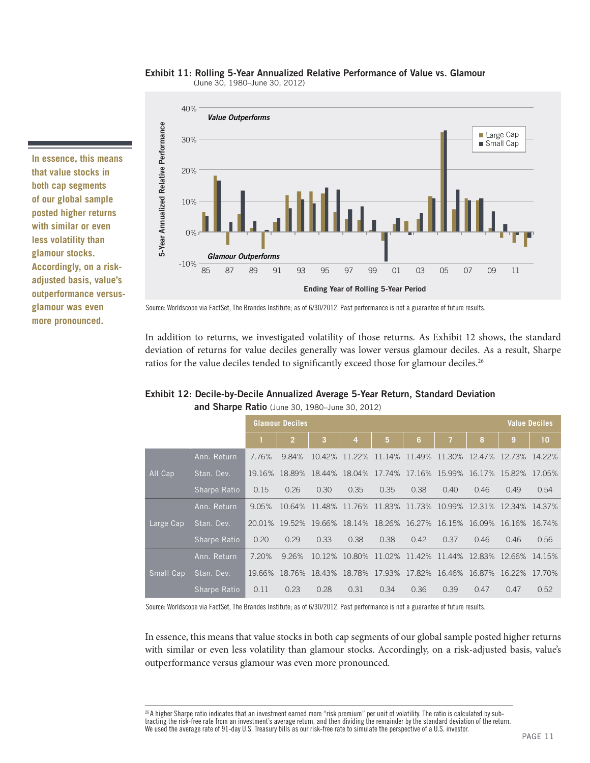**Exhibit 11: Rolling 5-Year Annualized Relative Performance of Value vs. Glamour**
(June 30, 1980–June 30, 2012)

Source: Worldscope via FactSet, The Brandes Institute; as of 6/30/2012. Past performance is not a guarantee of future results.

In addition to returns, we investigated volatility of those returns. As Exhibit 12 shows, the standard deviation of returns for value deciles generally was lower versus glamour deciles. As a result, Sharpe ratios for the value deciles tended to significantly exceed those for glamour deciles.[26]

**Exhibit 12: Decile-by-Decile Annualized Average 5-Year Return, Standard Deviation and Sharpe Ratio** (June 30, 1980–June 30, 2012)

| | | Glamour Deciles | | | | | | | | | Value Deciles |
|---|---|---|---|---|---|---|---|---|---|---|---|
| | | 1 | 2 | 3 | 4 | 5 | 6 | 7 | 8 | 9 | 10 |
| All Cap | Ann. Return | 7.76% | 9.84% | 10.42% | 11.22% | 11.14% | 11.49% | 11.30% | 12.47% | 12.73% | 14.22% |
| | Stan. Dev. | 19.16% | 18.89% | 18.44% | 18.04% | 17.74% | 17.16% | 15.99% | 16.17% | 15.82% | 17.05% |
| | Sharpe Ratio | 0.15 | 0.26 | 0.30 | 0.35 | 0.35 | 0.38 | 0.40 | 0.46 | 0.49 | 0.54 |
| Large Cap | Ann. Return | 9.05% | 10.64% | 11.48% | 11.76% | 11.83% | 11.73% | 10.99% | 12.31% | 12.34% | 14.37% |
| | Stan. Dev. | 20.01% | 19.52% | 19.66% | 18.14% | 18.26% | 16.27% | 16.15% | 16.09% | 16.16% | 16.74% |
| | Sharpe Ratio | 0.20 | 0.29 | 0.33 | 0.38 | 0.38 | 0.42 | 0.37 | 0.46 | 0.46 | 0.56 |
| Small Cap | Ann. Return | 7.20% | 9.26% | 10.12% | 10.80% | 11.02% | 11.42% | 11.44% | 12.83% | 12.66% | 14.15% |
| | Stan. Dev. | 19.66% | 18.76% | 18.43% | 18.78% | 17.93% | 17.82% | 16.46% | 16.87% | 16.22% | 17.70% |
| | Sharpe Ratio | 0.11 | 0.23 | 0.28 | 0.31 | 0.34 | 0.36 | 0.39 | 0.47 | 0.47 | 0.52 |

Source: Worldscope via FactSet, The Brandes Institute; as of 6/30/2012. Past performance is not a guarantee of future results.

In essence, this means that value stocks in both cap segments of our global sample posted higher returns with similar or even less volatility than glamour stocks. Accordingly, on a risk-adjusted basis, value's outperformance versus glamour was even more pronounced.

[26] A higher Sharpe ratio indicates that an investment earned more "risk premium" per unit of volatility. The ratio is calculated by subtracting the risk-free rate from an investment's average return, and then dividing the remainder by the standard deviation of the return. We used the average rate of 91-day U.S. Treasury bills as our risk-free rate to simulate the perspective of a U.S. investor.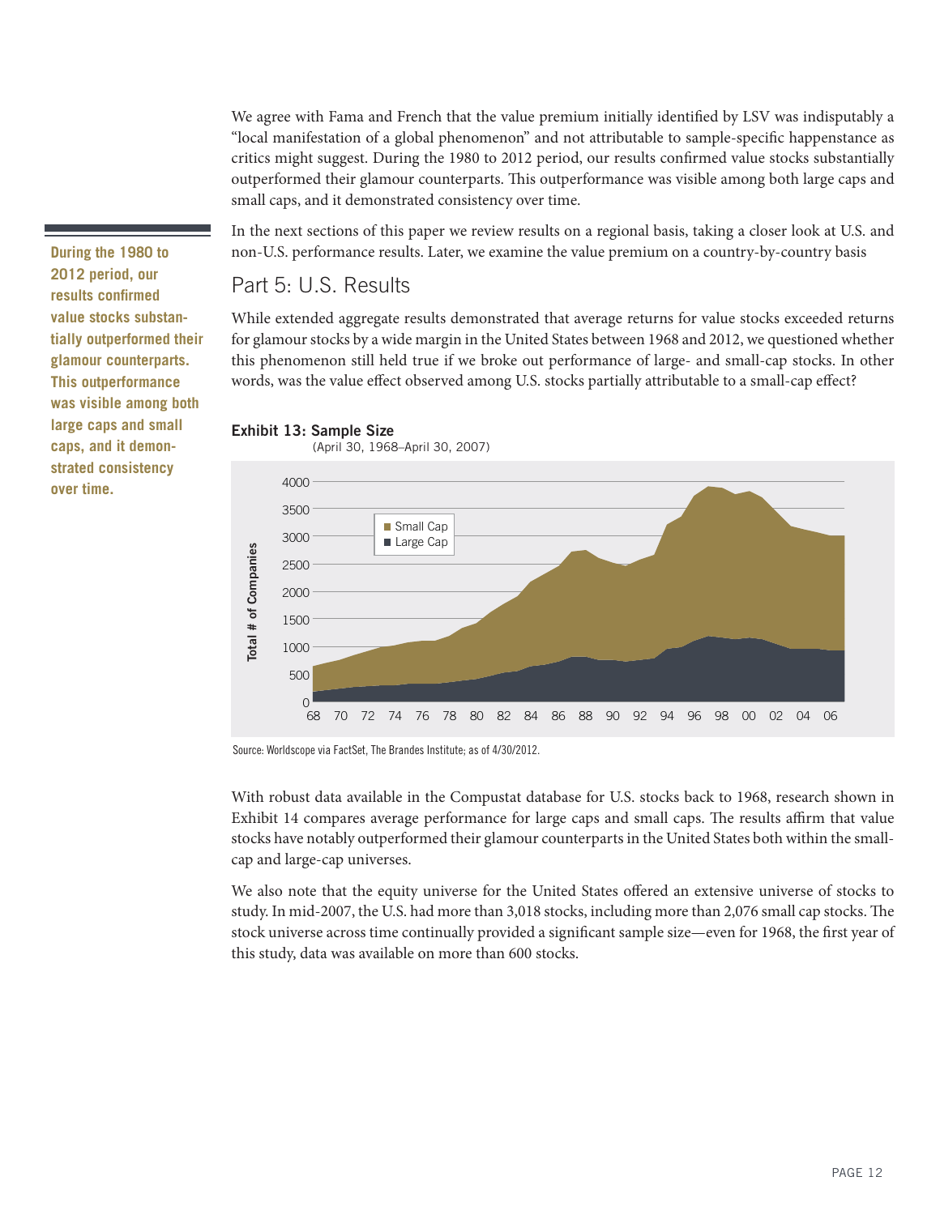We agree with Fama and French that the value premium initially identified by LSV was indisputably a "local manifestation of a global phenomenon" and not attributable to sample-specific happenstance as critics might suggest. During the 1980 to 2012 period, our results confirmed value stocks substantially outperformed their glamour counterparts. This outperformance was visible among both large caps and small caps, and it demonstrated consistency over time.

**During the 1980 to 2012 period, our results confirmed value stocks substantially outperformed their glamour counterparts. This outperformance was visible among both large caps and small caps, and it demonstrated consistency over time.**

In the next sections of this paper we review results on a regional basis, taking a closer look at U.S. and non-U.S. performance results. Later, we examine the value premium on a country-by-country basis

## Part 5: U.S. Results

While extended aggregate results demonstrated that average returns for value stocks exceeded returns for glamour stocks by a wide margin in the United States between 1968 and 2012, we questioned whether this phenomenon still held true if we broke out performance of large- and small-cap stocks. In other words, was the value effect observed among U.S. stocks partially attributable to a small-cap effect?

**Exhibit 13: Sample Size**
(April 30, 1968–April 30, 2007)

Source: Worldscope via FactSet, The Brandes Institute; as of 4/30/2012.

With robust data available in the Compustat database for U.S. stocks back to 1968, research shown in Exhibit 14 compares average performance for large caps and small caps. The results affirm that value stocks have notably outperformed their glamour counterparts in the United States both within the small-cap and large-cap universes.

We also note that the equity universe for the United States offered an extensive universe of stocks to study. In mid-2007, the U.S. had more than 3,018 stocks, including more than 2,076 small cap stocks. The stock universe across time continually provided a significant sample size—even for 1968, the first year of this study, data was available on more than 600 stocks.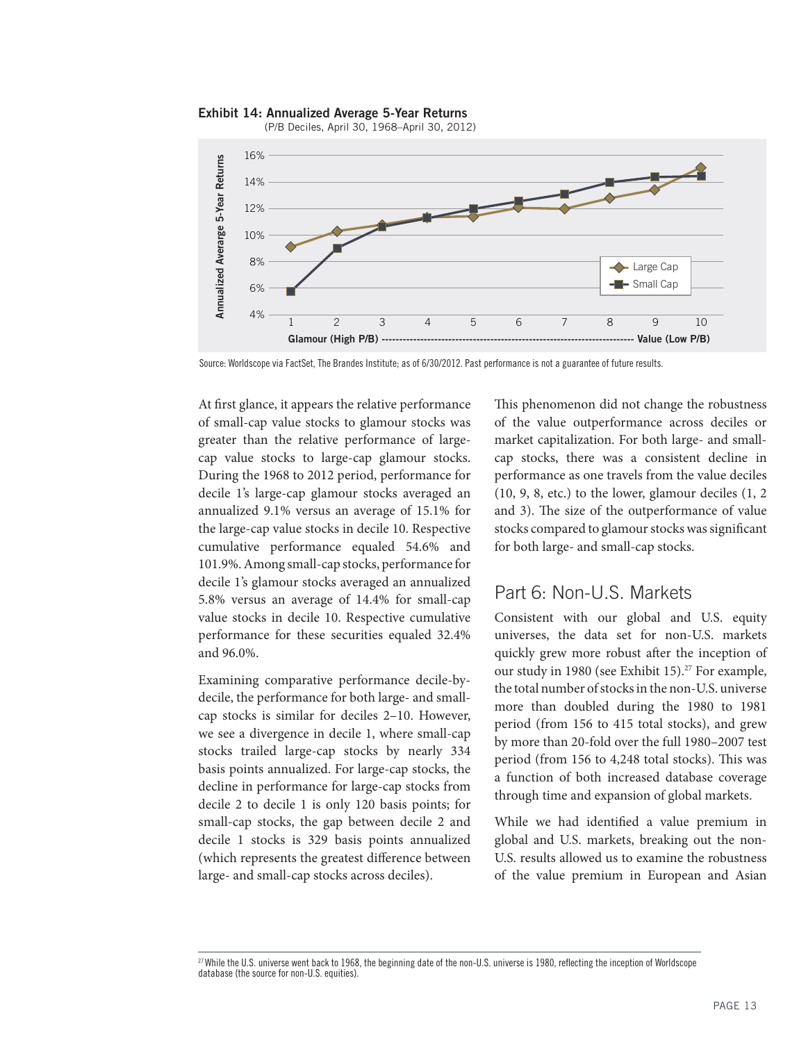**Exhibit 14: Annualized Average 5-Year Returns**
(P/B Deciles, April 30, 1968–April 30, 2012)

Source: Worldscope via FactSet, The Brandes Institute; as of 6/30/2012. Past performance is not a guarantee of future results.

At first glance, it appears the relative performance of small-cap value stocks to glamour stocks was greater than the relative performance of large-cap value stocks to large-cap glamour stocks. During the 1968 to 2012 period, performance for decile 1's large-cap glamour stocks averaged an annualized 9.1% versus an average of 15.1% for the large-cap value stocks in decile 10. Respective cumulative performance equaled 54.6% and 101.9%. Among small-cap stocks, performance for decile 1's glamour stocks averaged an annualized 5.8% versus an average of 14.4% for small-cap value stocks in decile 10. Respective cumulative performance for these securities equaled 32.4% and 96.0%.

Examining comparative performance decile-by-decile, the performance for both large- and small-cap stocks is similar for deciles 2–10. However, we see a divergence in decile 1, where small-cap stocks trailed large-cap stocks by nearly 334 basis points annualized. For large-cap stocks, the decline in performance for large-cap stocks from decile 2 to decile 1 is only 120 basis points; for small-cap stocks, the gap between decile 2 and decile 1 stocks is 329 basis points annualized (which represents the greatest difference between large- and small-cap stocks across deciles).

This phenomenon did not change the robustness of the value outperformance across deciles or market capitalization. For both large- and small-cap stocks, there was a consistent decline in performance as one travels from the value deciles (10, 9, 8, etc.) to the lower, glamour deciles (1, 2 and 3). The size of the outperformance of value stocks compared to glamour stocks was significant for both large- and small-cap stocks.

## Part 6: Non-U.S. Markets

Consistent with our global and U.S. equity universes, the data set for non-U.S. markets quickly grew more robust after the inception of our study in 1980 (see Exhibit 15).[27] For example, the total number of stocks in the non-U.S. universe more than doubled during the 1980 to 1981 period (from 156 to 415 total stocks), and grew by more than 20-fold over the full 1980–2007 test period (from 156 to 4,248 total stocks). This was a function of both increased database coverage through time and expansion of global markets.

While we had identified a value premium in global and U.S. markets, breaking out the non-U.S. results allowed us to examine the robustness of the value premium in European and Asian

[27] While the U.S. universe went back to 1968, the beginning date of the non-U.S. universe is 1980, reflecting the inception of Worldscope database (the source for non-U.S. equities).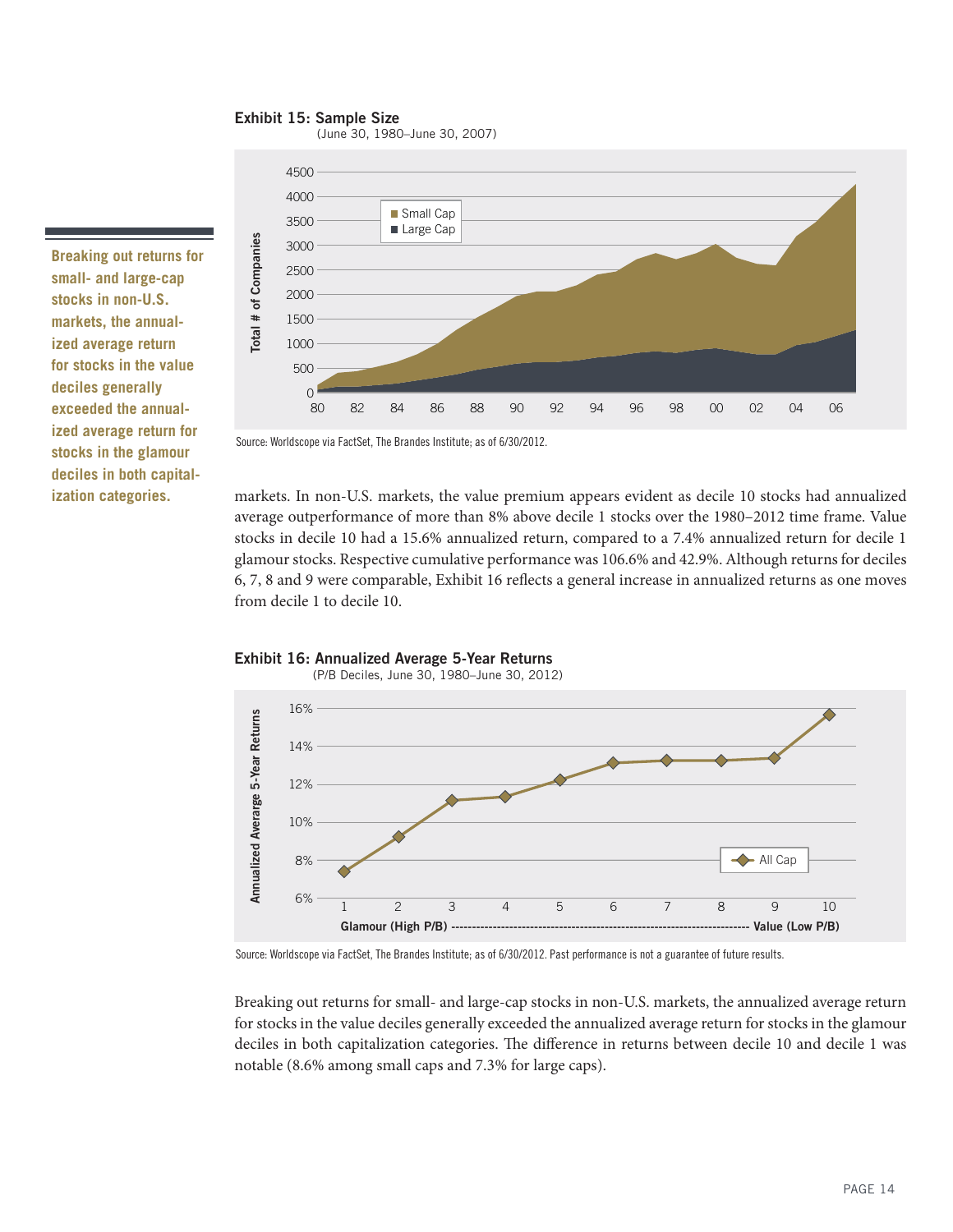**Exhibit 15: Sample Size**
(June 30, 1980–June 30, 2007)

Source: Worldscope via FactSet, The Brandes Institute; as of 6/30/2012.

**Breaking out returns for small- and large-cap stocks in non-U.S. markets, the annualized average return for stocks in the value deciles generally exceeded the annualized average return for stocks in the glamour deciles in both capitalization categories.**

markets. In non-U.S. markets, the value premium appears evident as decile 10 stocks had annualized average outperformance of more than 8% above decile 1 stocks over the 1980–2012 time frame. Value stocks in decile 10 had a 15.6% annualized return, compared to a 7.4% annualized return for decile 1 glamour stocks. Respective cumulative performance was 106.6% and 42.9%. Although returns for deciles 6, 7, 8 and 9 were comparable, Exhibit 16 reflects a general increase in annualized returns as one moves from decile 1 to decile 10.

**Exhibit 16: Annualized Average 5-Year Returns**
(P/B Deciles, June 30, 1980–June 30, 2012)

Source: Worldscope via FactSet, The Brandes Institute; as of 6/30/2012. Past performance is not a guarantee of future results.

Breaking out returns for small- and large-cap stocks in non-U.S. markets, the annualized average return for stocks in the value deciles generally exceeded the annualized average return for stocks in the glamour deciles in both capitalization categories. The difference in returns between decile 10 and decile 1 was notable (8.6% among small caps and 7.3% for large caps).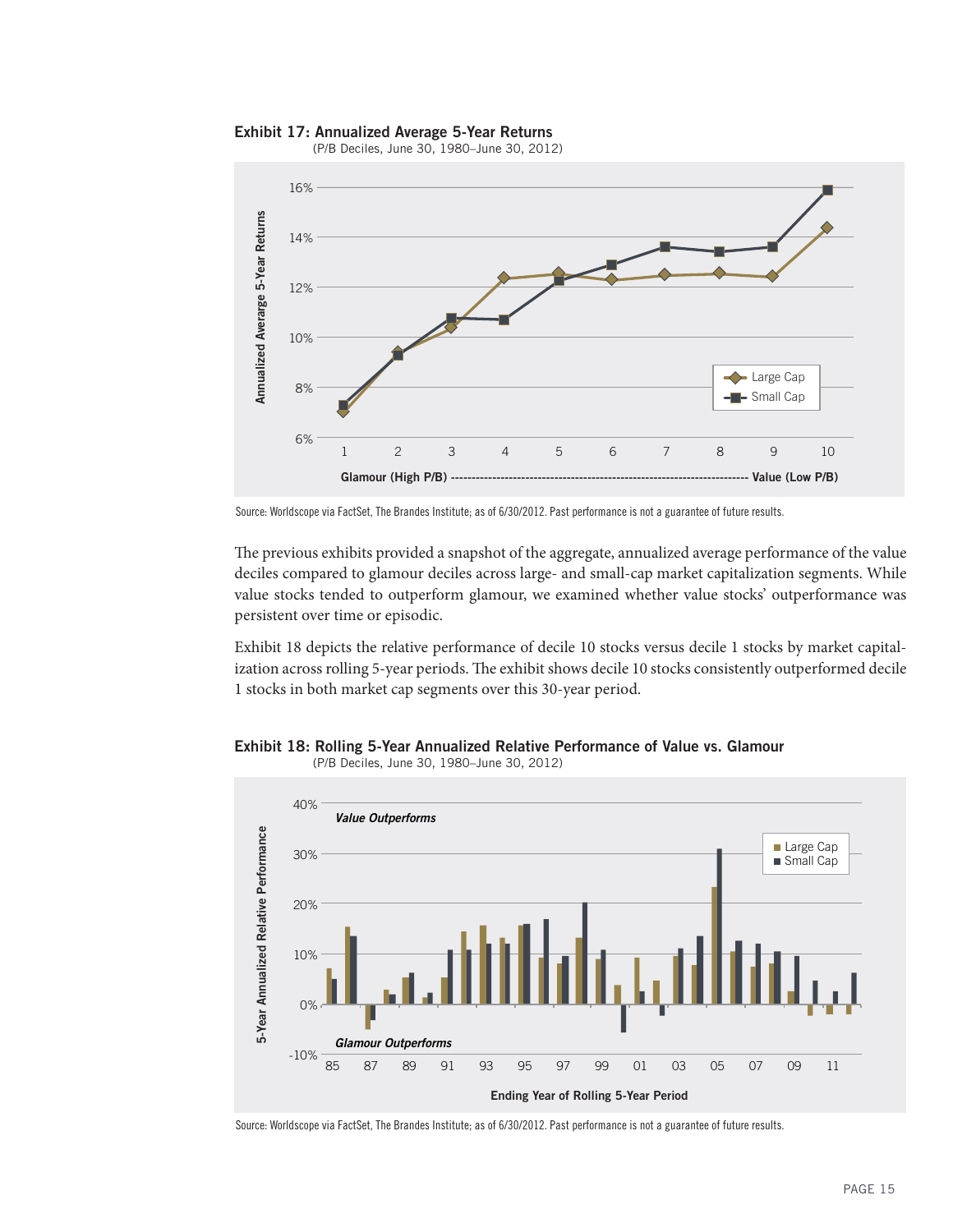**Exhibit 17: Annualized Average 5-Year Returns**
(P/B Deciles, June 30, 1980–June 30, 2012)

Source: Worldscope via FactSet, The Brandes Institute; as of 6/30/2012. Past performance is not a guarantee of future results.

The previous exhibits provided a snapshot of the aggregate, annualized average performance of the value deciles compared to glamour deciles across large- and small-cap market capitalization segments. While value stocks tended to outperform glamour, we examined whether value stocks' outperformance was persistent over time or episodic.

Exhibit 18 depicts the relative performance of decile 10 stocks versus decile 1 stocks by market capitalization across rolling 5-year periods. The exhibit shows decile 10 stocks consistently outperformed decile 1 stocks in both market cap segments over this 30-year period.

**Exhibit 18: Rolling 5-Year Annualized Relative Performance of Value vs. Glamour**
(P/B Deciles, June 30, 1980–June 30, 2012)

Source: Worldscope via FactSet, The Brandes Institute; as of 6/30/2012. Past performance is not a guarantee of future results.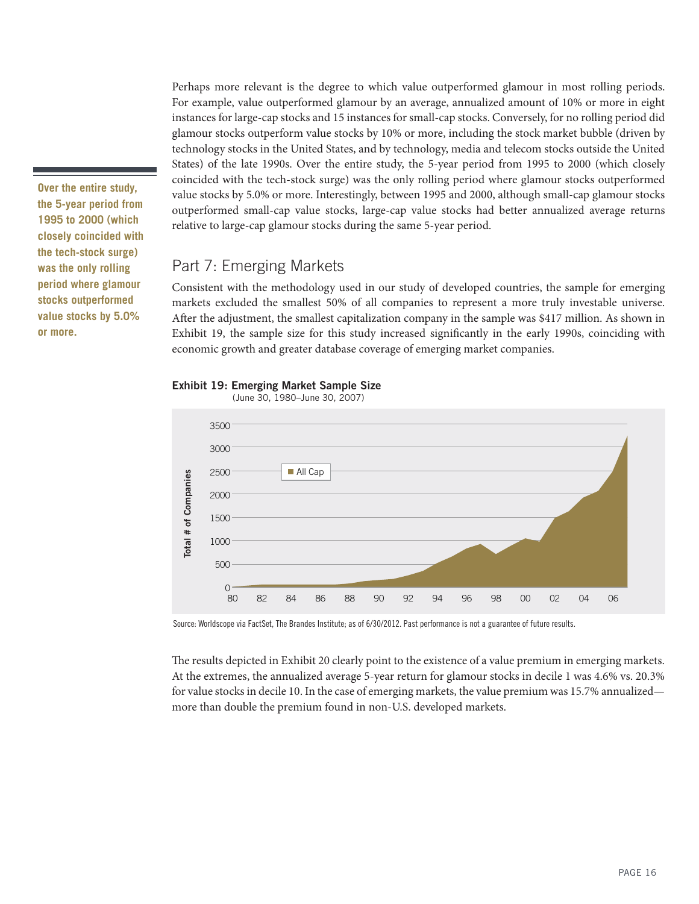Perhaps more relevant is the degree to which value outperformed glamour in most rolling periods. For example, value outperformed glamour by an average, annualized amount of 10% or more in eight instances for large-cap stocks and 15 instances for small-cap stocks. Conversely, for no rolling period did glamour stocks outperform value stocks by 10% or more, including the stock market bubble (driven by technology stocks in the United States, and by technology, media and telecom stocks outside the United States) of the late 1990s. Over the entire study, the 5-year period from 1995 to 2000 (which closely coincided with the tech-stock surge) was the only rolling period where glamour stocks outperformed value stocks by 5.0% or more. Interestingly, between 1995 and 2000, although small-cap glamour stocks outperformed small-cap value stocks, large-cap value stocks had better annualized average returns relative to large-cap glamour stocks during the same 5-year period.

**Over the entire study, the 5-year period from 1995 to 2000 (which closely coincided with the tech-stock surge) was the only rolling period where glamour stocks outperformed value stocks by 5.0% or more.**

## Part 7: Emerging Markets

Consistent with the methodology used in our study of developed countries, the sample for emerging markets excluded the smallest 50% of all companies to represent a more truly investable universe. After the adjustment, the smallest capitalization company in the sample was $417 million. As shown in Exhibit 19, the sample size for this study increased significantly in the early 1990s, coinciding with economic growth and greater database coverage of emerging market companies.

**Exhibit 19: Emerging Market Sample Size**
(June 30, 1980–June 30, 2007)

Source: Worldscope via FactSet, The Brandes Institute; as of 6/30/2012. Past performance is not a guarantee of future results.

The results depicted in Exhibit 20 clearly point to the existence of a value premium in emerging markets. At the extremes, the annualized average 5-year return for glamour stocks in decile 1 was 4.6% vs. 20.3% for value stocks in decile 10. In the case of emerging markets, the value premium was 15.7% annualized—more than double the premium found in non-U.S. developed markets.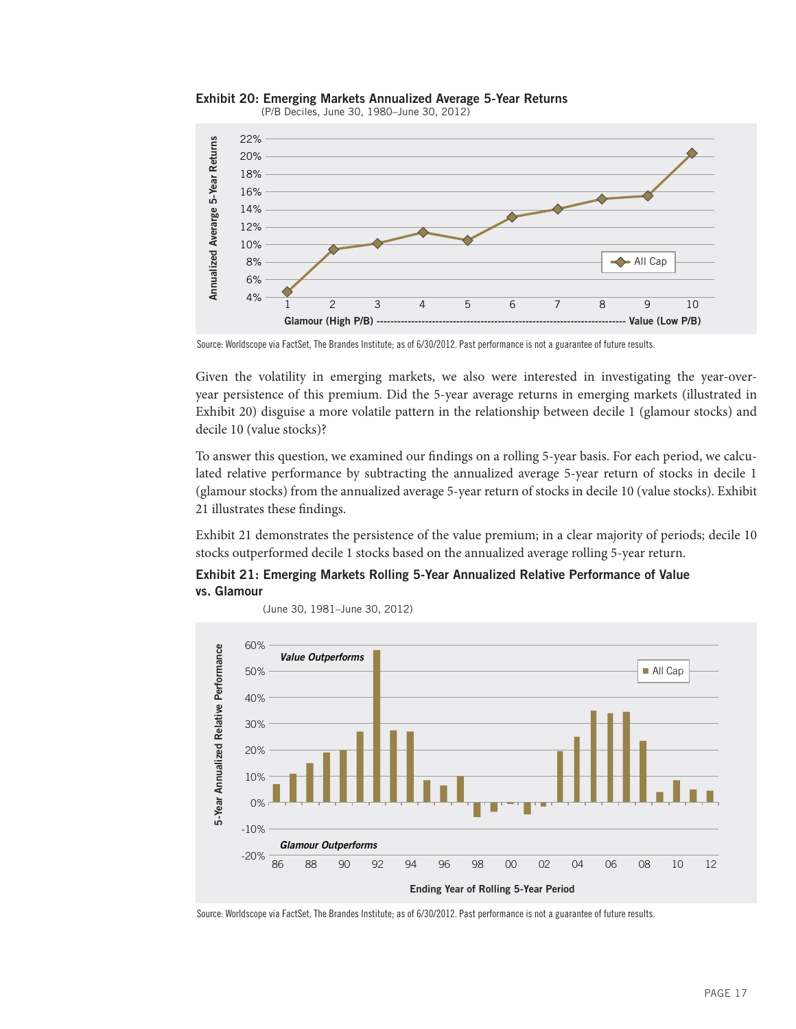**Exhibit 20: Emerging Markets Annualized Average 5-Year Returns**

(P/B Deciles, June 30, 1980–June 30, 2012)

Source: Worldscope via FactSet, The Brandes Institute; as of 6/30/2012. Past performance is not a guarantee of future results.

Given the volatility in emerging markets, we also were interested in investigating the year-over-year persistence of this premium. Did the 5-year average returns in emerging markets (illustrated in Exhibit 20) disguise a more volatile pattern in the relationship between decile 1 (glamour stocks) and decile 10 (value stocks)?

To answer this question, we examined our findings on a rolling 5-year basis. For each period, we calculated relative performance by subtracting the annualized average 5-year return of stocks in decile 1 (glamour stocks) from the annualized average 5-year return of stocks in decile 10 (value stocks). Exhibit 21 illustrates these findings.

Exhibit 21 demonstrates the persistence of the value premium; in a clear majority of periods; decile 10 stocks outperformed decile 1 stocks based on the annualized average rolling 5-year return.

**Exhibit 21: Emerging Markets Rolling 5-Year Annualized Relative Performance of Value vs. Glamour**

(June 30, 1981–June 30, 2012)

Source: Worldscope via FactSet, The Brandes Institute; as of 6/30/2012. Past performance is not a guarantee of future results.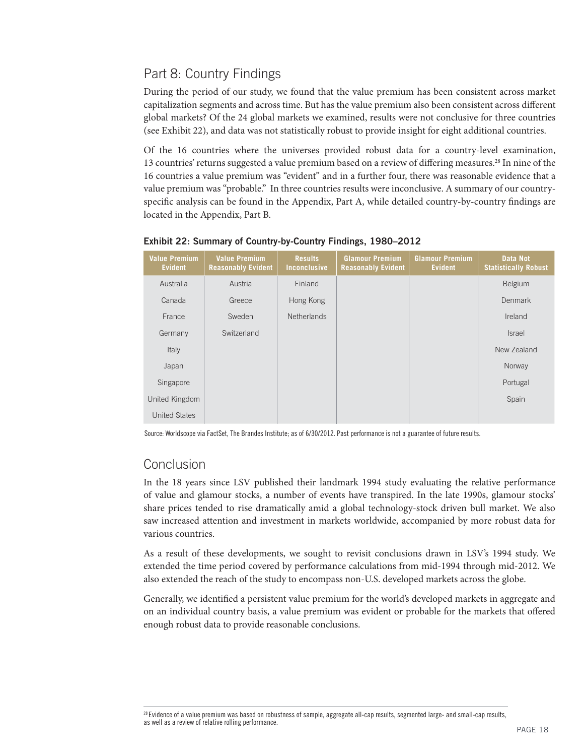## Part 8: Country Findings

During the period of our study, we found that the value premium has been consistent across market capitalization segments and across time. But has the value premium also been consistent across different global markets? Of the 24 global markets we examined, results were not conclusive for three countries (see Exhibit 22), and data was not statistically robust to provide insight for eight additional countries.

Of the 16 countries where the universes provided robust data for a country-level examination, 13 countries' returns suggested a value premium based on a review of differing measures.[28] In nine of the 16 countries a value premium was "evident" and in a further four, there was reasonable evidence that a value premium was "probable." In three countries results were inconclusive. A summary of our country-specific analysis can be found in the Appendix, Part A, while detailed country-by-country findings are located in the Appendix, Part B.

**Exhibit 22: Summary of Country-by-Country Findings, 1980–2012**

| Value Premium Evident | Value Premium Reasonably Evident | Results Inconclusive | Glamour Premium Reasonably Evident | Glamour Premium Evident | Data Not Statistically Robust |
|---|---|---|---|---|---|
| Australia | Austria | Finland | | | Belgium |
| Canada | Greece | Hong Kong | | | Denmark |
| France | Sweden | Netherlands | | | Ireland |
| Germany | Switzerland | | | | Israel |
| Italy | | | | | New Zealand |
| Japan | | | | | Norway |
| Singapore | | | | | Portugal |
| United Kingdom | | | | | Spain |
| United States | | | | | |

Source: Worldscope via FactSet, The Brandes Institute; as of 6/30/2012. Past performance is not a guarantee of future results.

## Conclusion

In the 18 years since LSV published their landmark 1994 study evaluating the relative performance of value and glamour stocks, a number of events have transpired. In the late 1990s, glamour stocks' share prices tended to rise dramatically amid a global technology-stock driven bull market. We also saw increased attention and investment in markets worldwide, accompanied by more robust data for various countries.

As a result of these developments, we sought to revisit conclusions drawn in LSV's 1994 study. We extended the time period covered by performance calculations from mid-1994 through mid-2012. We also extended the reach of the study to encompass non-U.S. developed markets across the globe.

Generally, we identified a persistent value premium for the world's developed markets in aggregate and on an individual country basis, a value premium was evident or probable for the markets that offered enough robust data to provide reasonable conclusions.

[28] Evidence of a value premium was based on robustness of sample, aggregate all-cap results, segmented large- and small-cap results, as well as a review of relative rolling performance.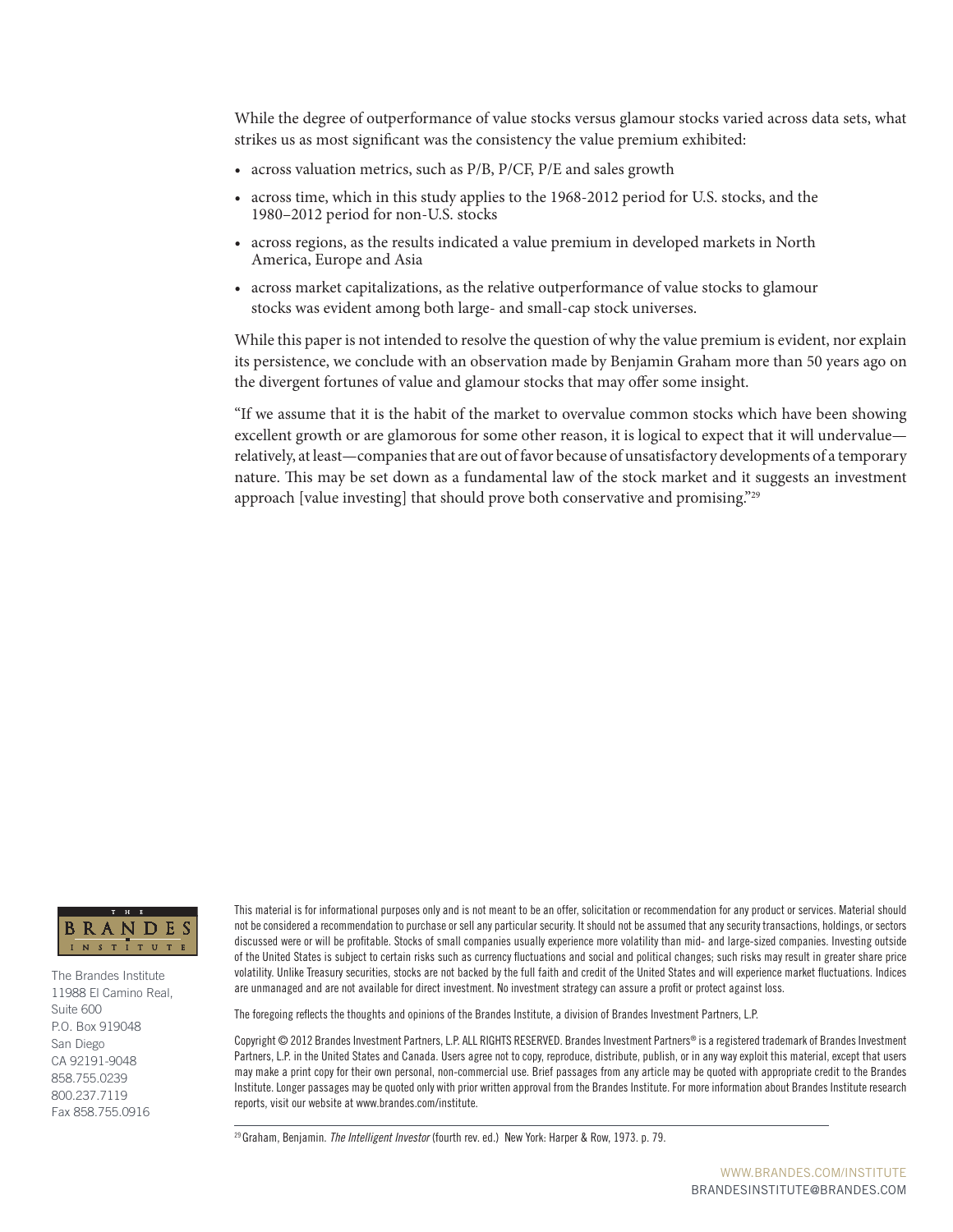While the degree of outperformance of value stocks versus glamour stocks varied across data sets, what strikes us as most significant was the consistency the value premium exhibited:

- across valuation metrics, such as P/B, P/CF, P/E and sales growth
- across time, which in this study applies to the 1968-2012 period for U.S. stocks, and the 1980–2012 period for non-U.S. stocks
- across regions, as the results indicated a value premium in developed markets in North America, Europe and Asia
- across market capitalizations, as the relative outperformance of value stocks to glamour stocks was evident among both large- and small-cap stock universes.

While this paper is not intended to resolve the question of why the value premium is evident, nor explain its persistence, we conclude with an observation made by Benjamin Graham more than 50 years ago on the divergent fortunes of value and glamour stocks that may offer some insight.

"If we assume that it is the habit of the market to overvalue common stocks which have been showing excellent growth or are glamorous for some other reason, it is logical to expect that it will undervalue—relatively, at least—companies that are out of favor because of unsatisfactory developments of a temporary nature. This may be set down as a fundamental law of the stock market and it suggests an investment approach [value investing] that should prove both conservative and promising."[29]

THE BRANDES INSTITUTE

The Brandes Institute
11988 El Camino Real,
Suite 600
P.O. Box 919048
San Diego
CA 92191-9048
858.755.0239
800.237.7119
Fax 858.755.0916

This material is for informational purposes only and is not meant to be an offer, solicitation or recommendation for any product or services. Material should not be considered a recommendation to purchase or sell any particular security. It should not be assumed that any security transactions, holdings, or sectors discussed were or will be profitable. Stocks of small companies usually experience more volatility than mid- and large-sized companies. Investing outside of the United States is subject to certain risks such as currency fluctuations and social and political changes; such risks may result in greater share price volatility. Unlike Treasury securities, stocks are not backed by the full faith and credit of the United States and will experience market fluctuations. Indices are unmanaged and are not available for direct investment. No investment strategy can assure a profit or protect against loss.

The foregoing reflects the thoughts and opinions of the Brandes Institute, a division of Brandes Investment Partners, L.P.

Copyright © 2012 Brandes Investment Partners, L.P. ALL RIGHTS RESERVED. Brandes Investment Partners® is a registered trademark of Brandes Investment Partners, L.P. in the United States and Canada. Users agree not to copy, reproduce, distribute, publish, or in any way exploit this material, except that users may make a print copy for their own personal, non-commercial use. Brief passages from any article may be quoted with appropriate credit to the Brandes Institute. Longer passages may be quoted only with prior written approval from the Brandes Institute. For more information about Brandes Institute research reports, visit our website at www.brandes.com/institute.

[29] Graham, Benjamin. *The Intelligent Investor* (fourth rev. ed.) New York: Harper & Row, 1973. p. 79.

WWW.BRANDES.COM/INSTITUTE
BRANDESINSTITUTE@BRANDES.COM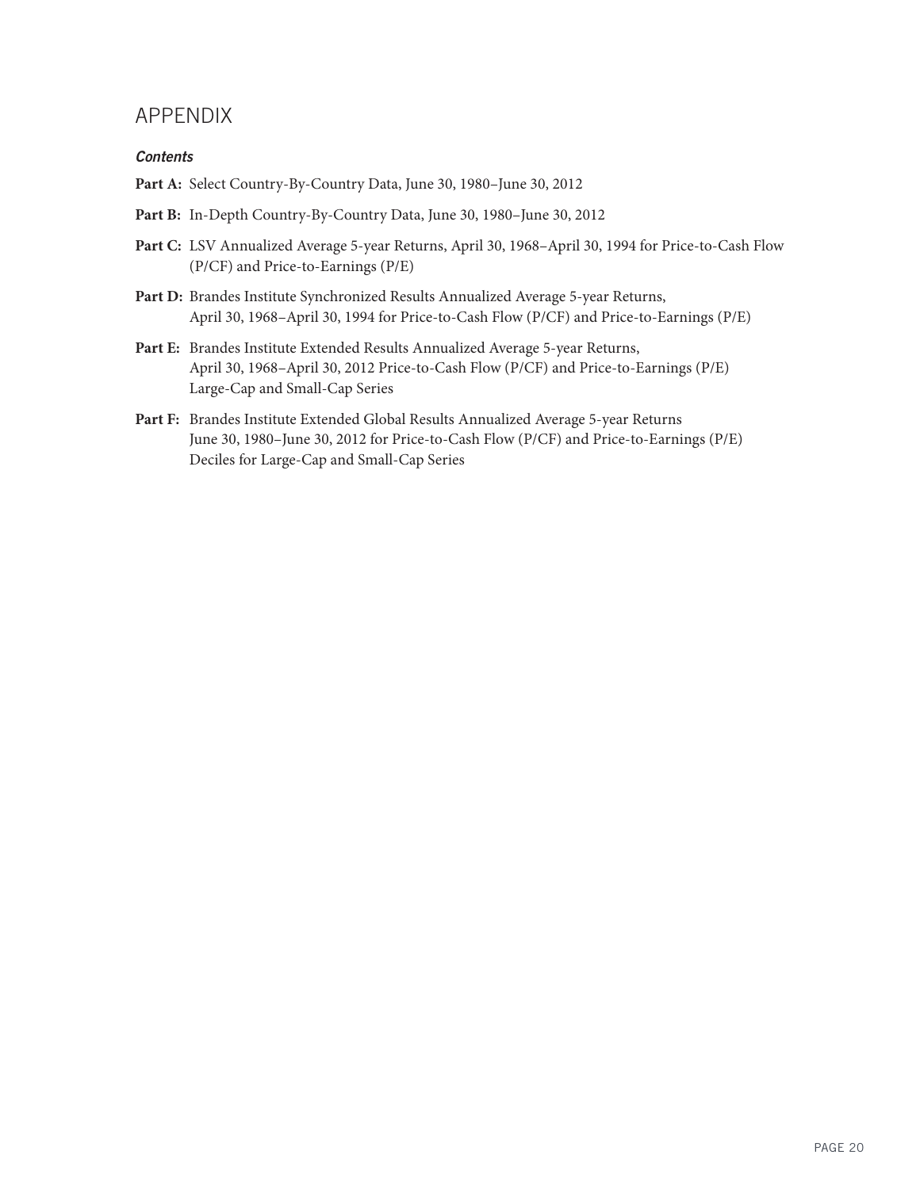## APPENDIX

***Contents***

**Part A:** Select Country-By-Country Data, June 30, 1980–June 30, 2012

**Part B:** In-Depth Country-By-Country Data, June 30, 1980–June 30, 2012

**Part C:** LSV Annualized Average 5-year Returns, April 30, 1968–April 30, 1994 for Price-to-Cash Flow (P/CF) and Price-to-Earnings (P/E)

**Part D:** Brandes Institute Synchronized Results Annualized Average 5-year Returns, April 30, 1968–April 30, 1994 for Price-to-Cash Flow (P/CF) and Price-to-Earnings (P/E)

**Part E:** Brandes Institute Extended Results Annualized Average 5-year Returns, April 30, 1968–April 30, 2012 Price-to-Cash Flow (P/CF) and Price-to-Earnings (P/E) Large-Cap and Small-Cap Series

**Part F:** Brandes Institute Extended Global Results Annualized Average 5-year Returns June 30, 1980–June 30, 2012 for Price-to-Cash Flow (P/CF) and Price-to-Earnings (P/E) Deciles for Large-Cap and Small-Cap Series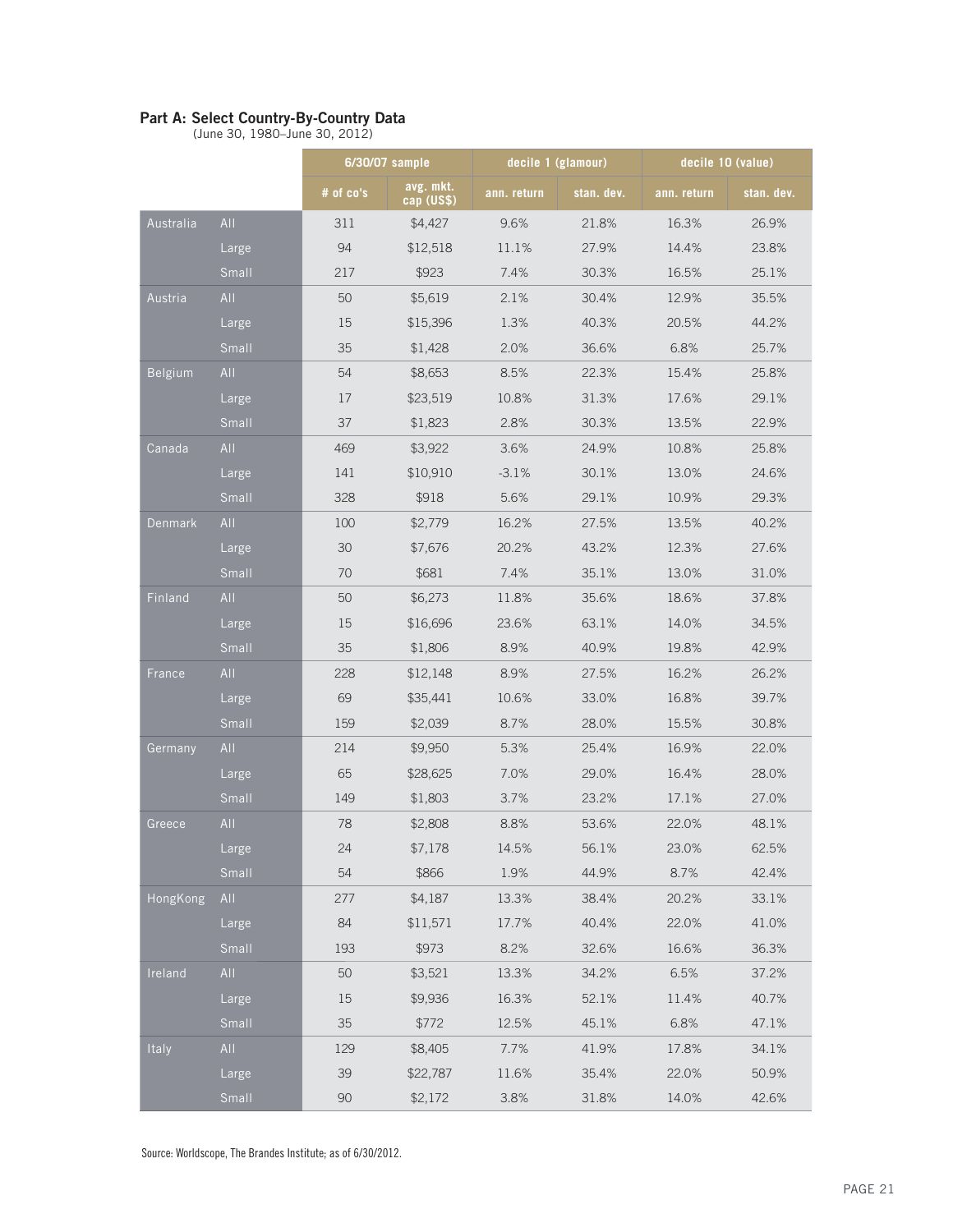## Part A: Select Country-By-Country Data

(June 30, 1980–June 30, 2012)

| | | 6/30/07 sample | | decile 1 (glamour) | | decile 10 (value) | |
|---|---|---|---|---|---|---|---|
| | | # of co's | avg. mkt. cap (US$) | ann. return | stan. dev. | ann. return | stan. dev. |
| Australia | All | 311 | $4,427 | 9.6% | 21.8% | 16.3% | 26.9% |
| | Large | 94 | $12,518 | 11.1% | 27.9% | 14.4% | 23.8% |
| | Small | 217 | $923 | 7.4% | 30.3% | 16.5% | 25.1% |
| Austria | All | 50 | $5,619 | 2.1% | 30.4% | 12.9% | 35.5% |
| | Large | 15 | $15,396 | 1.3% | 40.3% | 20.5% | 44.2% |
| | Small | 35 | $1,428 | 2.0% | 36.6% | 6.8% | 25.7% |
| Belgium | All | 54 | $8,653 | 8.5% | 22.3% | 15.4% | 25.8% |
| | Large | 17 | $23,519 | 10.8% | 31.3% | 17.6% | 29.1% |
| | Small | 37 | $1,823 | 2.8% | 30.3% | 13.5% | 22.9% |
| Canada | All | 469 | $3,922 | 3.6% | 24.9% | 10.8% | 25.8% |
| | Large | 141 | $10,910 | -3.1% | 30.1% | 13.0% | 24.6% |
| | Small | 328 | $918 | 5.6% | 29.1% | 10.9% | 29.3% |
| Denmark | All | 100 | $2,779 | 16.2% | 27.5% | 13.5% | 40.2% |
| | Large | 30 | $7,676 | 20.2% | 43.2% | 12.3% | 27.6% |
| | Small | 70 | $681 | 7.4% | 35.1% | 13.0% | 31.0% |
| Finland | All | 50 | $6,273 | 11.8% | 35.6% | 18.6% | 37.8% |
| | Large | 15 | $16,696 | 23.6% | 63.1% | 14.0% | 34.5% |
| | Small | 35 | $1,806 | 8.9% | 40.9% | 19.8% | 42.9% |
| France | All | 228 | $12,148 | 8.9% | 27.5% | 16.2% | 26.2% |
| | Large | 69 | $35,441 | 10.6% | 33.0% | 16.8% | 39.7% |
| | Small | 159 | $2,039 | 8.7% | 28.0% | 15.5% | 30.8% |
| Germany | All | 214 | $9,950 | 5.3% | 25.4% | 16.9% | 22.0% |
| | Large | 65 | $28,625 | 7.0% | 29.0% | 16.4% | 28.0% |
| | Small | 149 | $1,803 | 3.7% | 23.2% | 17.1% | 27.0% |
| Greece | All | 78 | $2,808 | 8.8% | 53.6% | 22.0% | 48.1% |
| | Large | 24 | $7,178 | 14.5% | 56.1% | 23.0% | 62.5% |
| | Small | 54 | $866 | 1.9% | 44.9% | 8.7% | 42.4% |
| HongKong | All | 277 | $4,187 | 13.3% | 38.4% | 20.2% | 33.1% |
| | Large | 84 | $11,571 | 17.7% | 40.4% | 22.0% | 41.0% |
| | Small | 193 | $973 | 8.2% | 32.6% | 16.6% | 36.3% |
| Ireland | All | 50 | $3,521 | 13.3% | 34.2% | 6.5% | 37.2% |
| | Large | 15 | $9,936 | 16.3% | 52.1% | 11.4% | 40.7% |
| | Small | 35 | $772 | 12.5% | 45.1% | 6.8% | 47.1% |
| Italy | All | 129 | $8,405 | 7.7% | 41.9% | 17.8% | 34.1% |
| | Large | 39 | $22,787 | 11.6% | 35.4% | 22.0% | 50.9% |
| | Small | 90 | $2,172 | 3.8% | 31.8% | 14.0% | 42.6% |

Source: Worldscope, The Brandes Institute; as of 6/30/2012.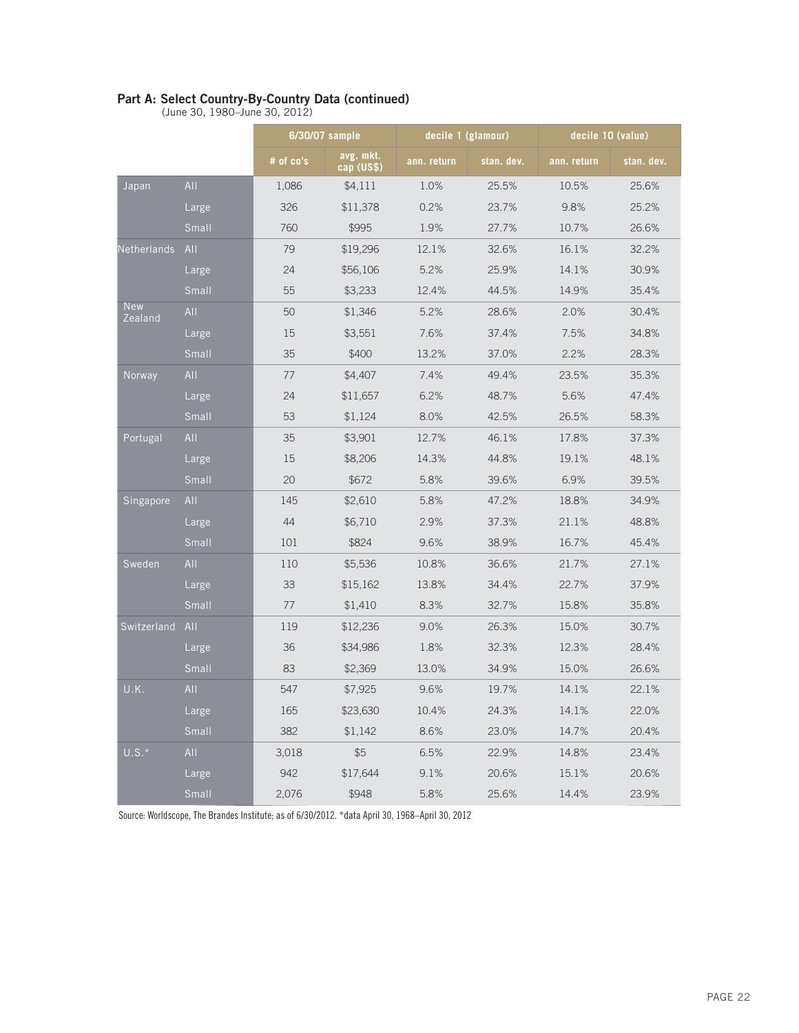**Part A: Select Country-By-Country Data (continued)**
(June 30, 1980–June 30, 2012)

| | | 6/30/07 sample | | decile 1 (glamour) | | decile 10 (value) | |
|---|---|---|---|---|---|---|---|
| | | # of co's | avg. mkt. cap (US$) | ann. return | stan. dev. | ann. return | stan. dev. |
| Japan | All | 1,086 | $4,111 | 1.0% | 25.5% | 10.5% | 25.6% |
| | Large | 326 | $11,378 | 0.2% | 23.7% | 9.8% | 25.2% |
| | Small | 760 | $995 | 1.9% | 27.7% | 10.7% | 26.6% |
| Netherlands | All | 79 | $19,296 | 12.1% | 32.6% | 16.1% | 32.2% |
| | Large | 24 | $56,106 | 5.2% | 25.9% | 14.1% | 30.9% |
| | Small | 55 | $3,233 | 12.4% | 44.5% | 14.9% | 35.4% |
| New Zealand | All | 50 | $1,346 | 5.2% | 28.6% | 2.0% | 30.4% |
| | Large | 15 | $3,551 | 7.6% | 37.4% | 7.5% | 34.8% |
| | Small | 35 | $400 | 13.2% | 37.0% | 2.2% | 28.3% |
| Norway | All | 77 | $4,407 | 7.4% | 49.4% | 23.5% | 35.3% |
| | Large | 24 | $11,657 | 6.2% | 48.7% | 5.6% | 47.4% |
| | Small | 53 | $1,124 | 8.0% | 42.5% | 26.5% | 58.3% |
| Portugal | All | 35 | $3,901 | 12.7% | 46.1% | 17.8% | 37.3% |
| | Large | 15 | $8,206 | 14.3% | 44.8% | 19.1% | 48.1% |
| | Small | 20 | $672 | 5.8% | 39.6% | 6.9% | 39.5% |
| Singapore | All | 145 | $2,610 | 5.8% | 47.2% | 18.8% | 34.9% |
| | Large | 44 | $6,710 | 2.9% | 37.3% | 21.1% | 48.8% |
| | Small | 101 | $824 | 9.6% | 38.9% | 16.7% | 45.4% |
| Sweden | All | 110 | $5,536 | 10.8% | 36.6% | 21.7% | 27.1% |
| | Large | 33 | $15,162 | 13.8% | 34.4% | 22.7% | 37.9% |
| | Small | 77 | $1,410 | 8.3% | 32.7% | 15.8% | 35.8% |
| Switzerland | All | 119 | $12,236 | 9.0% | 26.3% | 15.0% | 30.7% |
| | Large | 36 | $34,986 | 1.8% | 32.3% | 12.3% | 28.4% |
| | Small | 83 | $2,369 | 13.0% | 34.9% | 15.0% | 26.6% |
| U.K. | All | 547 | $7,925 | 9.6% | 19.7% | 14.1% | 22.1% |
| | Large | 165 | $23,630 | 10.4% | 24.3% | 14.1% | 22.0% |
| | Small | 382 | $1,142 | 8.6% | 23.0% | 14.7% | 20.4% |
| U.S.* | All | 3,018 | $5 | 6.5% | 22.9% | 14.8% | 23.4% |
| | Large | 942 | $17,644 | 9.1% | 20.6% | 15.1% | 20.6% |
| | Small | 2,076 | $948 | 5.8% | 25.6% | 14.4% | 23.9% |

Source: Worldscope, The Brandes Institute; as of 6/30/2012. *data April 30, 1968–April 30, 2012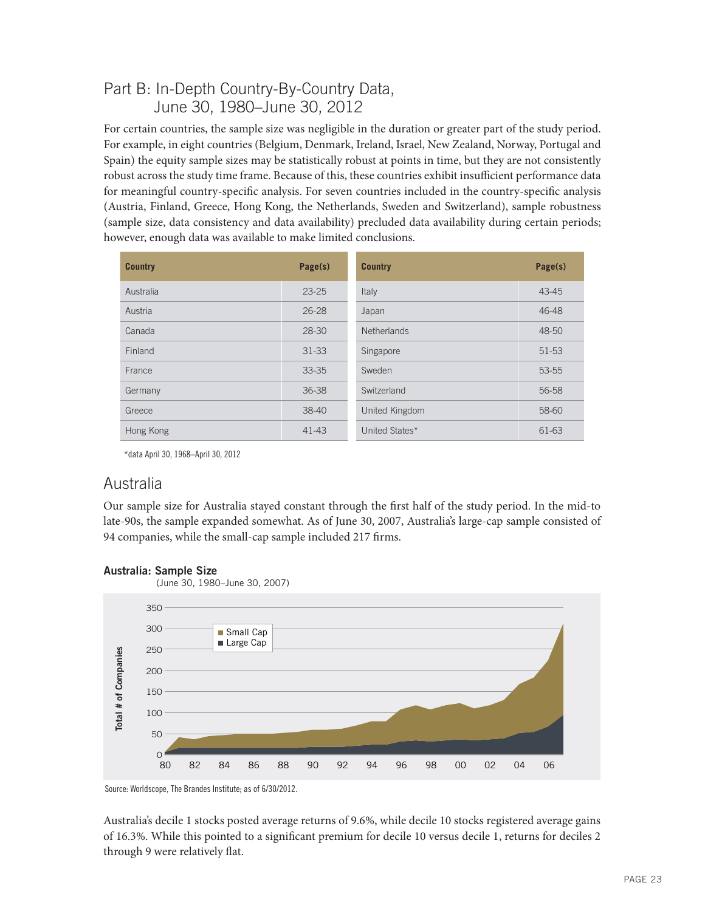## Part B: In-Depth Country-By-Country Data, June 30, 1980–June 30, 2012

For certain countries, the sample size was negligible in the duration or greater part of the study period. For example, in eight countries (Belgium, Denmark, Ireland, Israel, New Zealand, Norway, Portugal and Spain) the equity sample sizes may be statistically robust at points in time, but they are not consistently robust across the study time frame. Because of this, these countries exhibit insufficient performance data for meaningful country-specific analysis. For seven countries included in the country-specific analysis (Austria, Finland, Greece, Hong Kong, the Netherlands, Sweden and Switzerland), sample robustness (sample size, data consistency and data availability) precluded data availability during certain periods; however, enough data was available to make limited conclusions.

| Country | Page(s) | Country | Page(s) |
|---|---|---|---|
| Australia | 23-25 | Italy | 43-45 |
| Austria | 26-28 | Japan | 46-48 |
| Canada | 28-30 | Netherlands | 48-50 |
| Finland | 31-33 | Singapore | 51-53 |
| France | 33-35 | Sweden | 53-55 |
| Germany | 36-38 | Switzerland | 56-58 |
| Greece | 38-40 | United Kingdom | 58-60 |
| Hong Kong | 41-43 | United States* | 61-63 |

*data April 30, 1968–April 30, 2012

## Australia

Our sample size for Australia stayed constant through the first half of the study period. In the mid-to late-90s, the sample expanded somewhat. As of June 30, 2007, Australia's large-cap sample consisted of 94 companies, while the small-cap sample included 217 firms.

**Australia: Sample Size**
(June 30, 1980–June 30, 2007)

Source: Worldscope, The Brandes Institute; as of 6/30/2012.

Australia's decile 1 stocks posted average returns of 9.6%, while decile 10 stocks registered average gains of 16.3%. While this pointed to a significant premium for decile 10 versus decile 1, returns for deciles 2 through 9 were relatively flat.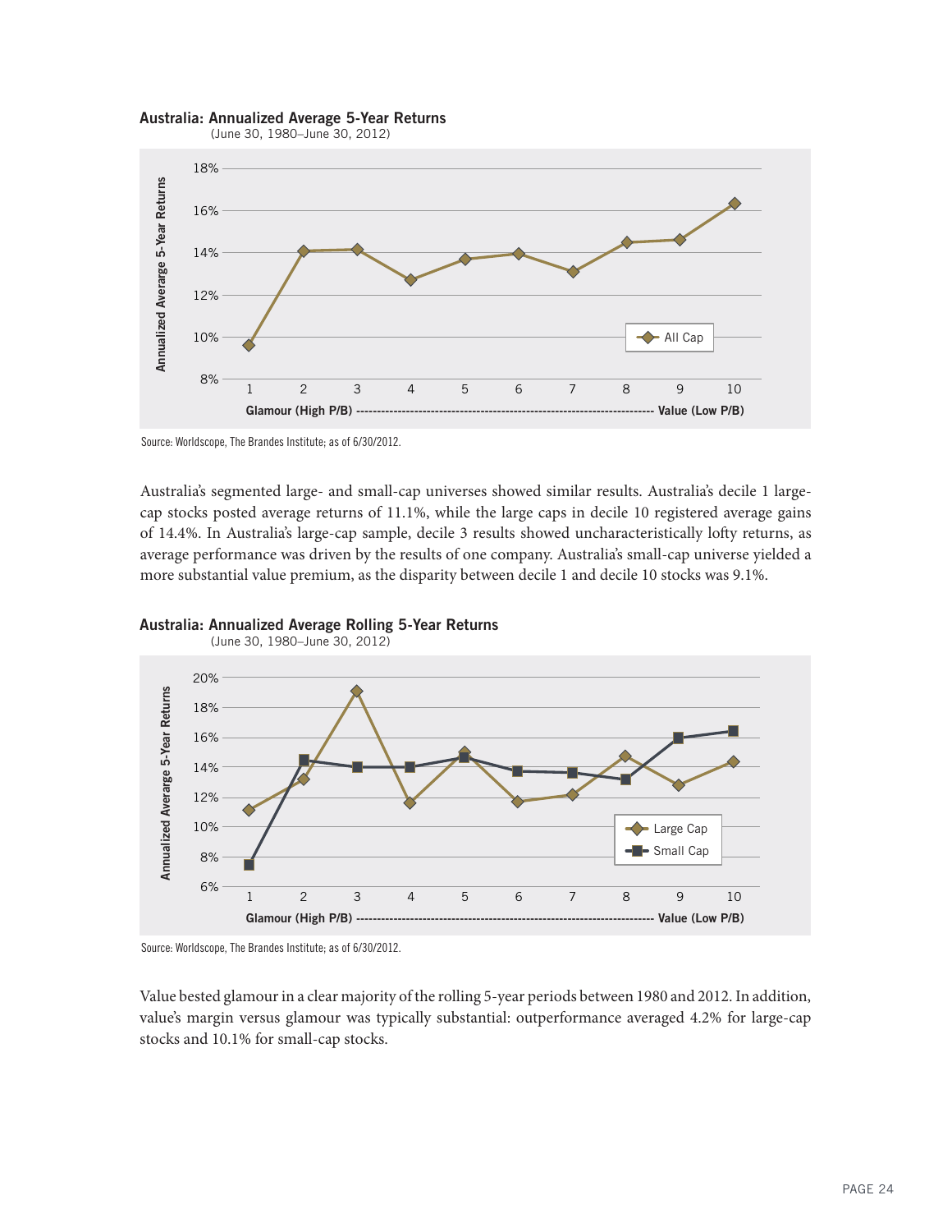**Australia: Annualized Average 5-Year Returns**
(June 30, 1980–June 30, 2012)

Source: Worldscope, The Brandes Institute; as of 6/30/2012.

Australia's segmented large- and small-cap universes showed similar results. Australia's decile 1 large-cap stocks posted average returns of 11.1%, while the large caps in decile 10 registered average gains of 14.4%. In Australia's large-cap sample, decile 3 results showed uncharacteristically lofty returns, as average performance was driven by the results of one company. Australia's small-cap universe yielded a more substantial value premium, as the disparity between decile 1 and decile 10 stocks was 9.1%.

**Australia: Annualized Average Rolling 5-Year Returns**
(June 30, 1980–June 30, 2012)

Source: Worldscope, The Brandes Institute; as of 6/30/2012.

Value bested glamour in a clear majority of the rolling 5-year periods between 1980 and 2012. In addition, value's margin versus glamour was typically substantial: outperformance averaged 4.2% for large-cap stocks and 10.1% for small-cap stocks.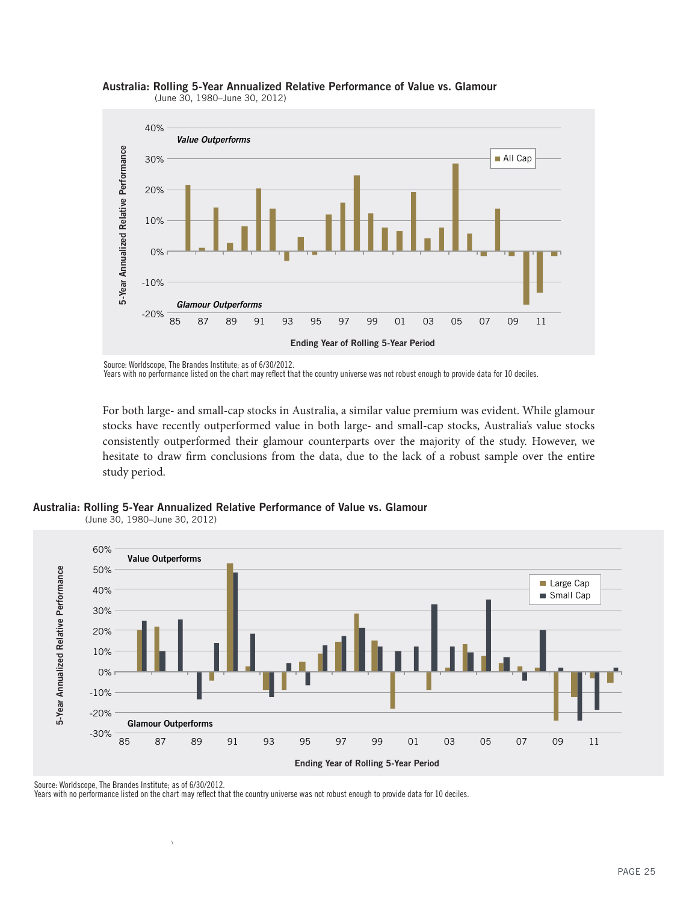**Australia: Rolling 5-Year Annualized Relative Performance of Value vs. Glamour**
(June 30, 1980–June 30, 2012)

Source: Worldscope, The Brandes Institute; as of 6/30/2012.
Years with no performance listed on the chart may reflect that the country universe was not robust enough to provide data for 10 deciles.

For both large- and small-cap stocks in Australia, a similar value premium was evident. While glamour stocks have recently outperformed value in both large- and small-cap stocks, Australia's value stocks consistently outperformed their glamour counterparts over the majority of the study. However, we hesitate to draw firm conclusions from the data, due to the lack of a robust sample over the entire study period.

**Australia: Rolling 5-Year Annualized Relative Performance of Value vs. Glamour**
(June 30, 1980–June 30, 2012)

Source: Worldscope, The Brandes Institute; as of 6/30/2012.
Years with no performance listed on the chart may reflect that the country universe was not robust enough to provide data for 10 deciles.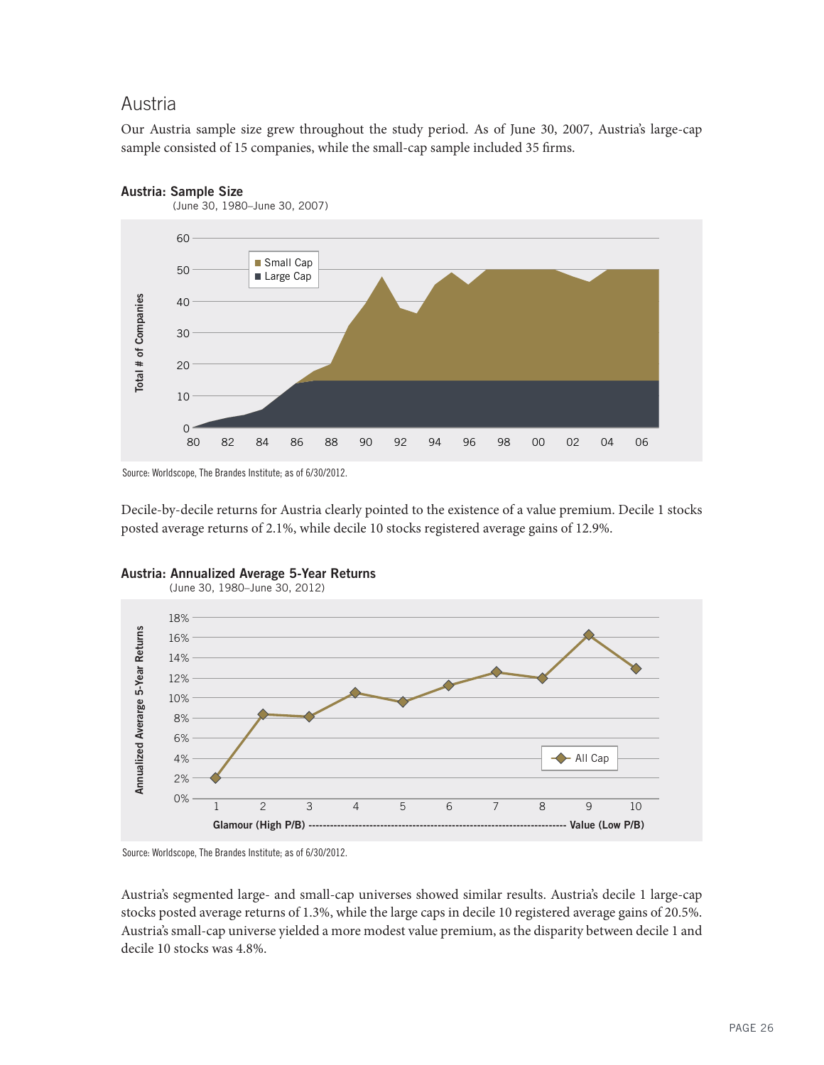## Austria

Our Austria sample size grew throughout the study period. As of June 30, 2007, Austria's large-cap sample consisted of 15 companies, while the small-cap sample included 35 firms.

**Austria: Sample Size**
(June 30, 1980–June 30, 2007)

Source: Worldscope, The Brandes Institute; as of 6/30/2012.

Decile-by-decile returns for Austria clearly pointed to the existence of a value premium. Decile 1 stocks posted average returns of 2.1%, while decile 10 stocks registered average gains of 12.9%.

**Austria: Annualized Average 5-Year Returns**
(June 30, 1980–June 30, 2012)

Source: Worldscope, The Brandes Institute; as of 6/30/2012.

Austria's segmented large- and small-cap universes showed similar results. Austria's decile 1 large-cap stocks posted average returns of 1.3%, while the large caps in decile 10 registered average gains of 20.5%. Austria's small-cap universe yielded a more modest value premium, as the disparity between decile 1 and decile 10 stocks was 4.8%.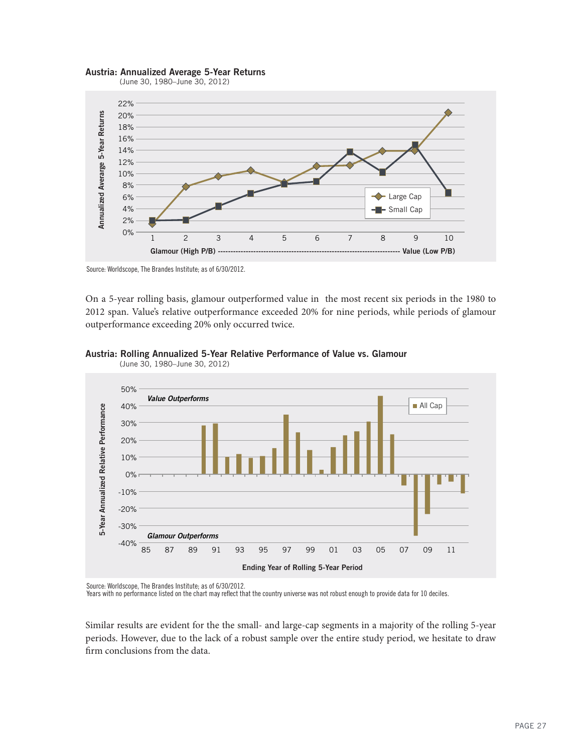**Austria: Annualized Average 5-Year Returns**
(June 30, 1980–June 30, 2012)

Source: Worldscope, The Brandes Institute; as of 6/30/2012.

On a 5-year rolling basis, glamour outperformed value in the most recent six periods in the 1980 to 2012 span. Value's relative outperformance exceeded 20% for nine periods, while periods of glamour outperformance exceeding 20% only occurred twice.

**Austria: Rolling Annualized 5-Year Relative Performance of Value vs. Glamour**
(June 30, 1980–June 30, 2012)

Source: Worldscope, The Brandes Institute; as of 6/30/2012.
Years with no performance listed on the chart may reflect that the country universe was not robust enough to provide data for 10 deciles.

Similar results are evident for the the small- and large-cap segments in a majority of the rolling 5-year periods. However, due to the lack of a robust sample over the entire study period, we hesitate to draw firm conclusions from the data.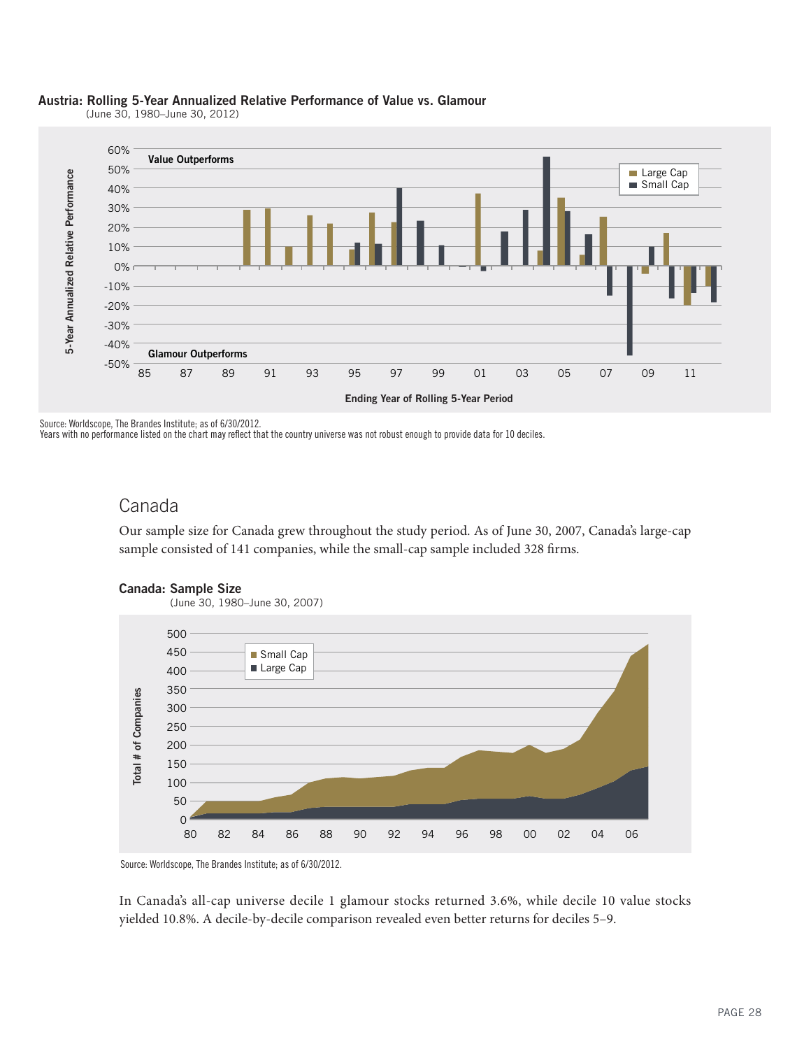**Austria: Rolling 5-Year Annualized Relative Performance of Value vs. Glamour**
(June 30, 1980–June 30, 2012)

Source: Worldscope, The Brandes Institute; as of 6/30/2012.
Years with no performance listed on the chart may reflect that the country universe was not robust enough to provide data for 10 deciles.

## Canada

Our sample size for Canada grew throughout the study period. As of June 30, 2007, Canada's large-cap sample consisted of 141 companies, while the small-cap sample included 328 firms.

**Canada: Sample Size**
(June 30, 1980–June 30, 2007)

Source: Worldscope, The Brandes Institute; as of 6/30/2012.

In Canada's all-cap universe decile 1 glamour stocks returned 3.6%, while decile 10 value stocks yielded 10.8%. A decile-by-decile comparison revealed even better returns for deciles 5–9.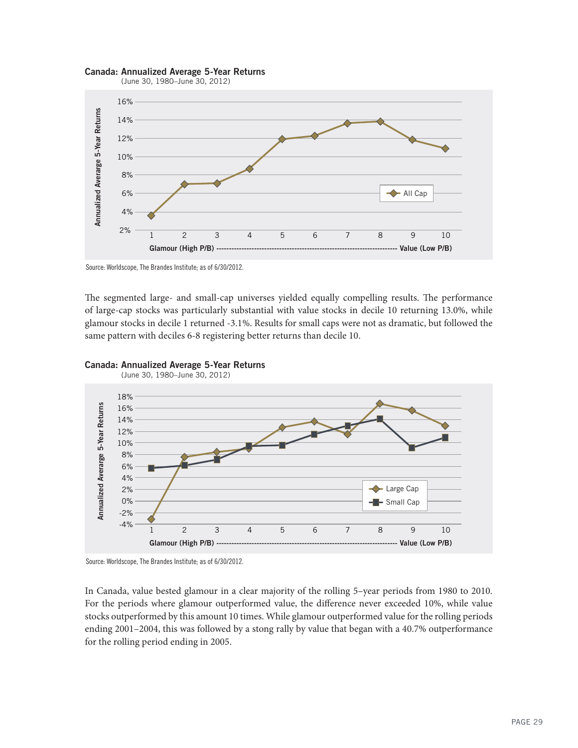**Canada: Annualized Average 5-Year Returns**
(June 30, 1980–June 30, 2012)

Source: Worldscope, The Brandes Institute; as of 6/30/2012.

The segmented large- and small-cap universes yielded equally compelling results. The performance of large-cap stocks was particularly substantial with value stocks in decile 10 returning 13.0%, while glamour stocks in decile 1 returned -3.1%. Results for small caps were not as dramatic, but followed the same pattern with deciles 6-8 registering better returns than decile 10.

**Canada: Annualized Average 5-Year Returns**
(June 30, 1980–June 30, 2012)

Source: Worldscope, The Brandes Institute; as of 6/30/2012.

In Canada, value bested glamour in a clear majority of the rolling 5–year periods from 1980 to 2010. For the periods where glamour outperformed value, the difference never exceeded 10%, while value stocks outperformed by this amount 10 times. While glamour outperformed value for the rolling periods ending 2001–2004, this was followed by a stong rally by value that began with a 40.7% outperformance for the rolling period ending in 2005.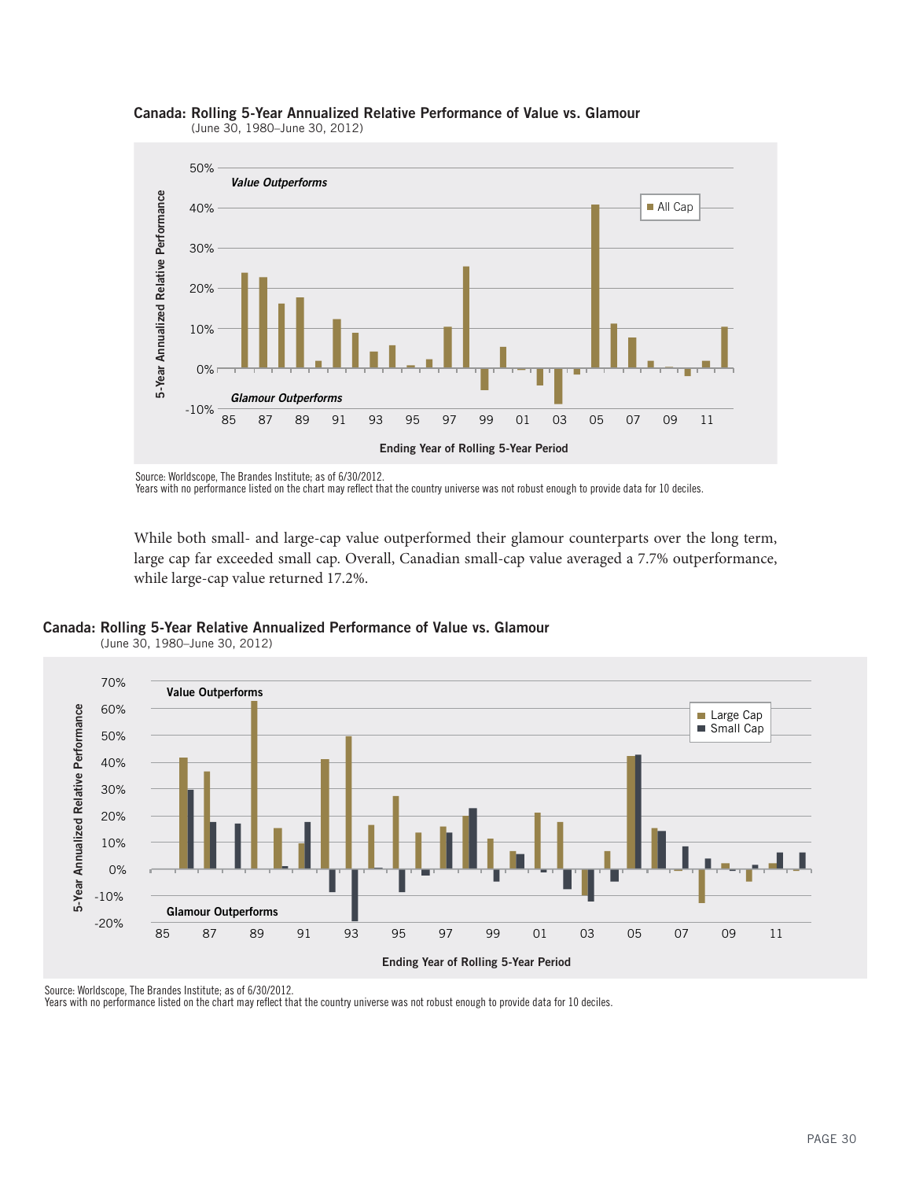**Canada: Rolling 5-Year Annualized Relative Performance of Value vs. Glamour**
(June 30, 1980–June 30, 2012)

Source: Worldscope, The Brandes Institute; as of 6/30/2012.
Years with no performance listed on the chart may reflect that the country universe was not robust enough to provide data for 10 deciles.

While both small- and large-cap value outperformed their glamour counterparts over the long term, large cap far exceeded small cap. Overall, Canadian small-cap value averaged a 7.7% outperformance, while large-cap value returned 17.2%.

**Canada: Rolling 5-Year Relative Annualized Performance of Value vs. Glamour**
(June 30, 1980–June 30, 2012)

Source: Worldscope, The Brandes Institute; as of 6/30/2012.
Years with no performance listed on the chart may reflect that the country universe was not robust enough to provide data for 10 deciles.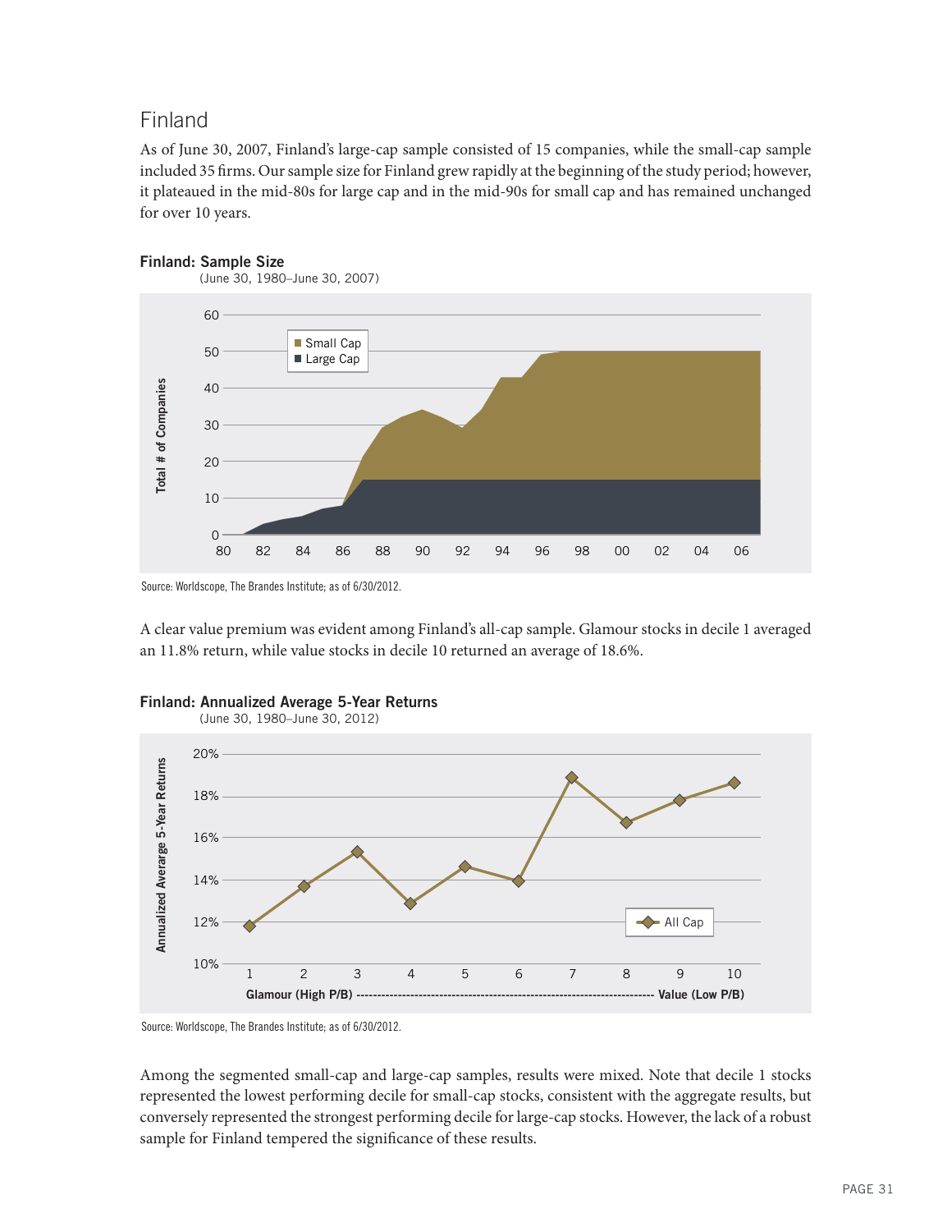## Finland

As of June 30, 2007, Finland's large-cap sample consisted of 15 companies, while the small-cap sample included 35 firms. Our sample size for Finland grew rapidly at the beginning of the study period; however, it plateaued in the mid-80s for large cap and in the mid-90s for small cap and has remained unchanged for over 10 years.

**Finland: Sample Size**
(June 30, 1980–June 30, 2007)

Source: Worldscope, The Brandes Institute; as of 6/30/2012.

A clear value premium was evident among Finland's all-cap sample. Glamour stocks in decile 1 averaged an 11.8% return, while value stocks in decile 10 returned an average of 18.6%.

**Finland: Annualized Average 5-Year Returns**
(June 30, 1980–June 30, 2012)

Source: Worldscope, The Brandes Institute; as of 6/30/2012.

Among the segmented small-cap and large-cap samples, results were mixed. Note that decile 1 stocks represented the lowest performing decile for small-cap stocks, consistent with the aggregate results, but conversely represented the strongest performing decile for large-cap stocks. However, the lack of a robust sample for Finland tempered the significance of these results.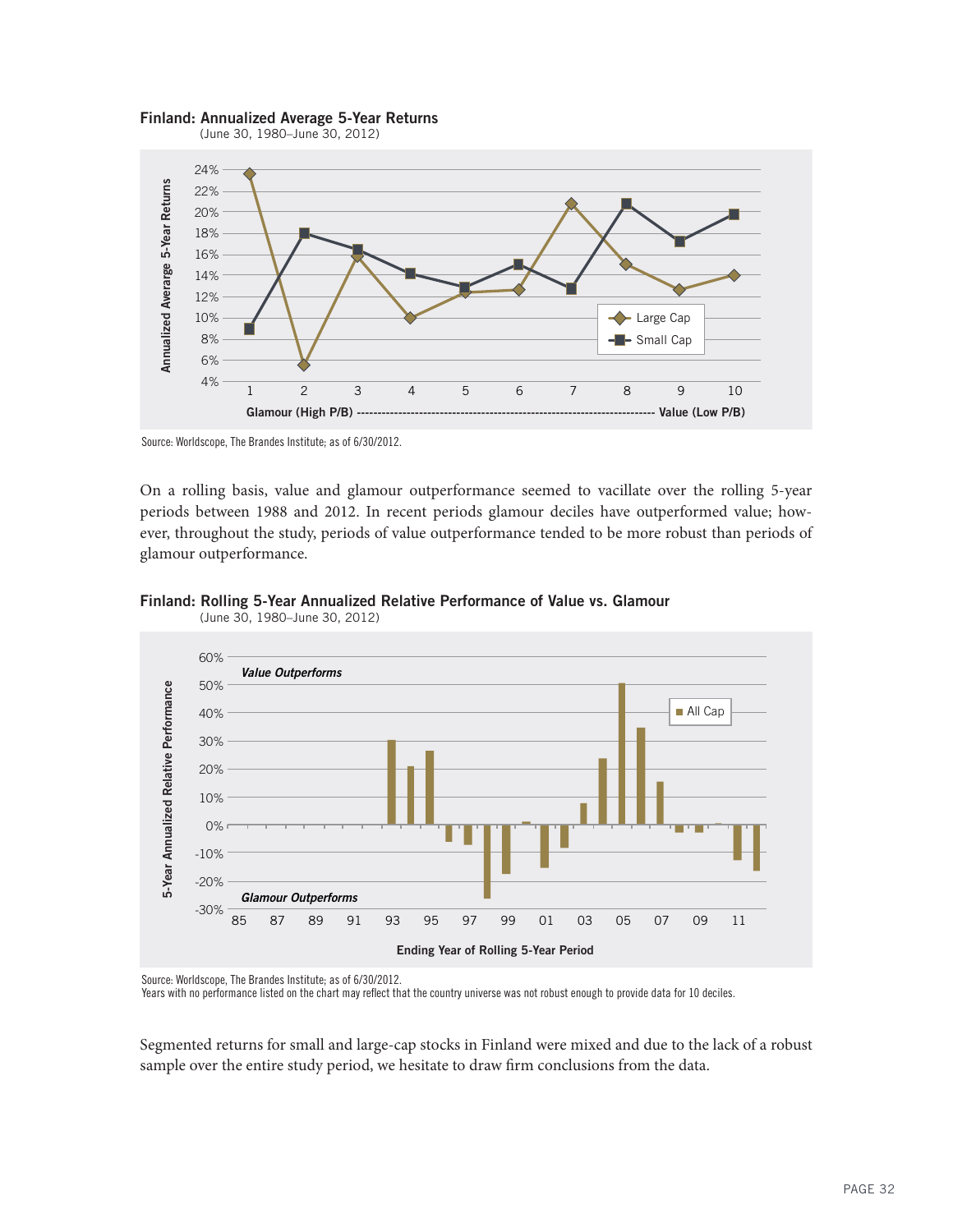**Finland: Annualized Average 5-Year Returns**
(June 30, 1980–June 30, 2012)

Source: Worldscope, The Brandes Institute; as of 6/30/2012.

On a rolling basis, value and glamour outperformance seemed to vacillate over the rolling 5-year periods between 1988 and 2012. In recent periods glamour deciles have outperformed value; however, throughout the study, periods of value outperformance tended to be more robust than periods of glamour outperformance.

**Finland: Rolling 5-Year Annualized Relative Performance of Value vs. Glamour**
(June 30, 1980–June 30, 2012)

Source: Worldscope, The Brandes Institute; as of 6/30/2012.
Years with no performance listed on the chart may reflect that the country universe was not robust enough to provide data for 10 deciles.

Segmented returns for small and large-cap stocks in Finland were mixed and due to the lack of a robust sample over the entire study period, we hesitate to draw firm conclusions from the data.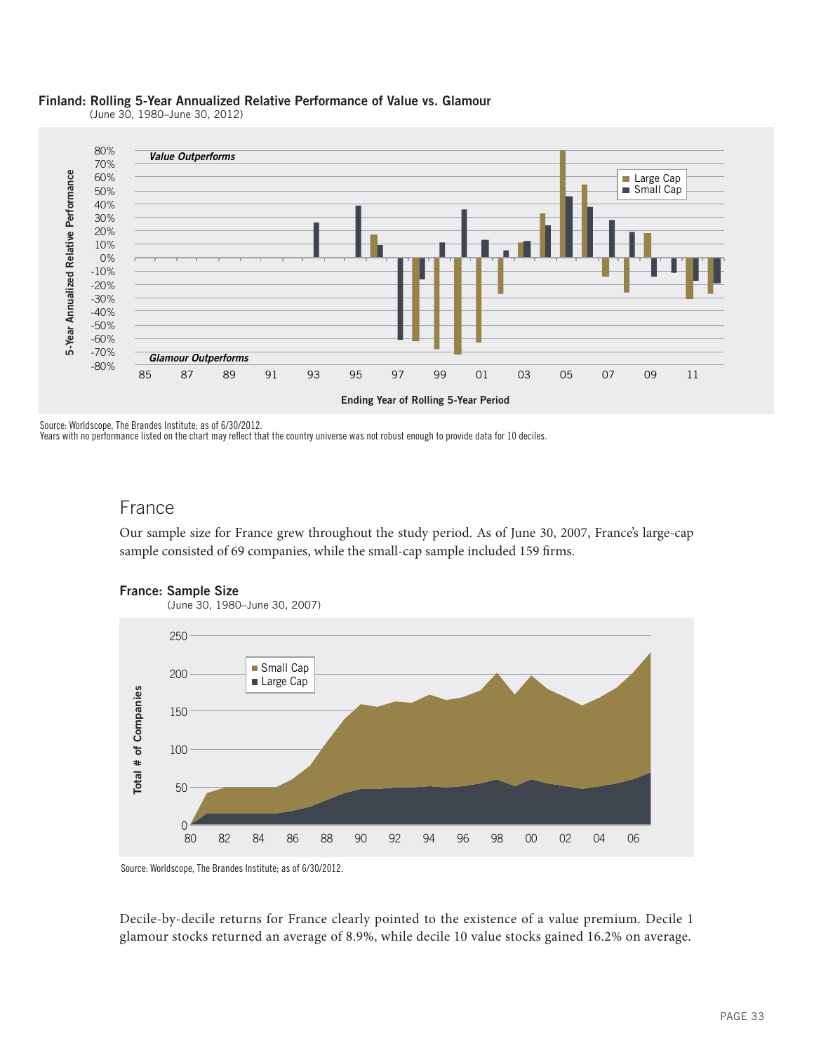**Finland: Rolling 5-Year Annualized Relative Performance of Value vs. Glamour**
(June 30, 1980–June 30, 2012)

Source: Worldscope, The Brandes Institute; as of 6/30/2012.
Years with no performance listed on the chart may reflect that the country universe was not robust enough to provide data for 10 deciles.

## France

Our sample size for France grew throughout the study period. As of June 30, 2007, France's large-cap sample consisted of 69 companies, while the small-cap sample included 159 firms.

**France: Sample Size**
(June 30, 1980–June 30, 2007)

Source: Worldscope, The Brandes Institute; as of 6/30/2012.

Decile-by-decile returns for France clearly pointed to the existence of a value premium. Decile 1 glamour stocks returned an average of 8.9%, while decile 10 value stocks gained 16.2% on average.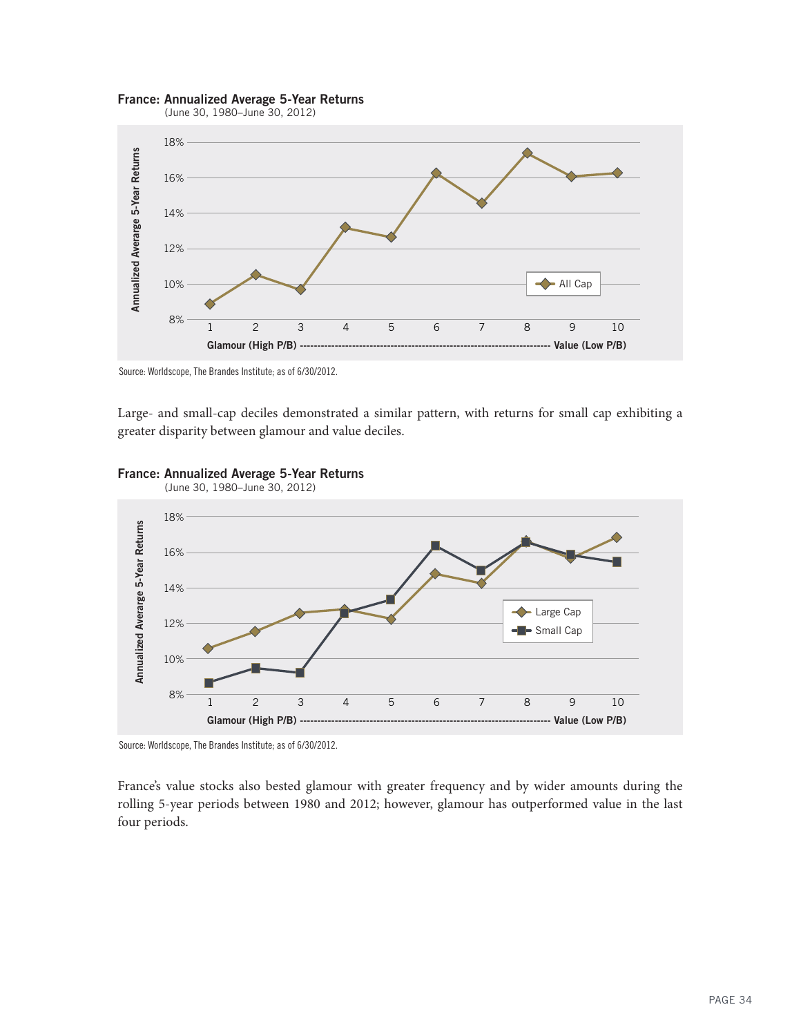**France: Annualized Average 5-Year Returns**
(June 30, 1980–June 30, 2012)

Source: Worldscope, The Brandes Institute; as of 6/30/2012.

Large- and small-cap deciles demonstrated a similar pattern, with returns for small cap exhibiting a greater disparity between glamour and value deciles.

**France: Annualized Average 5-Year Returns**
(June 30, 1980–June 30, 2012)

Source: Worldscope, The Brandes Institute; as of 6/30/2012.

France's value stocks also bested glamour with greater frequency and by wider amounts during the rolling 5-year periods between 1980 and 2012; however, glamour has outperformed value in the last four periods.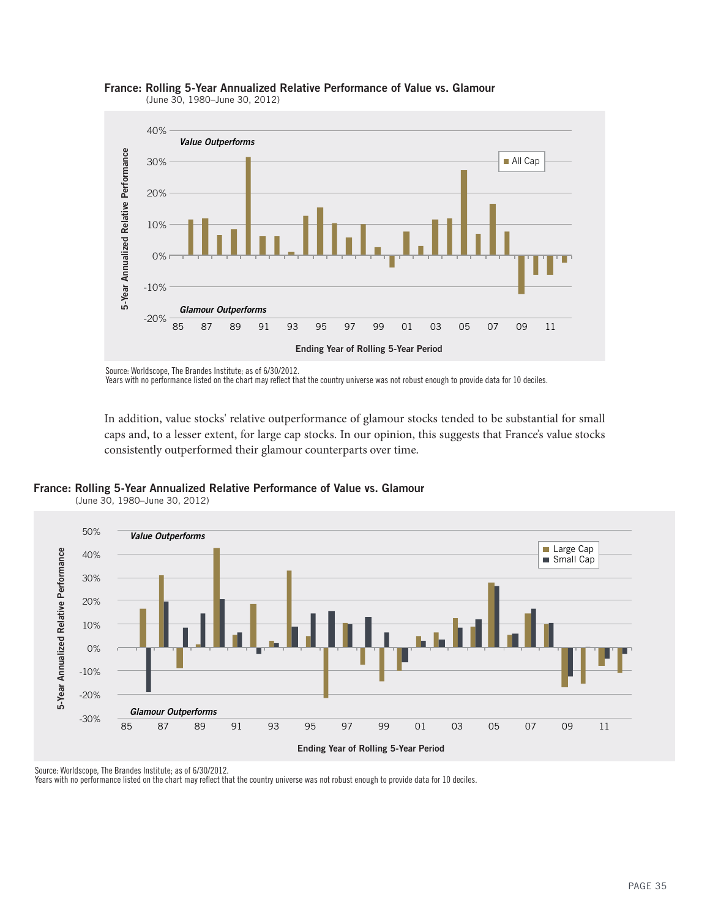**France: Rolling 5-Year Annualized Relative Performance of Value vs. Glamour**
(June 30, 1980–June 30, 2012)

Source: Worldscope, The Brandes Institute; as of 6/30/2012.
Years with no performance listed on the chart may reflect that the country universe was not robust enough to provide data for 10 deciles.

In addition, value stocks' relative outperformance of glamour stocks tended to be substantial for small caps and, to a lesser extent, for large cap stocks. In our opinion, this suggests that France's value stocks consistently outperformed their glamour counterparts over time.

**France: Rolling 5-Year Annualized Relative Performance of Value vs. Glamour**
(June 30, 1980–June 30, 2012)

Source: Worldscope, The Brandes Institute; as of 6/30/2012.
Years with no performance listed on the chart may reflect that the country universe was not robust enough to provide data for 10 deciles.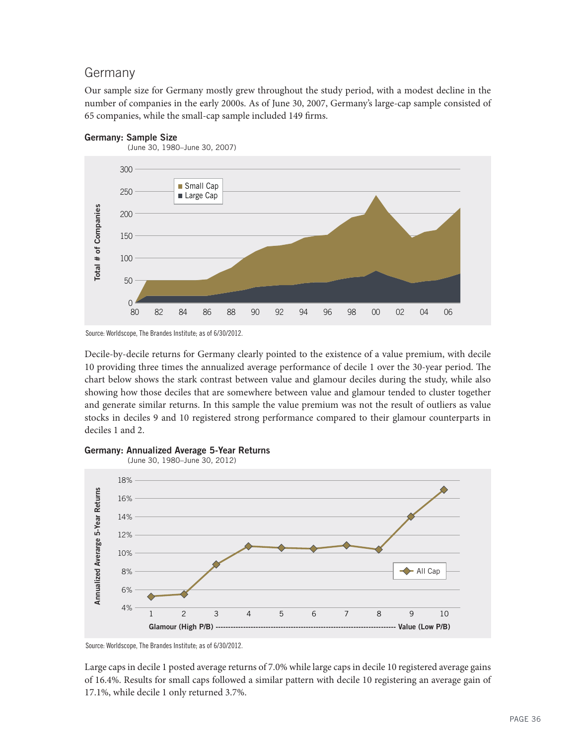## Germany

Our sample size for Germany mostly grew throughout the study period, with a modest decline in the number of companies in the early 2000s. As of June 30, 2007, Germany's large-cap sample consisted of 65 companies, while the small-cap sample included 149 firms.

**Germany: Sample Size**
(June 30, 1980–June 30, 2007)

Source: Worldscope, The Brandes Institute; as of 6/30/2012.

Decile-by-decile returns for Germany clearly pointed to the existence of a value premium, with decile 10 providing three times the annualized average performance of decile 1 over the 30-year period. The chart below shows the stark contrast between value and glamour deciles during the study, while also showing how those deciles that are somewhere between value and glamour tended to cluster together and generate similar returns. In this sample the value premium was not the result of outliers as value stocks in deciles 9 and 10 registered strong performance compared to their glamour counterparts in deciles 1 and 2.

**Germany: Annualized Average 5-Year Returns**
(June 30, 1980–June 30, 2012)

Source: Worldscope, The Brandes Institute; as of 6/30/2012.

Large caps in decile 1 posted average returns of 7.0% while large caps in decile 10 registered average gains of 16.4%. Results for small caps followed a similar pattern with decile 10 registering an average gain of 17.1%, while decile 1 only returned 3.7%.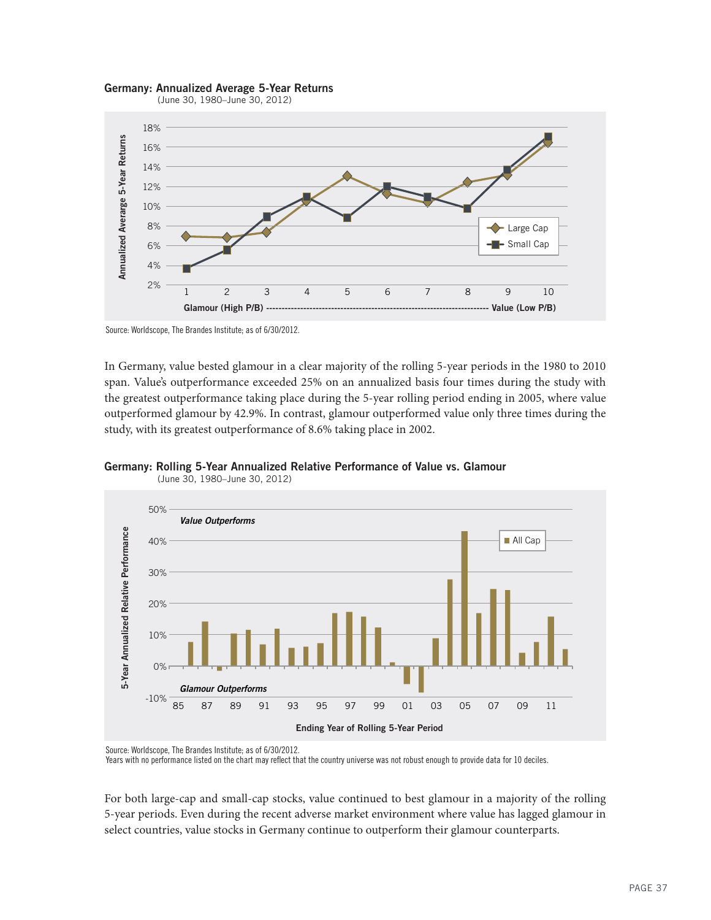**Germany: Annualized Average 5-Year Returns**
(June 30, 1980–June 30, 2012)

Source: Worldscope, The Brandes Institute; as of 6/30/2012.

In Germany, value bested glamour in a clear majority of the rolling 5-year periods in the 1980 to 2010 span. Value's outperformance exceeded 25% on an annualized basis four times during the study with the greatest outperformance taking place during the 5-year rolling period ending in 2005, where value outperformed glamour by 42.9%. In contrast, glamour outperformed value only three times during the study, with its greatest outperformance of 8.6% taking place in 2002.

**Germany: Rolling 5-Year Annualized Relative Performance of Value vs. Glamour**
(June 30, 1980–June 30, 2012)

Source: Worldscope, The Brandes Institute; as of 6/30/2012.
Years with no performance listed on the chart may reflect that the country universe was not robust enough to provide data for 10 deciles.

For both large-cap and small-cap stocks, value continued to best glamour in a majority of the rolling 5-year periods. Even during the recent adverse market environment where value has lagged glamour in select countries, value stocks in Germany continue to outperform their glamour counterparts.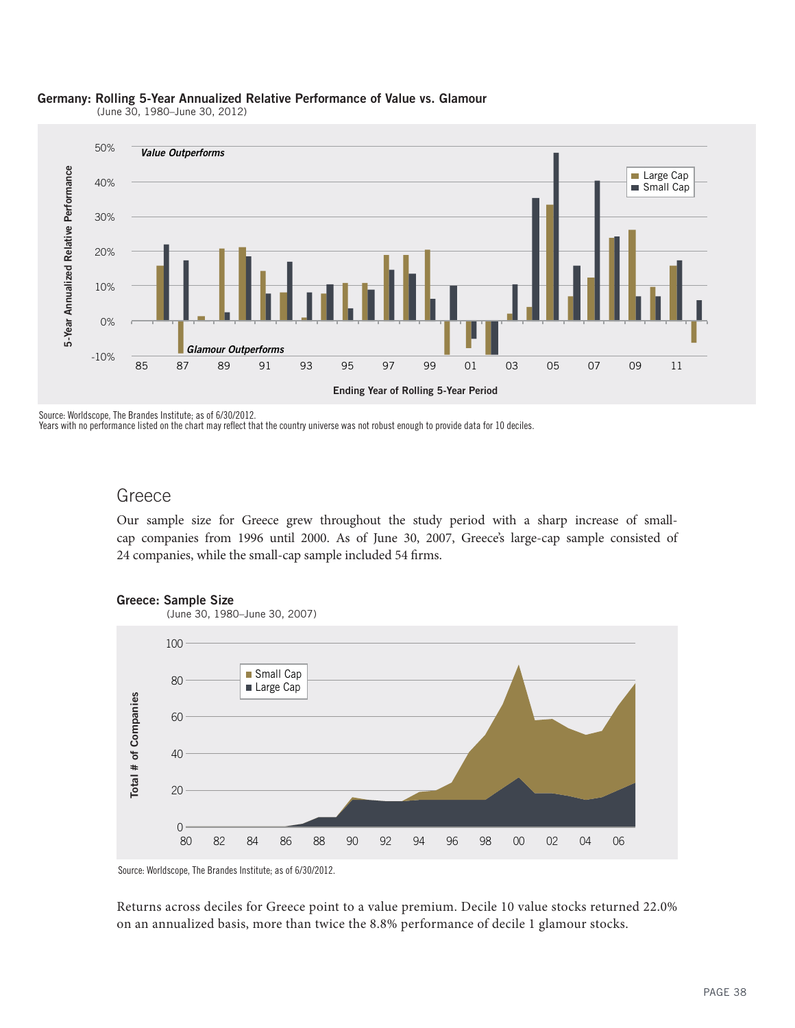**Germany: Rolling 5-Year Annualized Relative Performance of Value vs. Glamour**
(June 30, 1980–June 30, 2012)

Source: Worldscope, The Brandes Institute; as of 6/30/2012.
Years with no performance listed on the chart may reflect that the country universe was not robust enough to provide data for 10 deciles.

## Greece

Our sample size for Greece grew throughout the study period with a sharp increase of small-cap companies from 1996 until 2000. As of June 30, 2007, Greece's large-cap sample consisted of 24 companies, while the small-cap sample included 54 firms.

**Greece: Sample Size**
(June 30, 1980–June 30, 2007)

Source: Worldscope, The Brandes Institute; as of 6/30/2012.

Returns across deciles for Greece point to a value premium. Decile 10 value stocks returned 22.0% on an annualized basis, more than twice the 8.8% performance of decile 1 glamour stocks.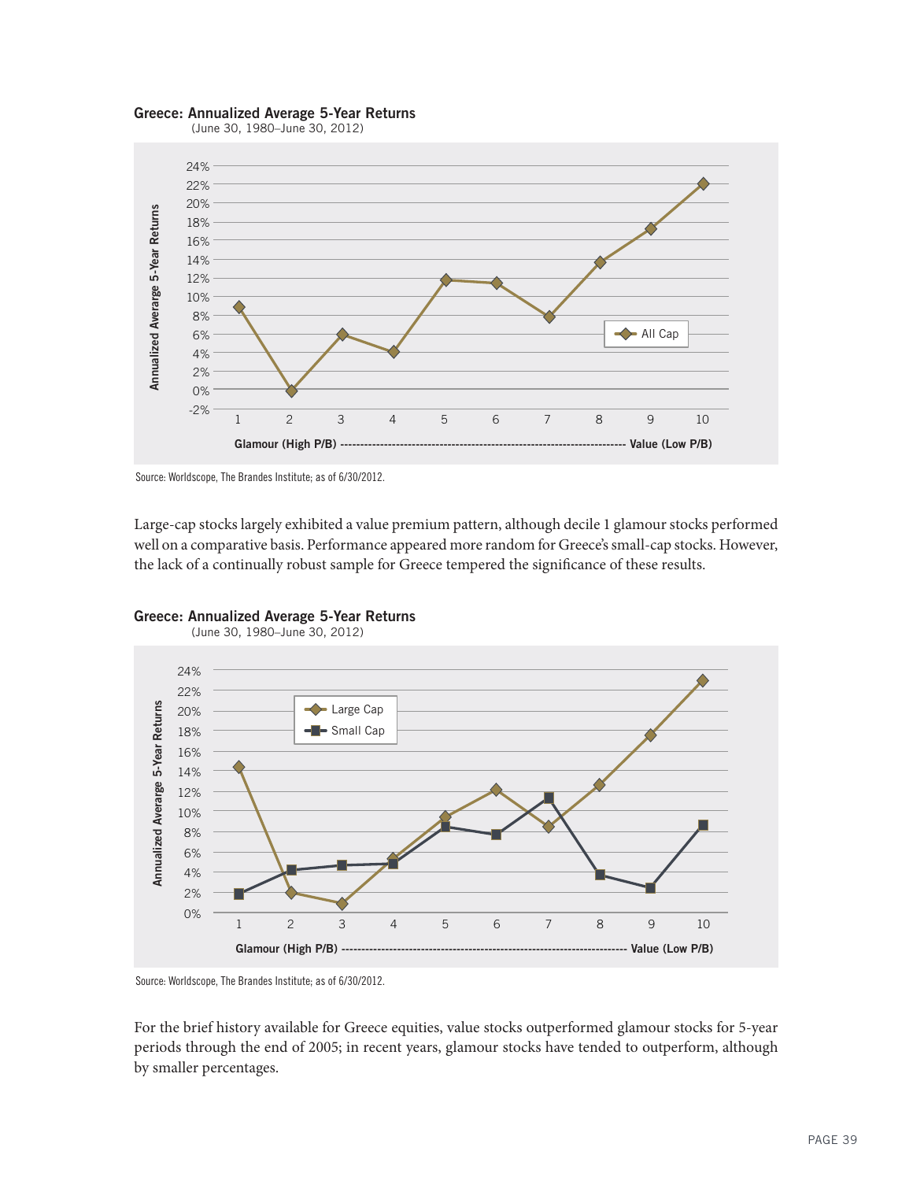**Greece: Annualized Average 5-Year Returns**
(June 30, 1980–June 30, 2012)

Source: Worldscope, The Brandes Institute; as of 6/30/2012.

Large-cap stocks largely exhibited a value premium pattern, although decile 1 glamour stocks performed well on a comparative basis. Performance appeared more random for Greece's small-cap stocks. However, the lack of a continually robust sample for Greece tempered the significance of these results.

**Greece: Annualized Average 5-Year Returns**
(June 30, 1980–June 30, 2012)

Source: Worldscope, The Brandes Institute; as of 6/30/2012.

For the brief history available for Greece equities, value stocks outperformed glamour stocks for 5-year periods through the end of 2005; in recent years, glamour stocks have tended to outperform, although by smaller percentages.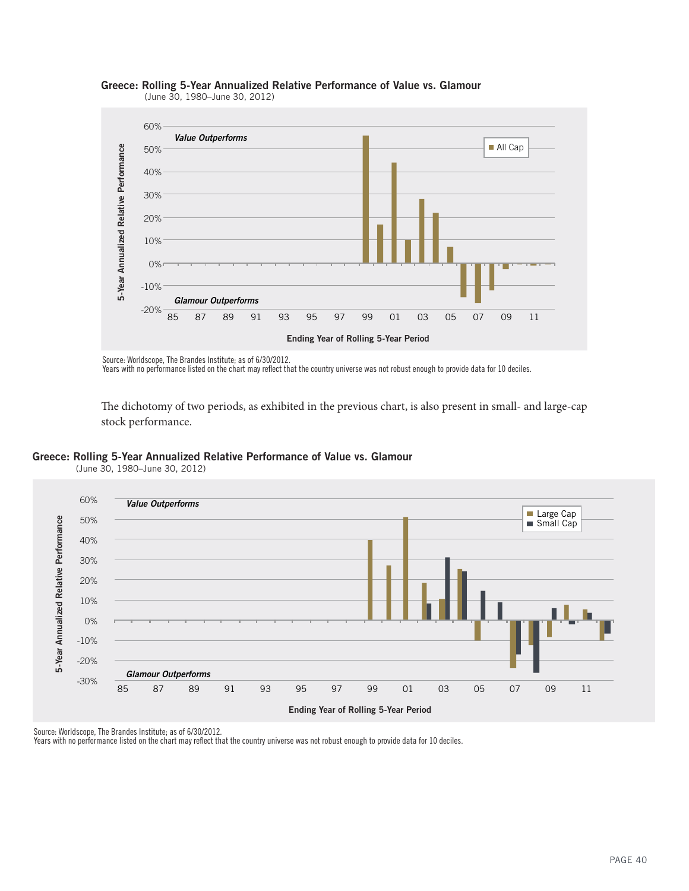**Greece: Rolling 5-Year Annualized Relative Performance of Value vs. Glamour**
(June 30, 1980–June 30, 2012)

Source: Worldscope, The Brandes Institute; as of 6/30/2012.
Years with no performance listed on the chart may reflect that the country universe was not robust enough to provide data for 10 deciles.

The dichotomy of two periods, as exhibited in the previous chart, is also present in small- and large-cap stock performance.

**Greece: Rolling 5-Year Annualized Relative Performance of Value vs. Glamour**
(June 30, 1980–June 30, 2012)

Source: Worldscope, The Brandes Institute; as of 6/30/2012.
Years with no performance listed on the chart may reflect that the country universe was not robust enough to provide data for 10 deciles.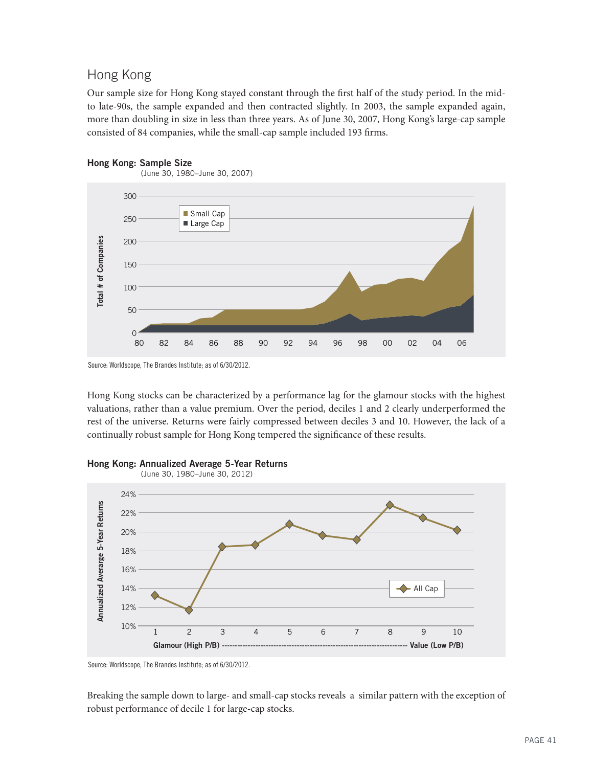## Hong Kong

Our sample size for Hong Kong stayed constant through the first half of the study period. In the mid- to late-90s, the sample expanded and then contracted slightly. In 2003, the sample expanded again, more than doubling in size in less than three years. As of June 30, 2007, Hong Kong's large-cap sample consisted of 84 companies, while the small-cap sample included 193 firms.

**Hong Kong: Sample Size**
(June 30, 1980–June 30, 2007)

Source: Worldscope, The Brandes Institute; as of 6/30/2012.

Hong Kong stocks can be characterized by a performance lag for the glamour stocks with the highest valuations, rather than a value premium. Over the period, deciles 1 and 2 clearly underperformed the rest of the universe. Returns were fairly compressed between deciles 3 and 10. However, the lack of a continually robust sample for Hong Kong tempered the significance of these results.

**Hong Kong: Annualized Average 5-Year Returns**
(June 30, 1980–June 30, 2012)

Source: Worldscope, The Brandes Institute; as of 6/30/2012.

Breaking the sample down to large- and small-cap stocks reveals a similar pattern with the exception of robust performance of decile 1 for large-cap stocks.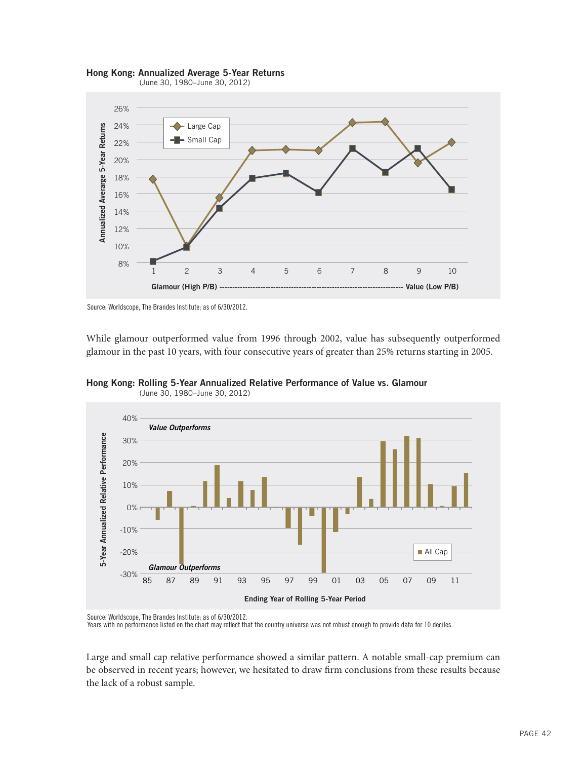**Hong Kong: Annualized Average 5-Year Returns**
(June 30, 1980–June 30, 2012)

Source: Worldscope, The Brandes Institute; as of 6/30/2012.

While glamour outperformed value from 1996 through 2002, value has subsequently outperformed glamour in the past 10 years, with four consecutive years of greater than 25% returns starting in 2005.

**Hong Kong: Rolling 5-Year Annualized Relative Performance of Value vs. Glamour**
(June 30, 1980–June 30, 2012)

Source: Worldscope, The Brandes Institute; as of 6/30/2012.
Years with no performance listed on the chart may reflect that the country universe was not robust enough to provide data for 10 deciles.

Large and small cap relative performance showed a similar pattern. A notable small-cap premium can be observed in recent years; however, we hesitated to draw firm conclusions from these results because the lack of a robust sample.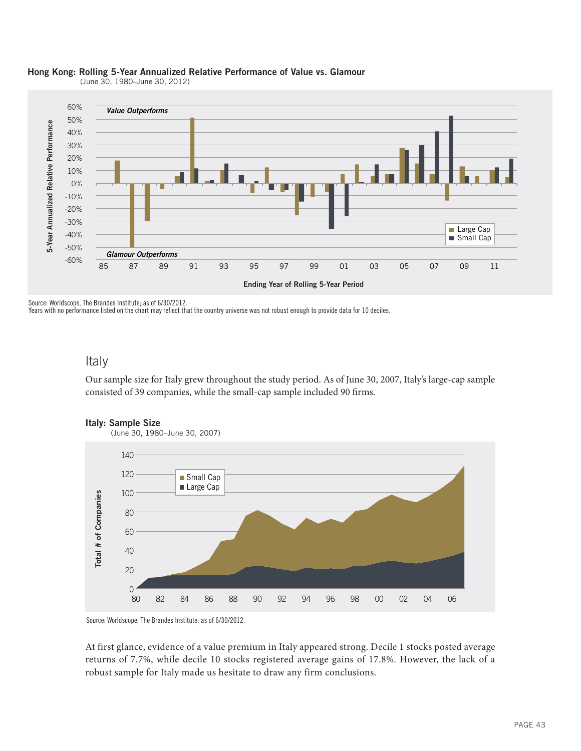**Hong Kong: Rolling 5-Year Annualized Relative Performance of Value vs. Glamour**
(June 30, 1980–June 30, 2012)

Source: Worldscope, The Brandes Institute; as of 6/30/2012.
Years with no performance listed on the chart may reflect that the country universe was not robust enough to provide data for 10 deciles.

## Italy

Our sample size for Italy grew throughout the study period. As of June 30, 2007, Italy's large-cap sample consisted of 39 companies, while the small-cap sample included 90 firms.

**Italy: Sample Size**
(June 30, 1980–June 30, 2007)

Source: Worldscope, The Brandes Institute; as of 6/30/2012.

At first glance, evidence of a value premium in Italy appeared strong. Decile 1 stocks posted average returns of 7.7%, while decile 10 stocks registered average gains of 17.8%. However, the lack of a robust sample for Italy made us hesitate to draw any firm conclusions.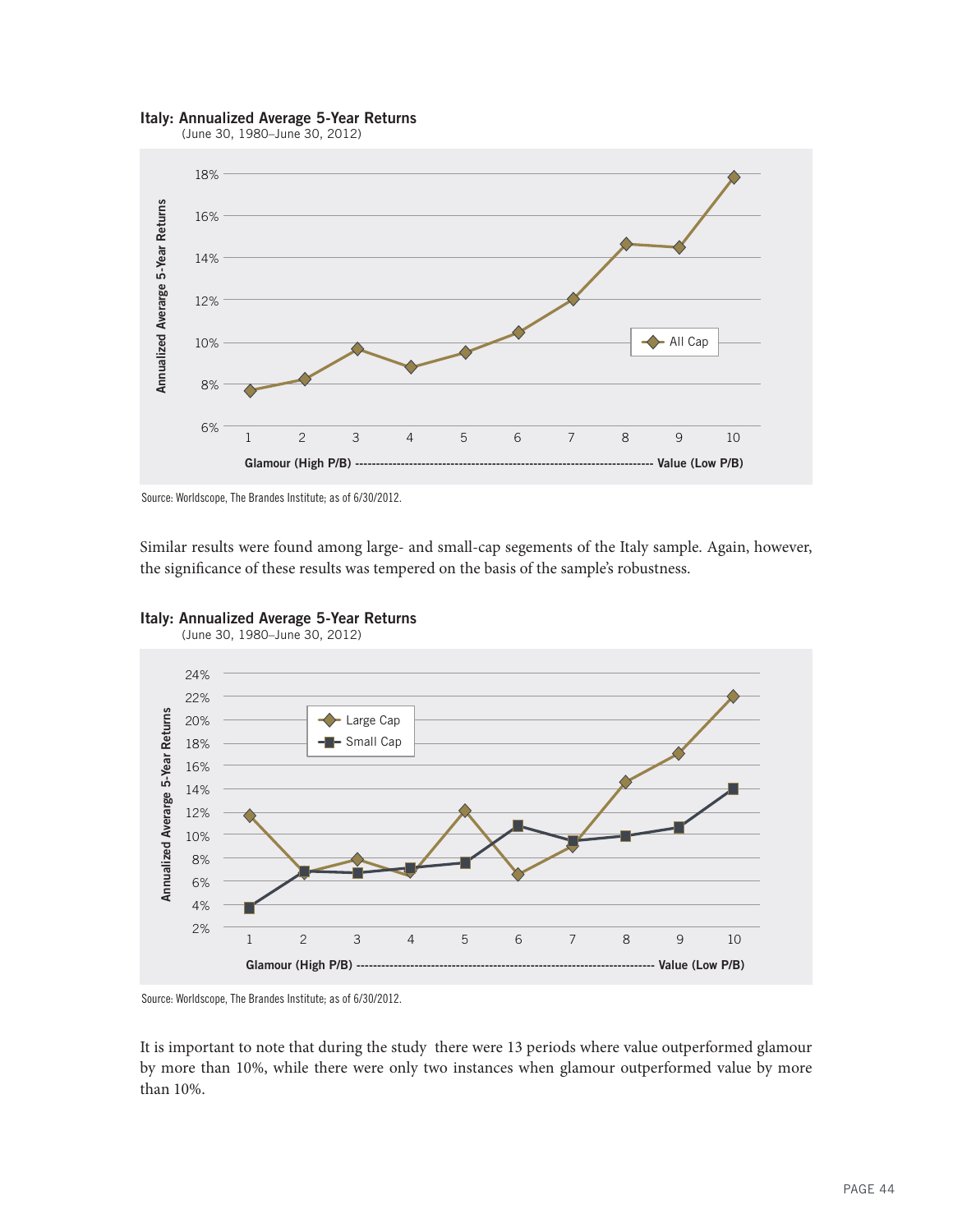**Italy: Annualized Average 5-Year Returns**
(June 30, 1980–June 30, 2012)

Source: Worldscope, The Brandes Institute; as of 6/30/2012.

Similar results were found among large- and small-cap segements of the Italy sample. Again, however, the significance of these results was tempered on the basis of the sample's robustness.

**Italy: Annualized Average 5-Year Returns**
(June 30, 1980–June 30, 2012)

Source: Worldscope, The Brandes Institute; as of 6/30/2012.

It is important to note that during the study there were 13 periods where value outperformed glamour by more than 10%, while there were only two instances when glamour outperformed value by more than 10%.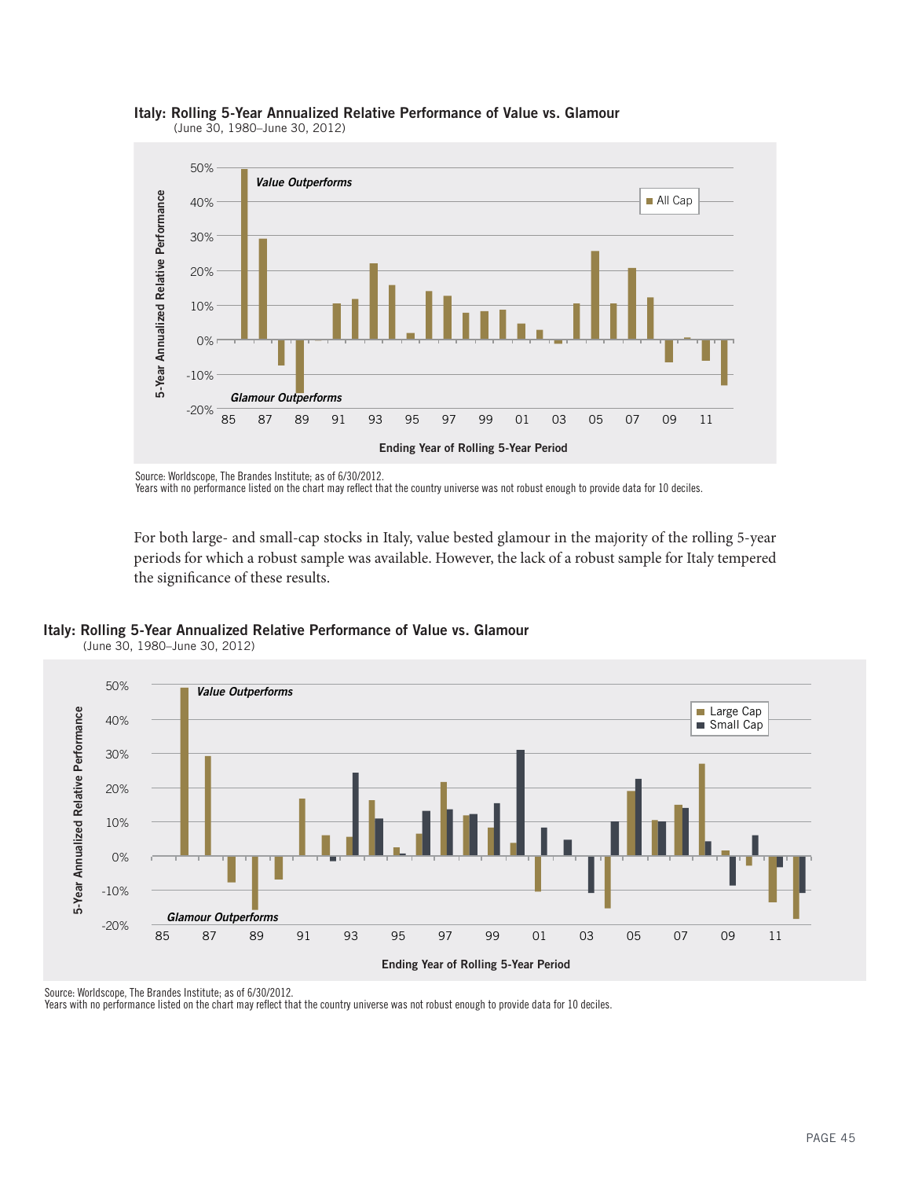**Italy: Rolling 5-Year Annualized Relative Performance of Value vs. Glamour**
(June 30, 1980–June 30, 2012)

Source: Worldscope, The Brandes Institute; as of 6/30/2012.
Years with no performance listed on the chart may reflect that the country universe was not robust enough to provide data for 10 deciles.

For both large- and small-cap stocks in Italy, value bested glamour in the majority of the rolling 5-year periods for which a robust sample was available. However, the lack of a robust sample for Italy tempered the significance of these results.

**Italy: Rolling 5-Year Annualized Relative Performance of Value vs. Glamour**
(June 30, 1980–June 30, 2012)

Source: Worldscope, The Brandes Institute; as of 6/30/2012.
Years with no performance listed on the chart may reflect that the country universe was not robust enough to provide data for 10 deciles.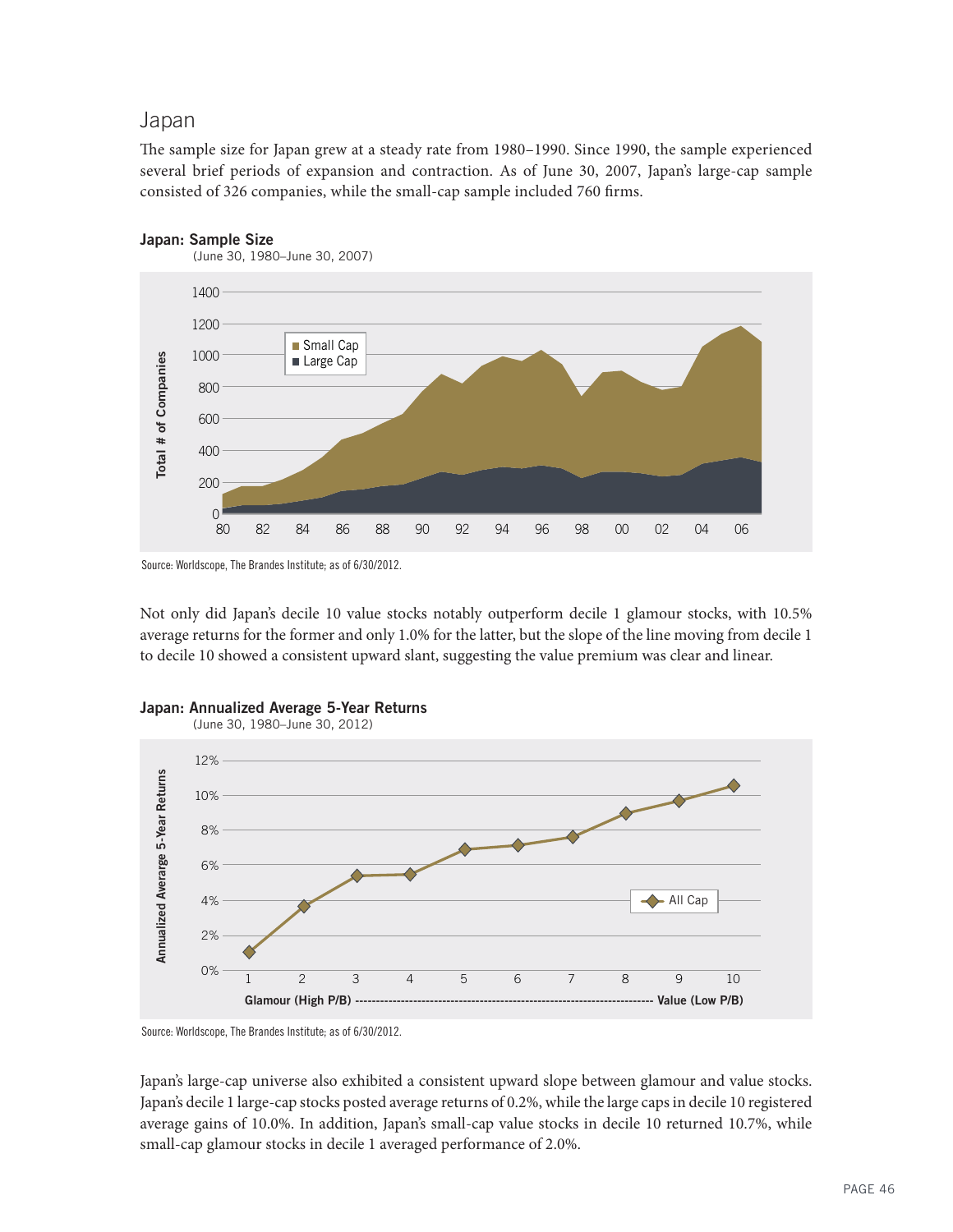## Japan

The sample size for Japan grew at a steady rate from 1980–1990. Since 1990, the sample experienced several brief periods of expansion and contraction. As of June 30, 2007, Japan's large-cap sample consisted of 326 companies, while the small-cap sample included 760 firms.

**Japan: Sample Size**
(June 30, 1980–June 30, 2007)

Source: Worldscope, The Brandes Institute; as of 6/30/2012.

Not only did Japan's decile 10 value stocks notably outperform decile 1 glamour stocks, with 10.5% average returns for the former and only 1.0% for the latter, but the slope of the line moving from decile 1 to decile 10 showed a consistent upward slant, suggesting the value premium was clear and linear.

**Japan: Annualized Average 5-Year Returns**
(June 30, 1980–June 30, 2012)

Source: Worldscope, The Brandes Institute; as of 6/30/2012.

Japan's large-cap universe also exhibited a consistent upward slope between glamour and value stocks. Japan's decile 1 large-cap stocks posted average returns of 0.2%, while the large caps in decile 10 registered average gains of 10.0%. In addition, Japan's small-cap value stocks in decile 10 returned 10.7%, while small-cap glamour stocks in decile 1 averaged performance of 2.0%.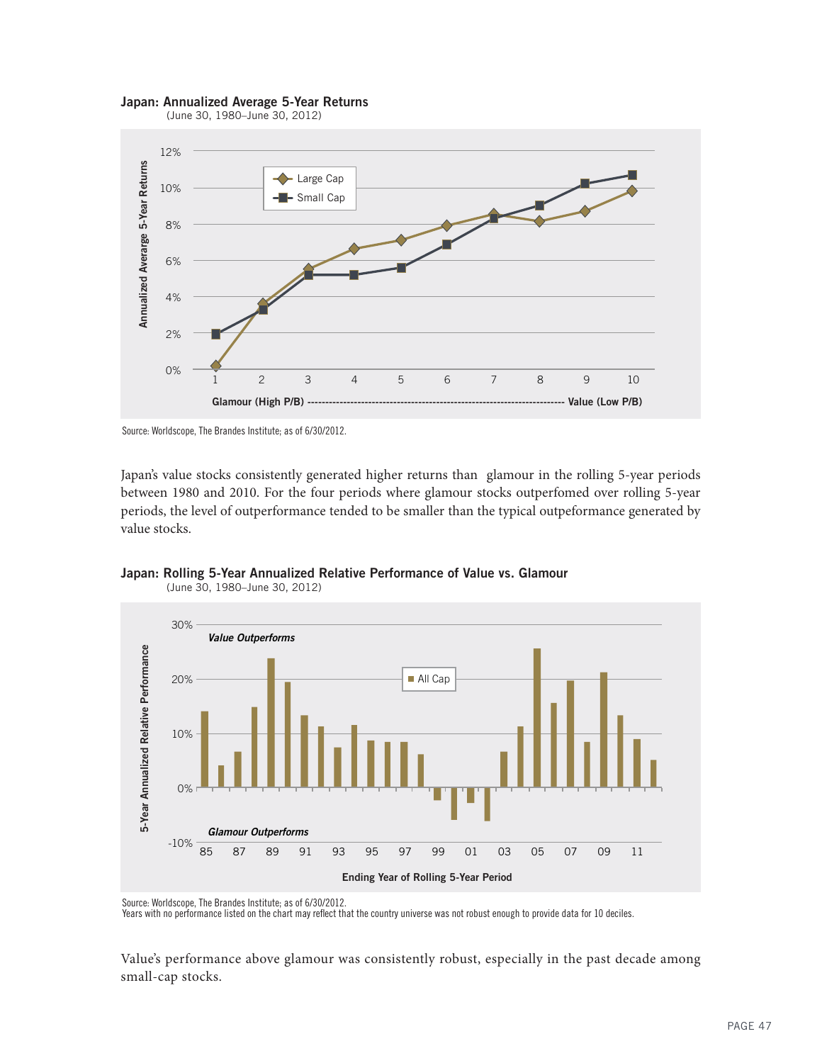**Japan: Annualized Average 5-Year Returns**
(June 30, 1980–June 30, 2012)

Source: Worldscope, The Brandes Institute; as of 6/30/2012.

Japan's value stocks consistently generated higher returns than glamour in the rolling 5-year periods between 1980 and 2010. For the four periods where glamour stocks outperfomed over rolling 5-year periods, the level of outperformance tended to be smaller than the typical outpeformance generated by value stocks.

**Japan: Rolling 5-Year Annualized Relative Performance of Value vs. Glamour**
(June 30, 1980–June 30, 2012)

Source: Worldscope, The Brandes Institute; as of 6/30/2012.
Years with no performance listed on the chart may reflect that the country universe was not robust enough to provide data for 10 deciles.

Value's performance above glamour was consistently robust, especially in the past decade among small-cap stocks.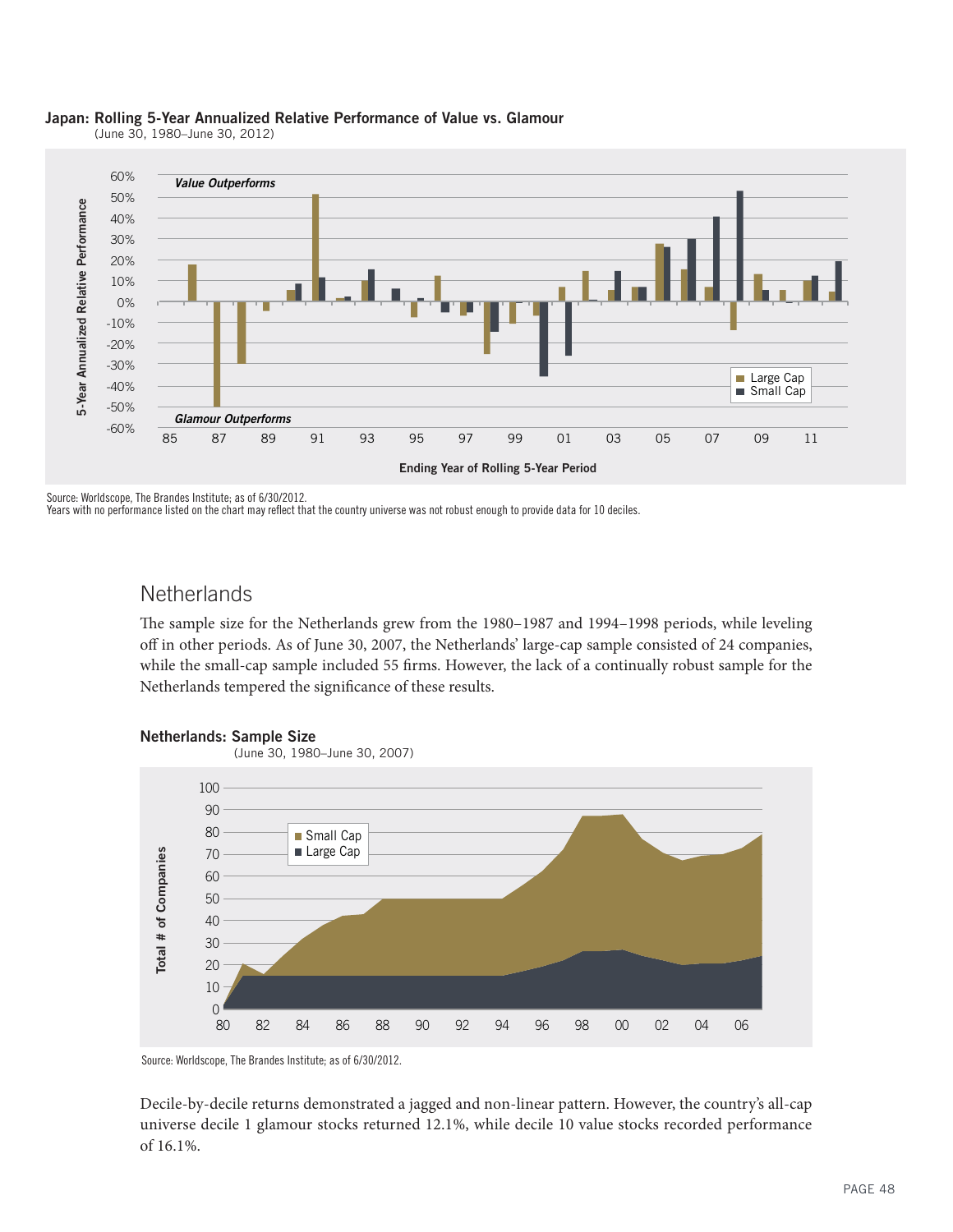**Japan: Rolling 5-Year Annualized Relative Performance of Value vs. Glamour**
(June 30, 1980–June 30, 2012)

Source: Worldscope, The Brandes Institute; as of 6/30/2012.
Years with no performance listed on the chart may reflect that the country universe was not robust enough to provide data for 10 deciles.

## Netherlands

The sample size for the Netherlands grew from the 1980–1987 and 1994–1998 periods, while leveling off in other periods. As of June 30, 2007, the Netherlands' large-cap sample consisted of 24 companies, while the small-cap sample included 55 firms. However, the lack of a continually robust sample for the Netherlands tempered the significance of these results.

**Netherlands: Sample Size**
(June 30, 1980–June 30, 2007)

Source: Worldscope, The Brandes Institute; as of 6/30/2012.

Decile-by-decile returns demonstrated a jagged and non-linear pattern. However, the country's all-cap universe decile 1 glamour stocks returned 12.1%, while decile 10 value stocks recorded performance of 16.1%.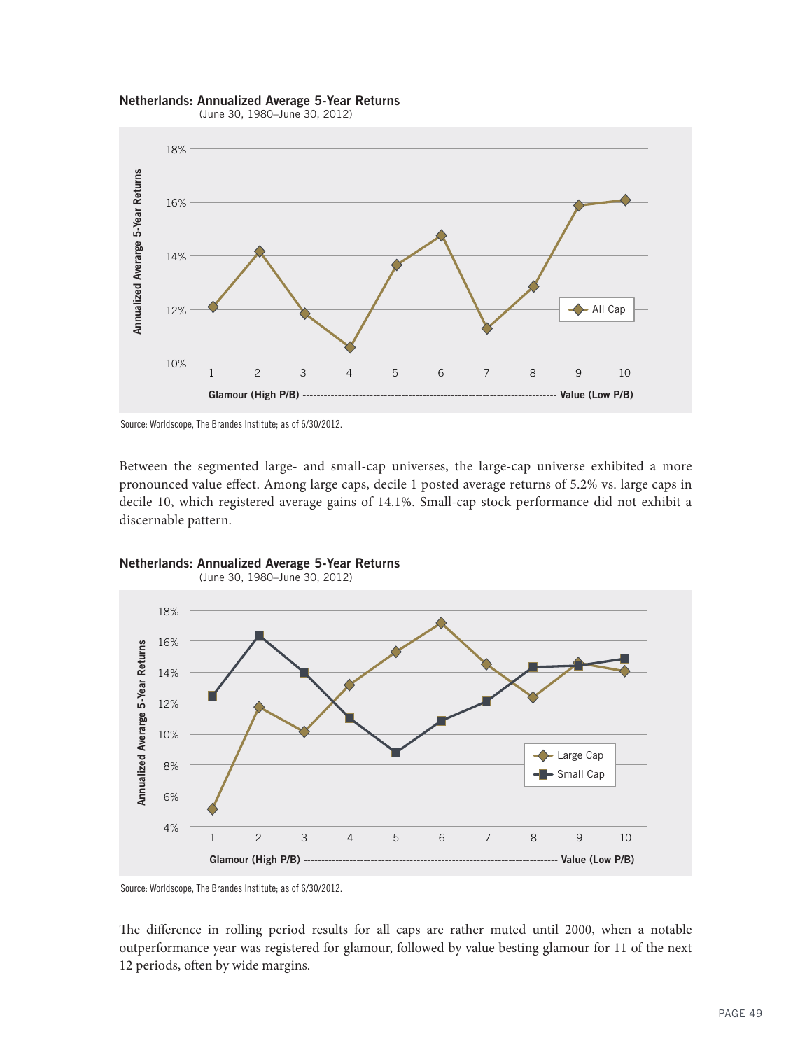**Netherlands: Annualized Average 5-Year Returns**
(June 30, 1980–June 30, 2012)

Source: Worldscope, The Brandes Institute; as of 6/30/2012.

Between the segmented large- and small-cap universes, the large-cap universe exhibited a more pronounced value effect. Among large caps, decile 1 posted average returns of 5.2% vs. large caps in decile 10, which registered average gains of 14.1%. Small-cap stock performance did not exhibit a discernable pattern.

**Netherlands: Annualized Average 5-Year Returns**
(June 30, 1980–June 30, 2012)

Source: Worldscope, The Brandes Institute; as of 6/30/2012.

The difference in rolling period results for all caps are rather muted until 2000, when a notable outperformance year was registered for glamour, followed by value besting glamour for 11 of the next 12 periods, often by wide margins.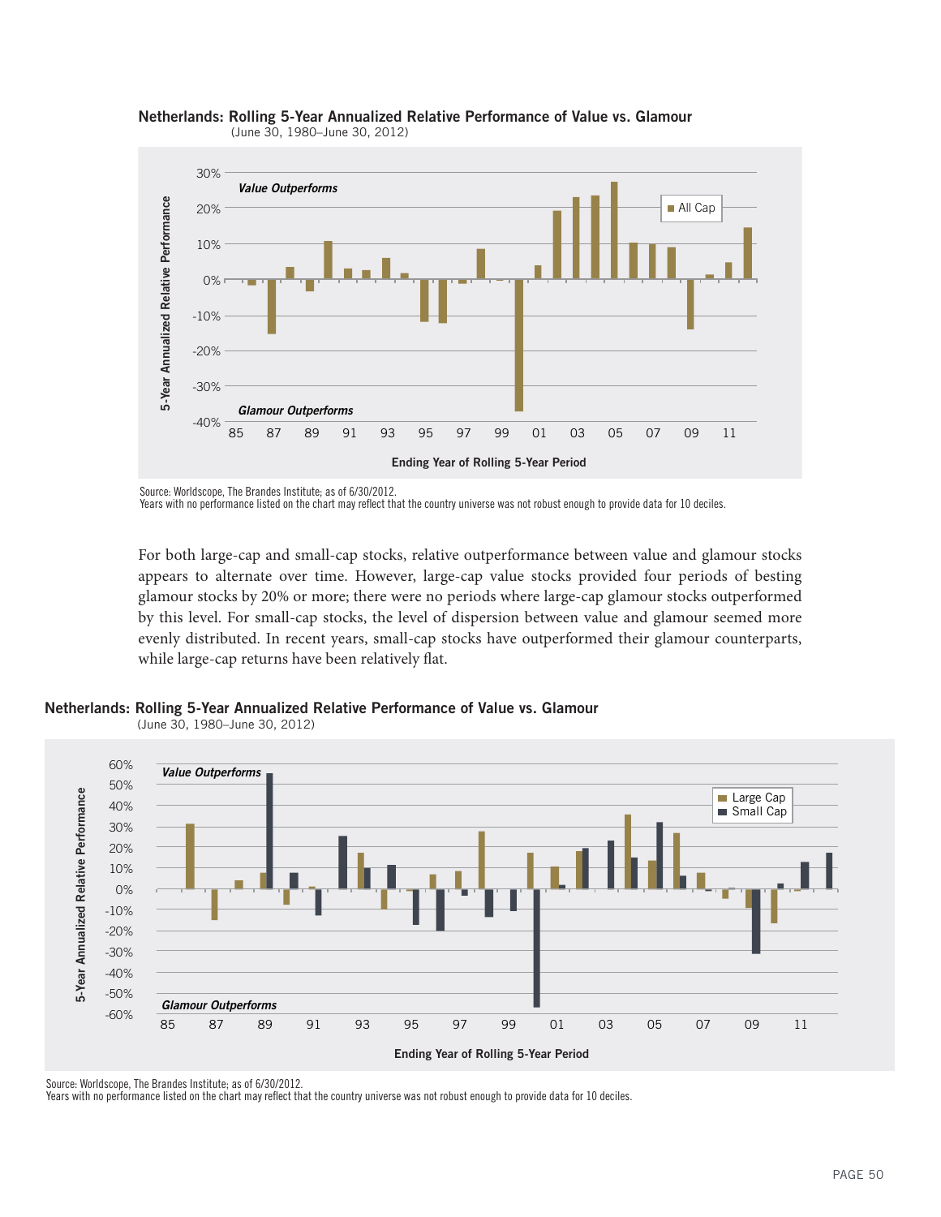**Netherlands: Rolling 5-Year Annualized Relative Performance of Value vs. Glamour**
(June 30, 1980–June 30, 2012)

Source: Worldscope, The Brandes Institute; as of 6/30/2012.
Years with no performance listed on the chart may reflect that the country universe was not robust enough to provide data for 10 deciles.

For both large-cap and small-cap stocks, relative outperformance between value and glamour stocks appears to alternate over time. However, large-cap value stocks provided four periods of besting glamour stocks by 20% or more; there were no periods where large-cap glamour stocks outperformed by this level. For small-cap stocks, the level of dispersion between value and glamour seemed more evenly distributed. In recent years, small-cap stocks have outperformed their glamour counterparts, while large-cap returns have been relatively flat.

**Netherlands: Rolling 5-Year Annualized Relative Performance of Value vs. Glamour**
(June 30, 1980–June 30, 2012)

Source: Worldscope, The Brandes Institute; as of 6/30/2012.
Years with no performance listed on the chart may reflect that the country universe was not robust enough to provide data for 10 deciles.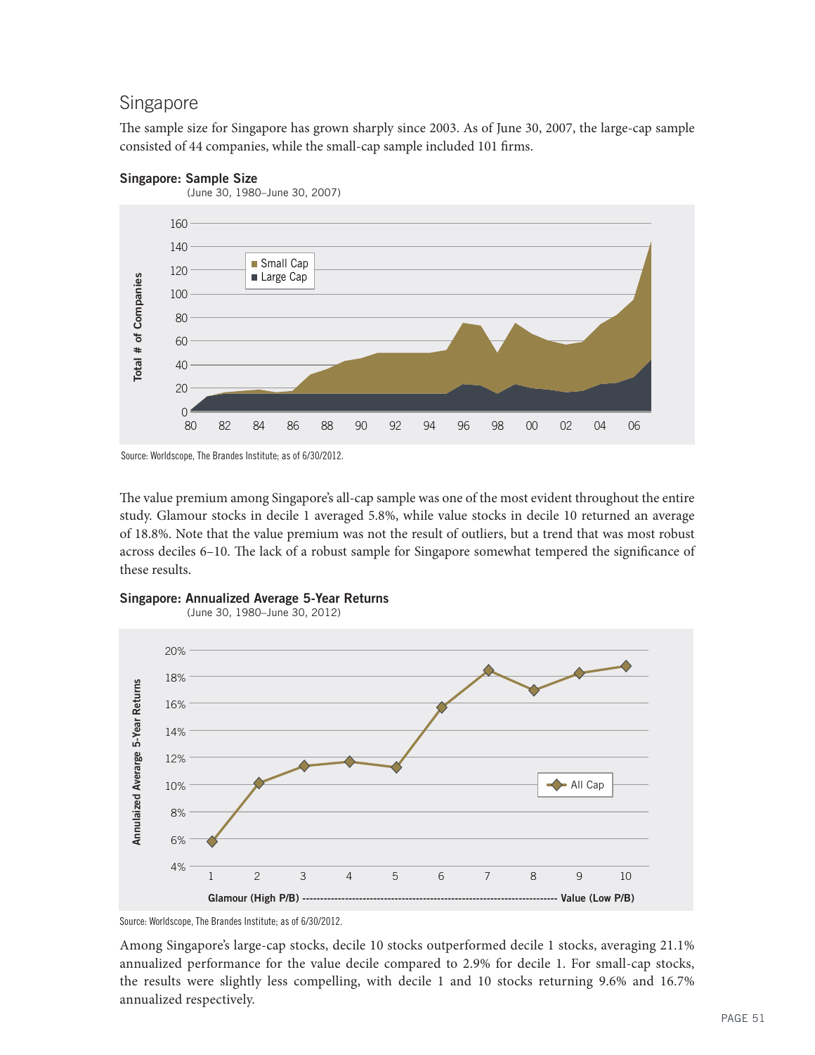## Singapore

The sample size for Singapore has grown sharply since 2003. As of June 30, 2007, the large-cap sample consisted of 44 companies, while the small-cap sample included 101 firms.

**Singapore: Sample Size**
(June 30, 1980–June 30, 2007)

Source: Worldscope, The Brandes Institute; as of 6/30/2012.

The value premium among Singapore's all-cap sample was one of the most evident throughout the entire study. Glamour stocks in decile 1 averaged 5.8%, while value stocks in decile 10 returned an average of 18.8%. Note that the value premium was not the result of outliers, but a trend that was most robust across deciles 6–10. The lack of a robust sample for Singapore somewhat tempered the significance of these results.

**Singapore: Annualized Average 5-Year Returns**
(June 30, 1980–June 30, 2012)

Source: Worldscope, The Brandes Institute; as of 6/30/2012.

Among Singapore's large-cap stocks, decile 10 stocks outperformed decile 1 stocks, averaging 21.1% annualized performance for the value decile compared to 2.9% for decile 1. For small-cap stocks, the results were slightly less compelling, with decile 1 and 10 stocks returning 9.6% and 16.7% annualized respectively.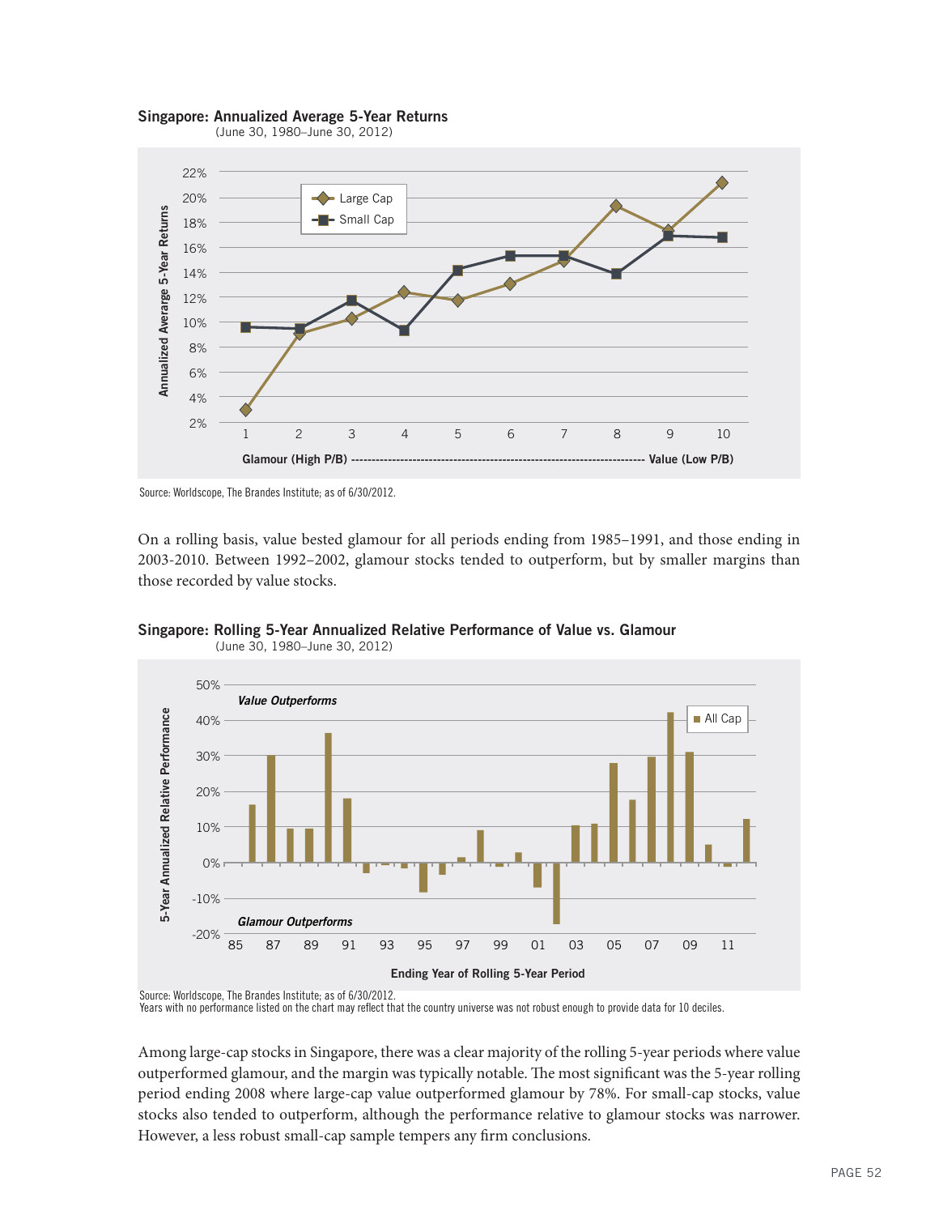**Singapore: Annualized Average 5-Year Returns**
(June 30, 1980–June 30, 2012)

Source: Worldscope, The Brandes Institute; as of 6/30/2012.

On a rolling basis, value bested glamour for all periods ending from 1985–1991, and those ending in 2003-2010. Between 1992–2002, glamour stocks tended to outperform, but by smaller margins than those recorded by value stocks.

**Singapore: Rolling 5-Year Annualized Relative Performance of Value vs. Glamour**
(June 30, 1980–June 30, 2012)

Source: Worldscope, The Brandes Institute; as of 6/30/2012.
Years with no performance listed on the chart may reflect that the country universe was not robust enough to provide data for 10 deciles.

Among large-cap stocks in Singapore, there was a clear majority of the rolling 5-year periods where value outperformed glamour, and the margin was typically notable. The most significant was the 5-year rolling period ending 2008 where large-cap value outperformed glamour by 78%. For small-cap stocks, value stocks also tended to outperform, although the performance relative to glamour stocks was narrower. However, a less robust small-cap sample tempers any firm conclusions.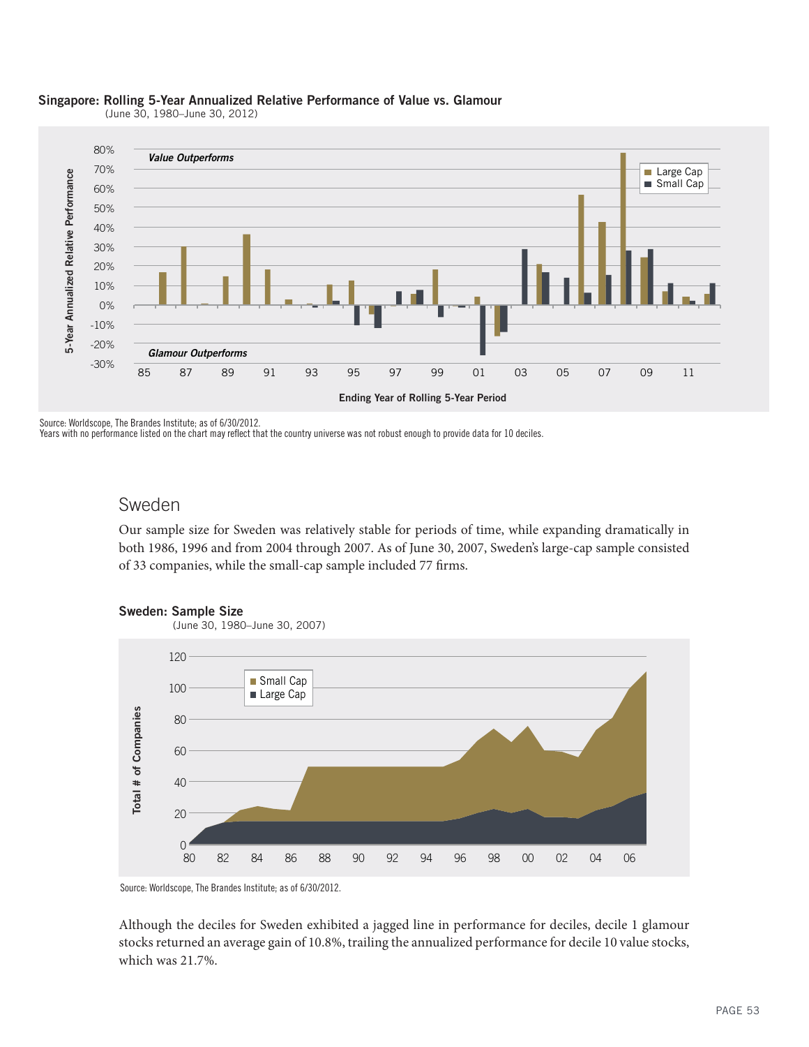**Singapore: Rolling 5-Year Annualized Relative Performance of Value vs. Glamour**
(June 30, 1980–June 30, 2012)

Source: Worldscope, The Brandes Institute; as of 6/30/2012.
Years with no performance listed on the chart may reflect that the country universe was not robust enough to provide data for 10 deciles.

## Sweden

Our sample size for Sweden was relatively stable for periods of time, while expanding dramatically in both 1986, 1996 and from 2004 through 2007. As of June 30, 2007, Sweden's large-cap sample consisted of 33 companies, while the small-cap sample included 77 firms.

**Sweden: Sample Size**
(June 30, 1980–June 30, 2007)

Source: Worldscope, The Brandes Institute; as of 6/30/2012.

Although the deciles for Sweden exhibited a jagged line in performance for deciles, decile 1 glamour stocks returned an average gain of 10.8%, trailing the annualized performance for decile 10 value stocks, which was 21.7%.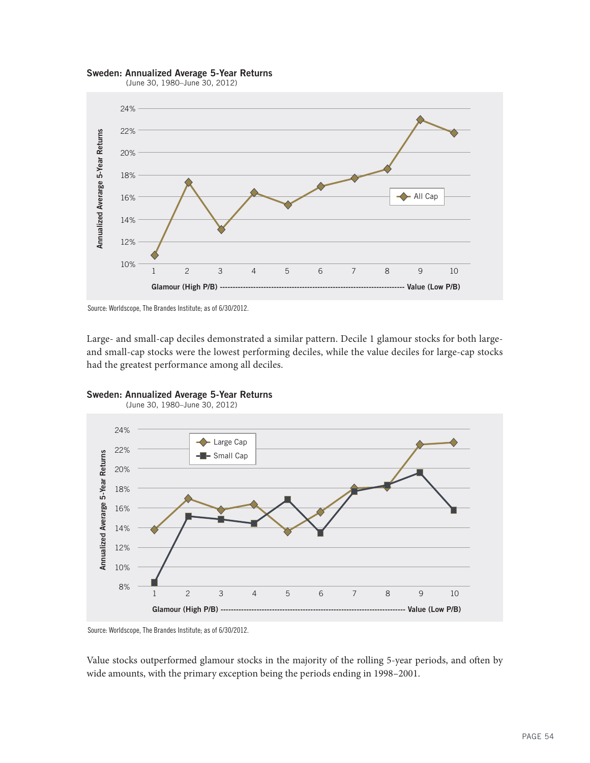**Sweden: Annualized Average 5-Year Returns**
(June 30, 1980–June 30, 2012)

Source: Worldscope, The Brandes Institute; as of 6/30/2012.

Large- and small-cap deciles demonstrated a similar pattern. Decile 1 glamour stocks for both large- and small-cap stocks were the lowest performing deciles, while the value deciles for large-cap stocks had the greatest performance among all deciles.

**Sweden: Annualized Average 5-Year Returns**
(June 30, 1980–June 30, 2012)

Source: Worldscope, The Brandes Institute; as of 6/30/2012.

Value stocks outperformed glamour stocks in the majority of the rolling 5-year periods, and often by wide amounts, with the primary exception being the periods ending in 1998–2001.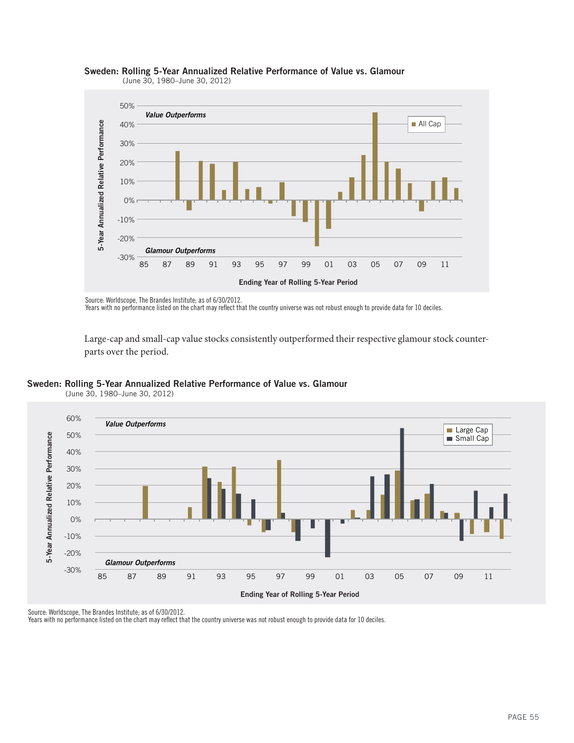**Sweden: Rolling 5-Year Annualized Relative Performance of Value vs. Glamour**
(June 30, 1980–June 30, 2012)

Source: Worldscope, The Brandes Institute; as of 6/30/2012.
Years with no performance listed on the chart may reflect that the country universe was not robust enough to provide data for 10 deciles.

Large-cap and small-cap value stocks consistently outperformed their respective glamour stock counterparts over the period.

**Sweden: Rolling 5-Year Annualized Relative Performance of Value vs. Glamour**
(June 30, 1980–June 30, 2012)

Source: Worldscope, The Brandes Institute; as of 6/30/2012.
Years with no performance listed on the chart may reflect that the country universe was not robust enough to provide data for 10 deciles.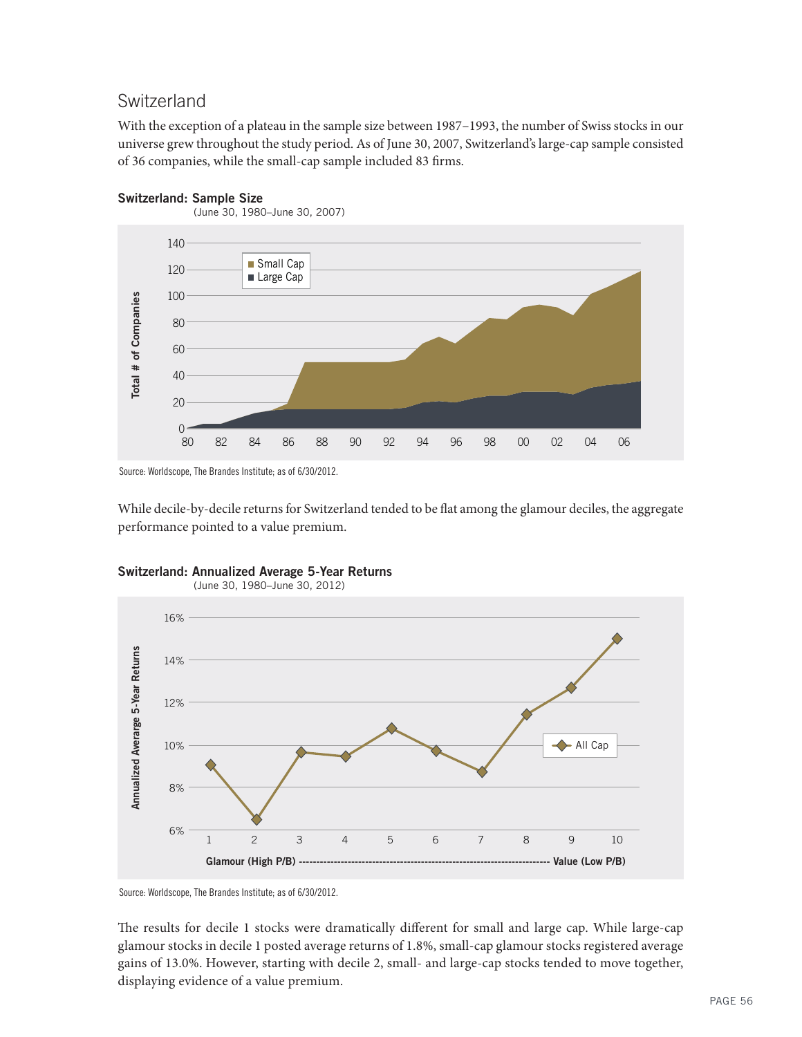## Switzerland

With the exception of a plateau in the sample size between 1987–1993, the number of Swiss stocks in our universe grew throughout the study period. As of June 30, 2007, Switzerland's large-cap sample consisted of 36 companies, while the small-cap sample included 83 firms.

**Switzerland: Sample Size**
(June 30, 1980–June 30, 2007)

Source: Worldscope, The Brandes Institute; as of 6/30/2012.

While decile-by-decile returns for Switzerland tended to be flat among the glamour deciles, the aggregate performance pointed to a value premium.

**Switzerland: Annualized Average 5-Year Returns**
(June 30, 1980–June 30, 2012)

Source: Worldscope, The Brandes Institute; as of 6/30/2012.

The results for decile 1 stocks were dramatically different for small and large cap. While large-cap glamour stocks in decile 1 posted average returns of 1.8%, small-cap glamour stocks registered average gains of 13.0%. However, starting with decile 2, small- and large-cap stocks tended to move together, displaying evidence of a value premium.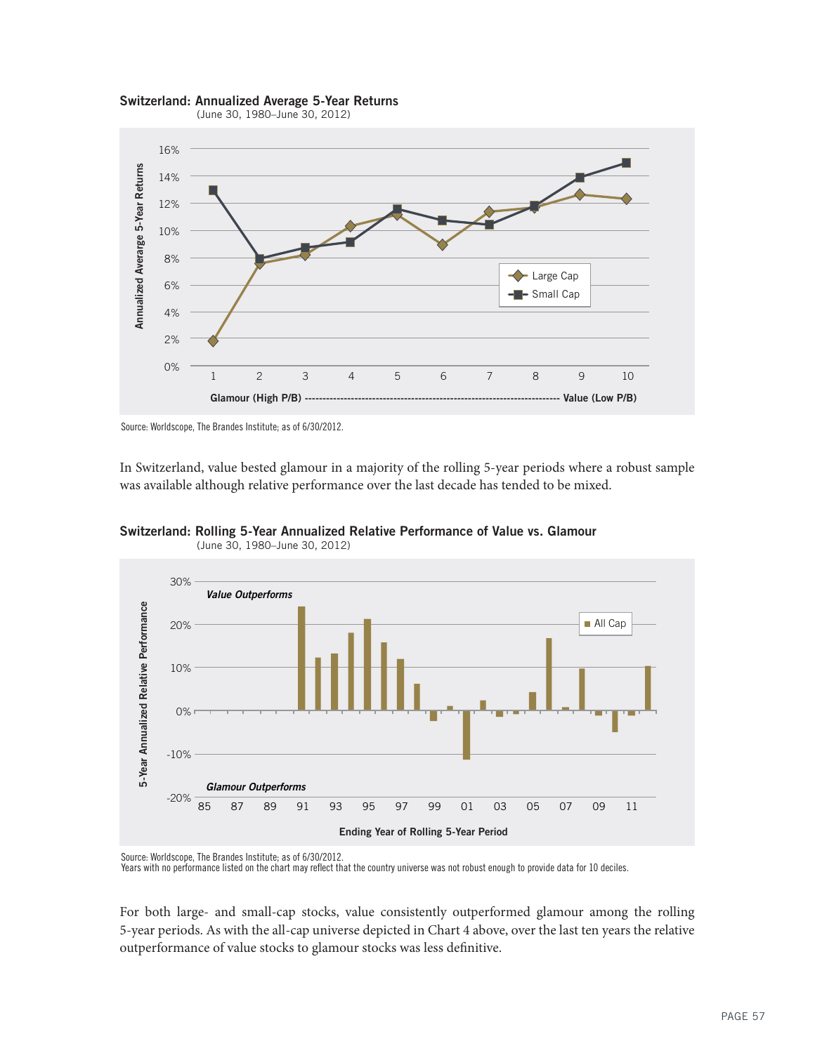**Switzerland: Annualized Average 5-Year Returns**
(June 30, 1980–June 30, 2012)

Source: Worldscope, The Brandes Institute; as of 6/30/2012.

In Switzerland, value bested glamour in a majority of the rolling 5-year periods where a robust sample was available although relative performance over the last decade has tended to be mixed.

**Switzerland: Rolling 5-Year Annualized Relative Performance of Value vs. Glamour**
(June 30, 1980–June 30, 2012)

Source: Worldscope, The Brandes Institute; as of 6/30/2012.
Years with no performance listed on the chart may reflect that the country universe was not robust enough to provide data for 10 deciles.

For both large- and small-cap stocks, value consistently outperformed glamour among the rolling 5-year periods. As with the all-cap universe depicted in Chart 4 above, over the last ten years the relative outperformance of value stocks to glamour stocks was less definitive.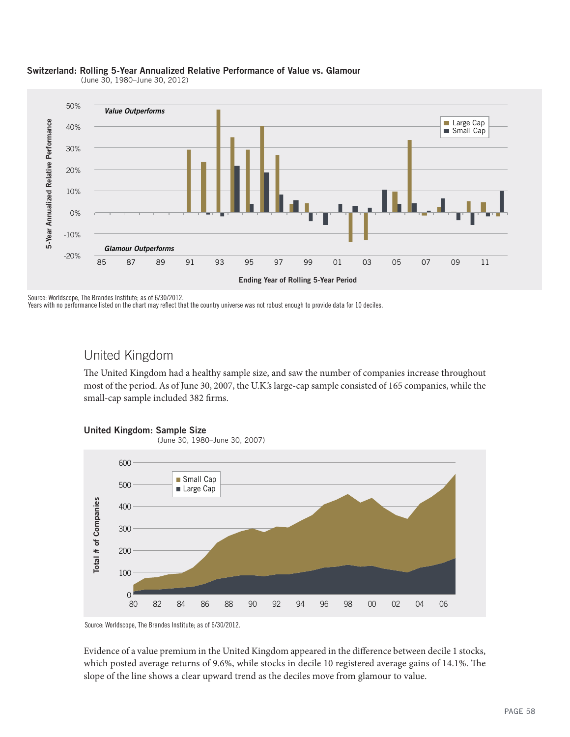**Switzerland: Rolling 5-Year Annualized Relative Performance of Value vs. Glamour**
(June 30, 1980–June 30, 2012)

Source: Worldscope, The Brandes Institute; as of 6/30/2012.
Years with no performance listed on the chart may reflect that the country universe was not robust enough to provide data for 10 deciles.

## United Kingdom

The United Kingdom had a healthy sample size, and saw the number of companies increase throughout most of the period. As of June 30, 2007, the U.K.'s large-cap sample consisted of 165 companies, while the small-cap sample included 382 firms.

**United Kingdom: Sample Size**
(June 30, 1980–June 30, 2007)

Source: Worldscope, The Brandes Institute; as of 6/30/2012.

Evidence of a value premium in the United Kingdom appeared in the difference between decile 1 stocks, which posted average returns of 9.6%, while stocks in decile 10 registered average gains of 14.1%. The slope of the line shows a clear upward trend as the deciles move from glamour to value.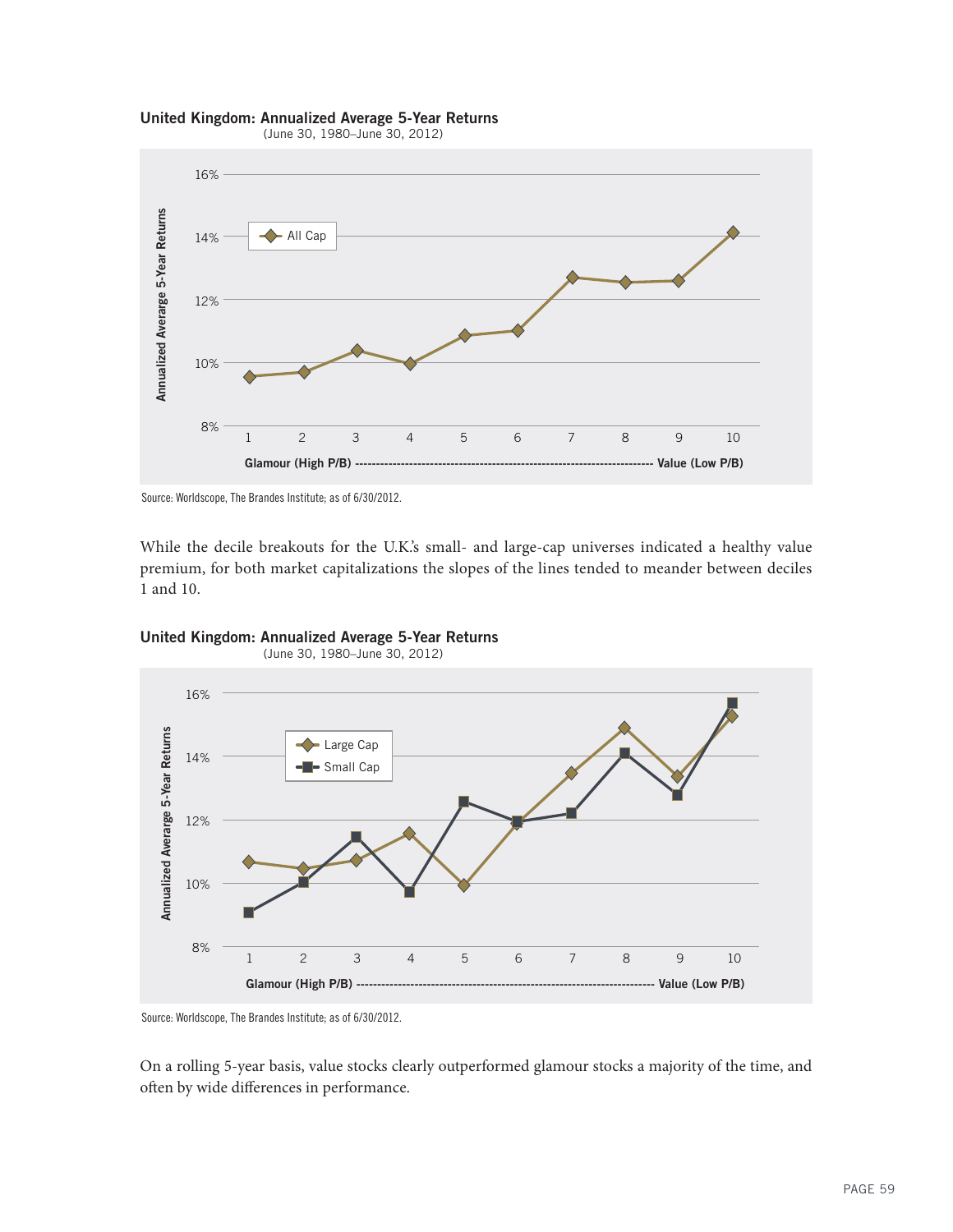**United Kingdom: Annualized Average 5-Year Returns**
(June 30, 1980–June 30, 2012)

Source: Worldscope, The Brandes Institute; as of 6/30/2012.

While the decile breakouts for the U.K.'s small- and large-cap universes indicated a healthy value premium, for both market capitalizations the slopes of the lines tended to meander between deciles 1 and 10.

**United Kingdom: Annualized Average 5-Year Returns**
(June 30, 1980–June 30, 2012)

Source: Worldscope, The Brandes Institute; as of 6/30/2012.

On a rolling 5-year basis, value stocks clearly outperformed glamour stocks a majority of the time, and often by wide differences in performance.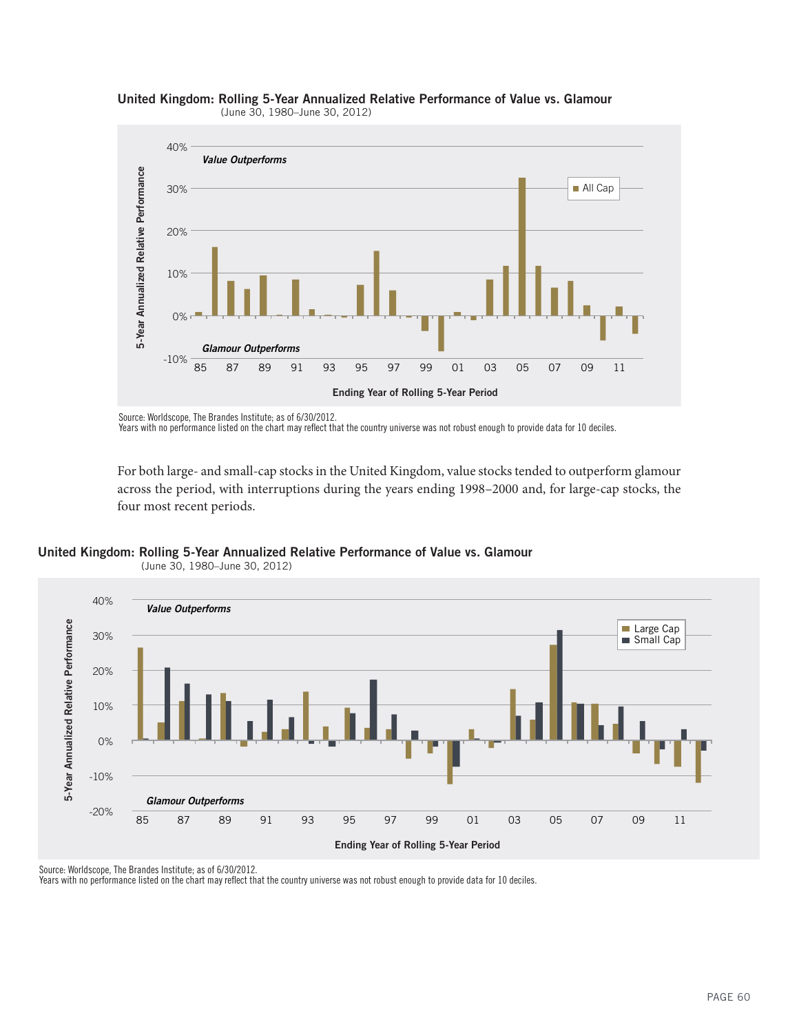**United Kingdom: Rolling 5-Year Annualized Relative Performance of Value vs. Glamour**
(June 30, 1980–June 30, 2012)

Source: Worldscope, The Brandes Institute; as of 6/30/2012.
Years with no performance listed on the chart may reflect that the country universe was not robust enough to provide data for 10 deciles.

For both large- and small-cap stocks in the United Kingdom, value stocks tended to outperform glamour across the period, with interruptions during the years ending 1998–2000 and, for large-cap stocks, the four most recent periods.

**United Kingdom: Rolling 5-Year Annualized Relative Performance of Value vs. Glamour**
(June 30, 1980–June 30, 2012)

Source: Worldscope, The Brandes Institute; as of 6/30/2012.
Years with no performance listed on the chart may reflect that the country universe was not robust enough to provide data for 10 deciles.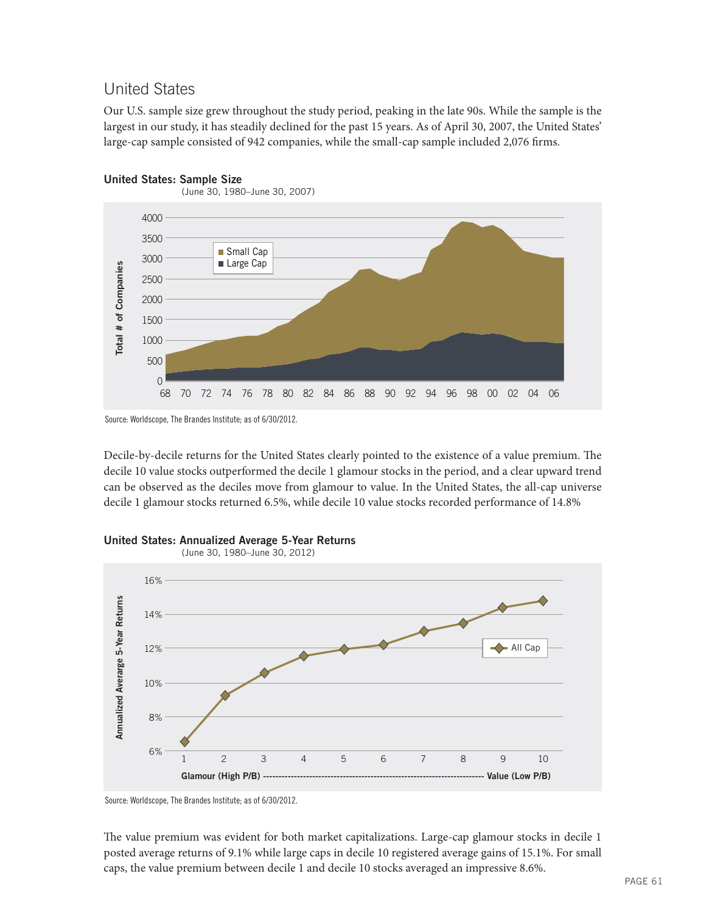## United States

Our U.S. sample size grew throughout the study period, peaking in the late 90s. While the sample is the largest in our study, it has steadily declined for the past 15 years. As of April 30, 2007, the United States' large-cap sample consisted of 942 companies, while the small-cap sample included 2,076 firms.

**United States: Sample Size**
(June 30, 1980–June 30, 2007)

Source: Worldscope, The Brandes Institute; as of 6/30/2012.

Decile-by-decile returns for the United States clearly pointed to the existence of a value premium. The decile 10 value stocks outperformed the decile 1 glamour stocks in the period, and a clear upward trend can be observed as the deciles move from glamour to value. In the United States, the all-cap universe decile 1 glamour stocks returned 6.5%, while decile 10 value stocks recorded performance of 14.8%

**United States: Annualized Average 5-Year Returns**
(June 30, 1980–June 30, 2012)

Source: Worldscope, The Brandes Institute; as of 6/30/2012.

The value premium was evident for both market capitalizations. Large-cap glamour stocks in decile 1 posted average returns of 9.1% while large caps in decile 10 registered average gains of 15.1%. For small caps, the value premium between decile 1 and decile 10 stocks averaged an impressive 8.6%.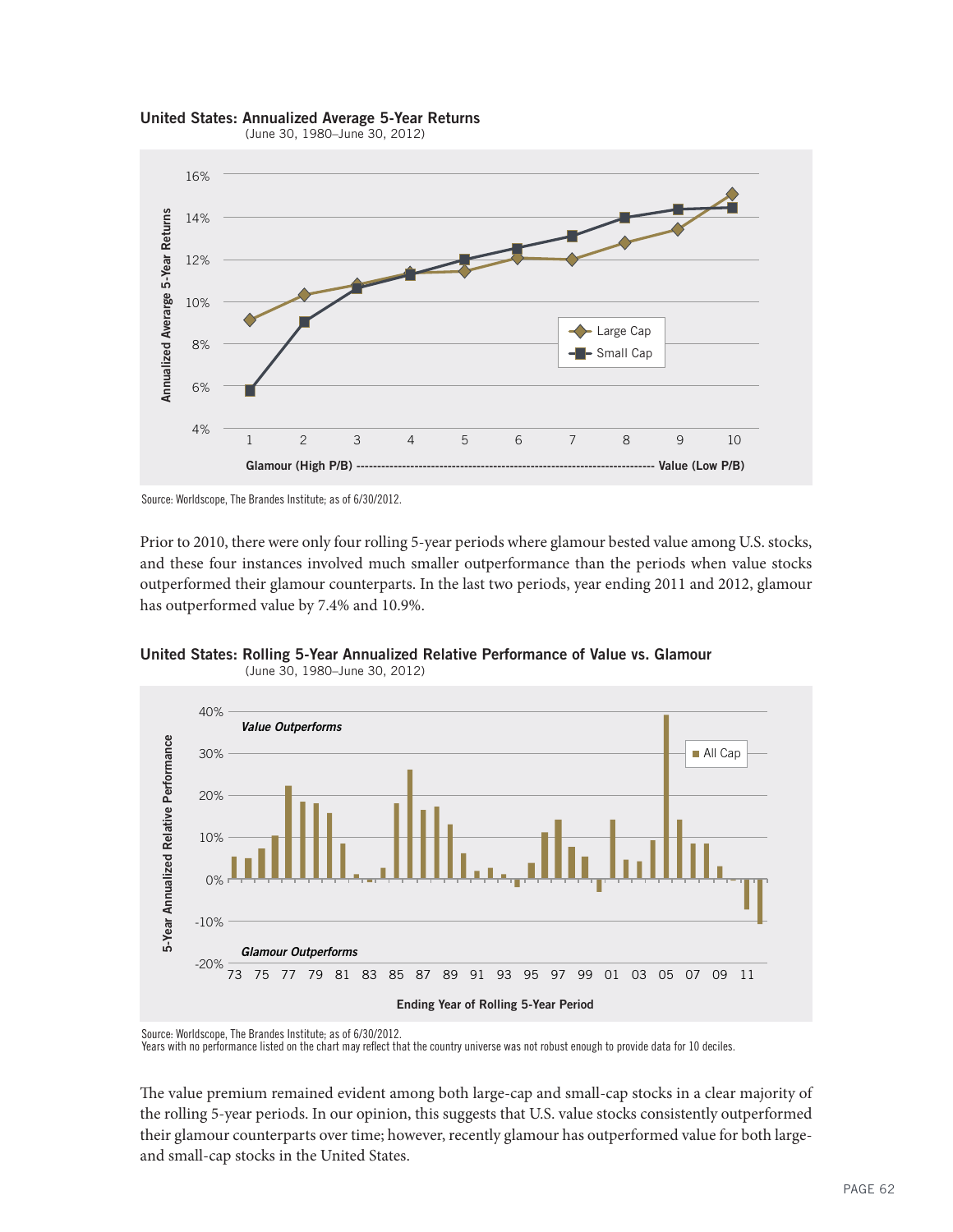**United States: Annualized Average 5-Year Returns**
(June 30, 1980–June 30, 2012)

Source: Worldscope, The Brandes Institute; as of 6/30/2012.

Prior to 2010, there were only four rolling 5-year periods where glamour bested value among U.S. stocks, and these four instances involved much smaller outperformance than the periods when value stocks outperformed their glamour counterparts. In the last two periods, year ending 2011 and 2012, glamour has outperformed value by 7.4% and 10.9%.

**United States: Rolling 5-Year Annualized Relative Performance of Value vs. Glamour**
(June 30, 1980–June 30, 2012)

Source: Worldscope, The Brandes Institute; as of 6/30/2012.
Years with no performance listed on the chart may reflect that the country universe was not robust enough to provide data for 10 deciles.

The value premium remained evident among both large-cap and small-cap stocks in a clear majority of the rolling 5-year periods. In our opinion, this suggests that U.S. value stocks consistently outperformed their glamour counterparts over time; however, recently glamour has outperformed value for both large- and small-cap stocks in the United States.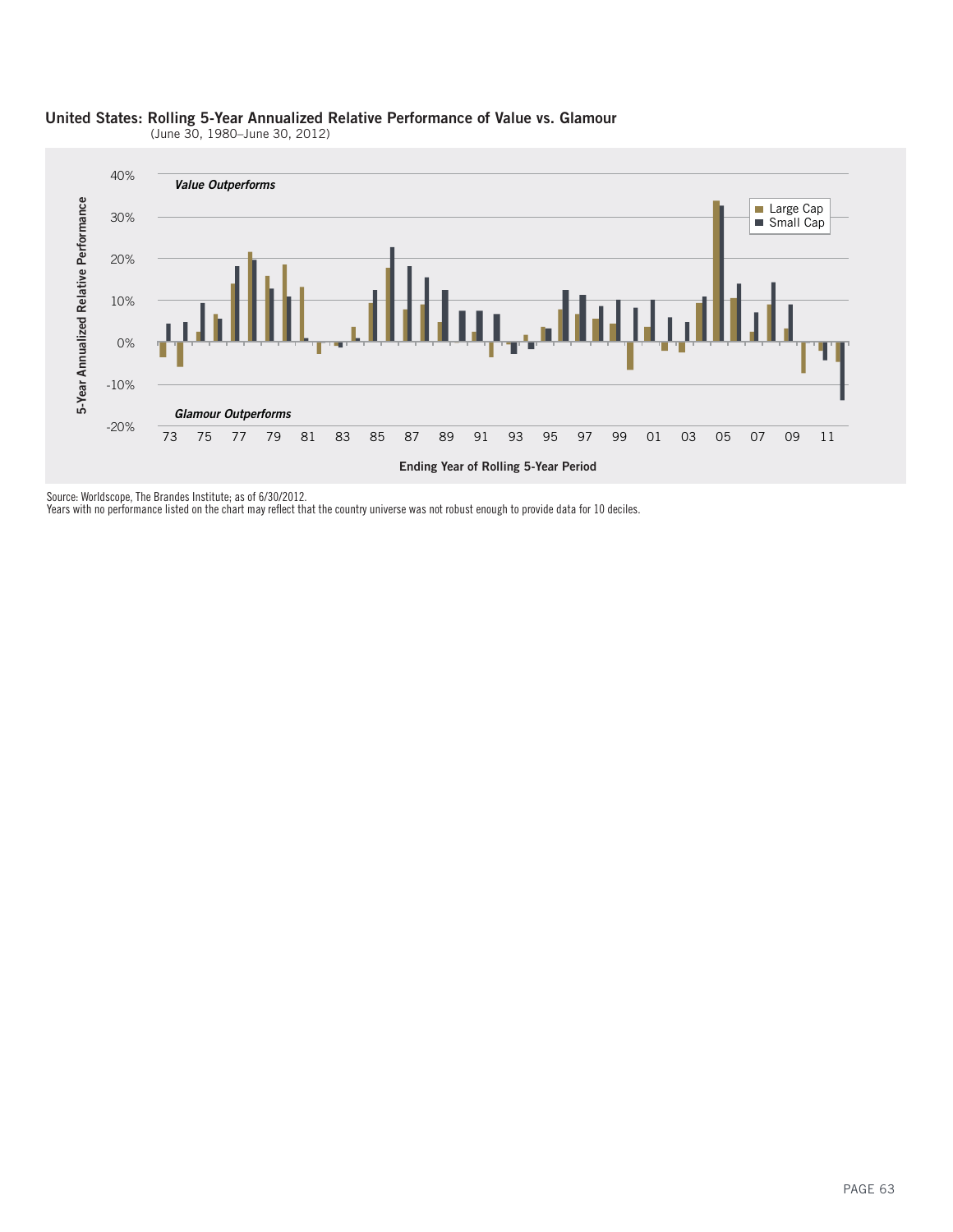**United States: Rolling 5-Year Annualized Relative Performance of Value vs. Glamour**
(June 30, 1980–June 30, 2012)

*Value Outperforms*

*Glamour Outperforms*

5-Year Annualized Relative Performance

Ending Year of Rolling 5-Year Period

Large Cap
Small Cap

Source: Worldscope, The Brandes Institute; as of 6/30/2012.
Years with no performance listed on the chart may reflect that the country universe was not robust enough to provide data for 10 deciles.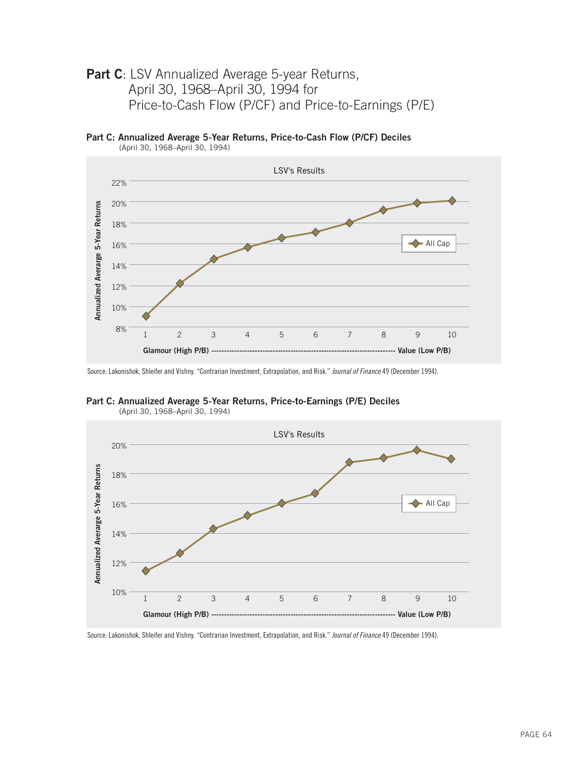## **Part C**: LSV Annualized Average 5-year Returns, April 30, 1968–April 30, 1994 for Price-to-Cash Flow (P/CF) and Price-to-Earnings (P/E)

**Part C: Annualized Average 5-Year Returns, Price-to-Cash Flow (P/CF) Deciles**
(April 30, 1968–April 30, 1994)

LSV's Results

Annualized Average 5-Year Returns

All Cap

Glamour (High P/B) ---------------------------------------------------------------------- Value (Low P/B)

Source: Lakonishok, Shleifer and Vishny. "Contrarian Investment, Extrapolation, and Risk." *Journal of Finance* 49 (December 1994).

**Part C: Annualized Average 5-Year Returns, Price-to-Earnings (P/E) Deciles**
(April 30, 1968–April 30, 1994)

LSV's Results

Annualized Average 5-Year Returns

All Cap

Glamour (High P/B) ---------------------------------------------------------------------- Value (Low P/B)

Source: Lakonishok, Shleifer and Vishny. "Contrarian Investment, Extrapolation, and Risk." *Journal of Finance* 49 (December 1994).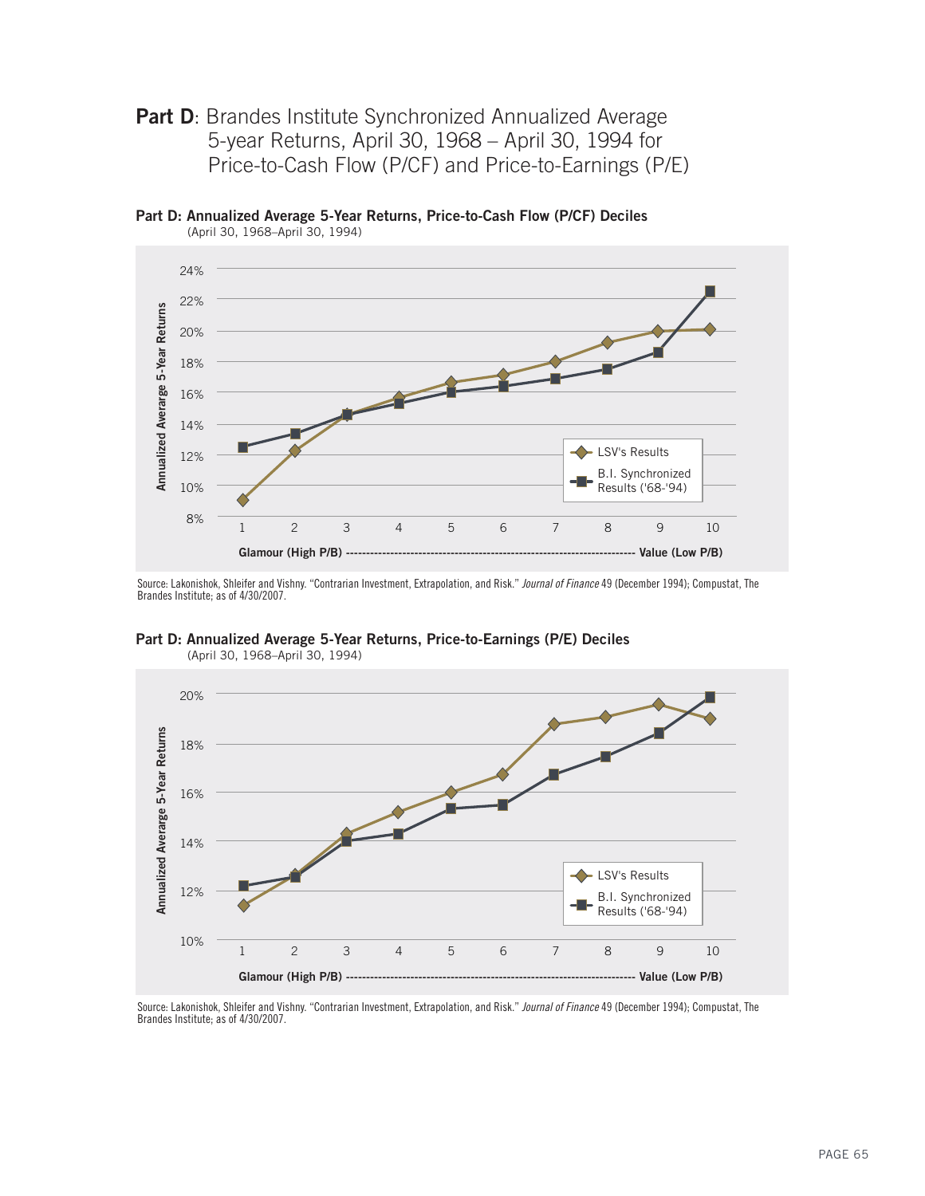**Part D**: Brandes Institute Synchronized Annualized Average 5-year Returns, April 30, 1968 – April 30, 1994 for Price-to-Cash Flow (P/CF) and Price-to-Earnings (P/E)

**Part D: Annualized Average 5-Year Returns, Price-to-Cash Flow (P/CF) Deciles**
(April 30, 1968–April 30, 1994)

Source: Lakonishok, Shleifer and Vishny. "Contrarian Investment, Extrapolation, and Risk." *Journal of Finance* 49 (December 1994); Compustat, The Brandes Institute; as of 4/30/2007.

**Part D: Annualized Average 5-Year Returns, Price-to-Earnings (P/E) Deciles**
(April 30, 1968–April 30, 1994)

Source: Lakonishok, Shleifer and Vishny. "Contrarian Investment, Extrapolation, and Risk." *Journal of Finance* 49 (December 1994); Compustat, The Brandes Institute; as of 4/30/2007.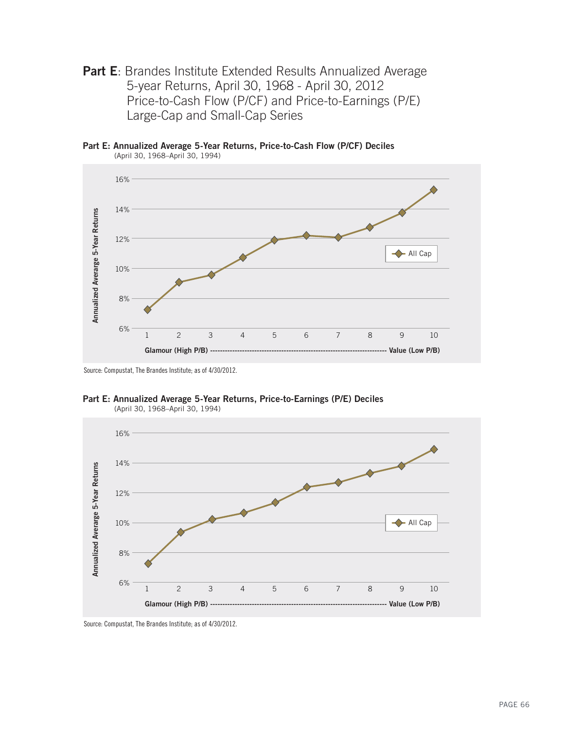# **Part E**: Brandes Institute Extended Results Annualized Average 5-year Returns, April 30, 1968 - April 30, 2012 Price-to-Cash Flow (P/CF) and Price-to-Earnings (P/E) Large-Cap and Small-Cap Series

**Part E: Annualized Average 5-Year Returns, Price-to-Cash Flow (P/CF) Deciles**
(April 30, 1968–April 30, 1994)

Source: Compustat, The Brandes Institute; as of 4/30/2012.

**Part E: Annualized Average 5-Year Returns, Price-to-Earnings (P/E) Deciles**
(April 30, 1968–April 30, 1994)

Source: Compustat, The Brandes Institute; as of 4/30/2012.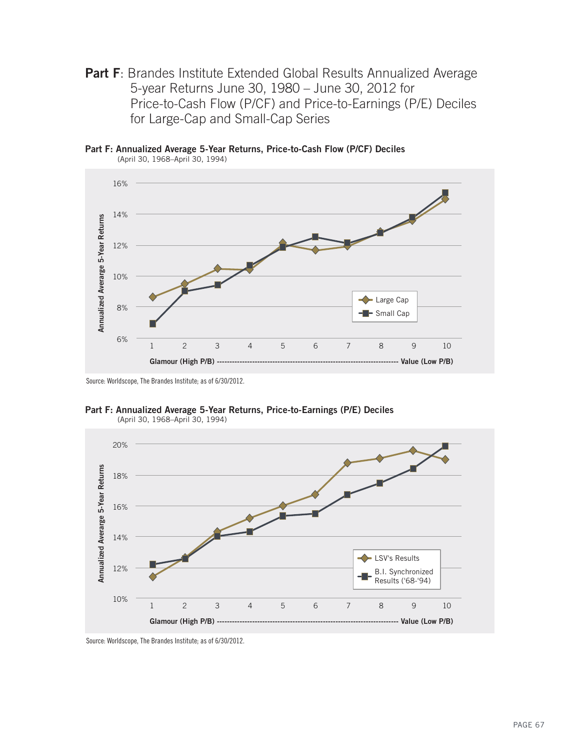**Part F**: Brandes Institute Extended Global Results Annualized Average 5-year Returns June 30, 1980 – June 30, 2012 for Price-to-Cash Flow (P/CF) and Price-to-Earnings (P/E) Deciles for Large-Cap and Small-Cap Series

**Part F: Annualized Average 5-Year Returns, Price-to-Cash Flow (P/CF) Deciles**
(April 30, 1968–April 30, 1994)

Annualized Average 5-Year Returns

16%
14%
12%
10%
8%
6%

1 2 3 4 5 6 7 8 9 10

Glamour (High P/B) ---------------------------------------------------------------------- Value (Low P/B)

Large Cap
Small Cap

Source: Worldscope, The Brandes Institute; as of 6/30/2012.

**Part F: Annualized Average 5-Year Returns, Price-to-Earnings (P/E) Deciles**
(April 30, 1968–April 30, 1994)

Annualized Average 5-Year Returns

20%
18%
16%
14%
12%
10%

1 2 3 4 5 6 7 8 9 10

Glamour (High P/B) ---------------------------------------------------------------------- Value (Low P/B)

LSV's Results
B.I. Synchronized Results ('68-'94)

Source: Worldscope, The Brandes Institute; as of 6/30/2012.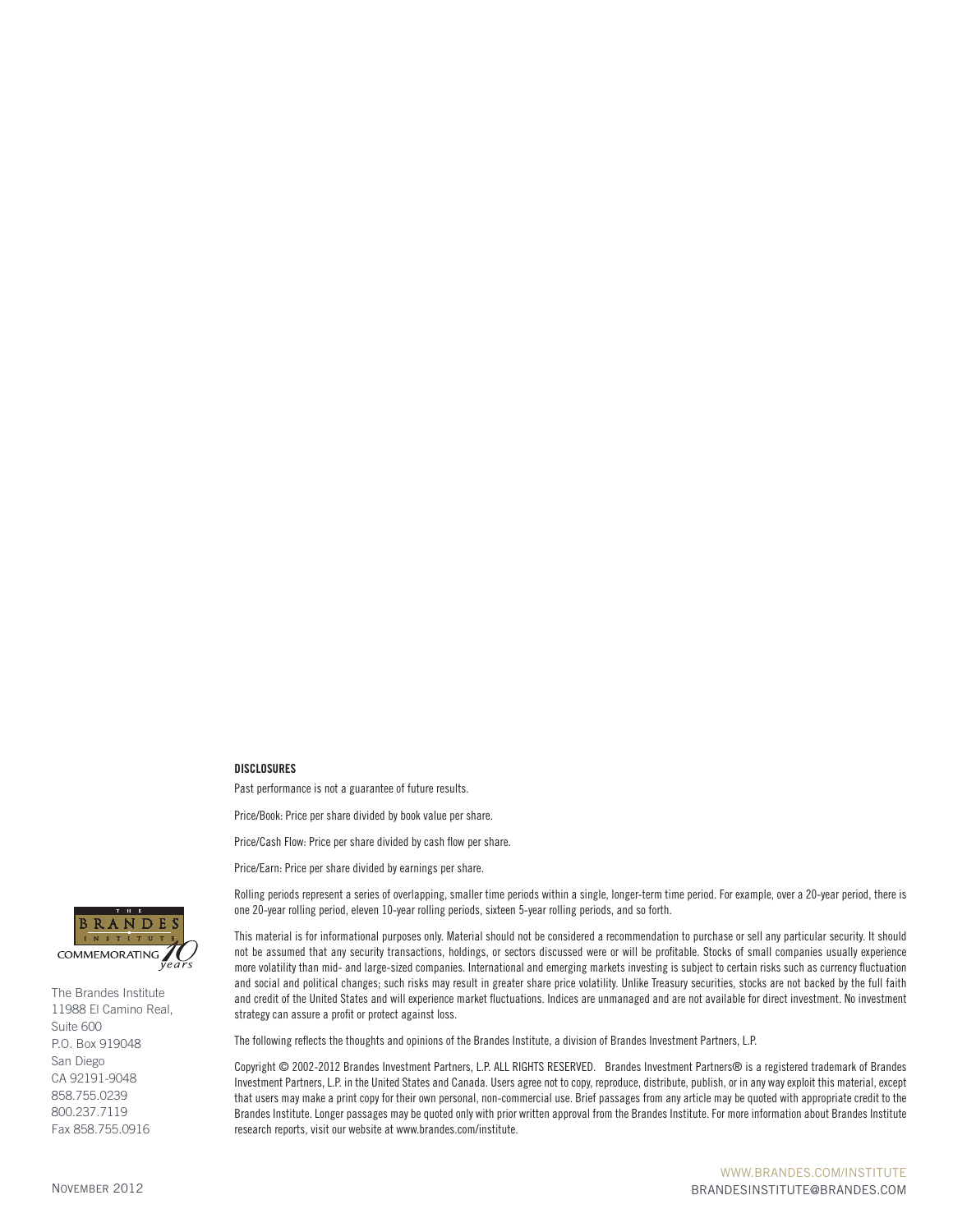**DISCLOSURES**

Past performance is not a guarantee of future results.

Price/Book: Price per share divided by book value per share.

Price/Cash Flow: Price per share divided by cash flow per share.

Price/Earn: Price per share divided by earnings per share.

Rolling periods represent a series of overlapping, smaller time periods within a single, longer-term time period. For example, over a 20-year period, there is one 20-year rolling period, eleven 10-year rolling periods, sixteen 5-year rolling periods, and so forth.

This material is for informational purposes only. Material should not be considered a recommendation to purchase or sell any particular security. It should not be assumed that any security transactions, holdings, or sectors discussed were or will be profitable. Stocks of small companies usually experience more volatility than mid- and large-sized companies. International and emerging markets investing is subject to certain risks such as currency fluctuation and social and political changes; such risks may result in greater share price volatility. Unlike Treasury securities, stocks are not backed by the full faith and credit of the United States and will experience market fluctuations. Indices are unmanaged and are not available for direct investment. No investment strategy can assure a profit or protect against loss.

The following reflects the thoughts and opinions of the Brandes Institute, a division of Brandes Investment Partners, L.P.

Copyright © 2002-2012 Brandes Investment Partners, L.P. ALL RIGHTS RESERVED. Brandes Investment Partners® is a registered trademark of Brandes Investment Partners, L.P. in the United States and Canada. Users agree not to copy, reproduce, distribute, publish, or in any way exploit this material, except that users may make a print copy for their own personal, non-commercial use. Brief passages from any article may be quoted with appropriate credit to the Brandes Institute. Longer passages may be quoted only with prior written approval from the Brandes Institute. For more information about Brandes Institute research reports, visit our website at www.brandes.com/institute.

THE BRANDES INSTITUTE
COMMEMORATING 10 years

The Brandes Institute
11988 El Camino Real,
Suite 600
P.O. Box 919048
San Diego
CA 92191-9048
858.755.0239
800.237.7119
Fax 858.755.0916

November 2012

WWW.BRANDES.COM/INSTITUTE
BRANDESINSTITUTE@BRANDES.COM